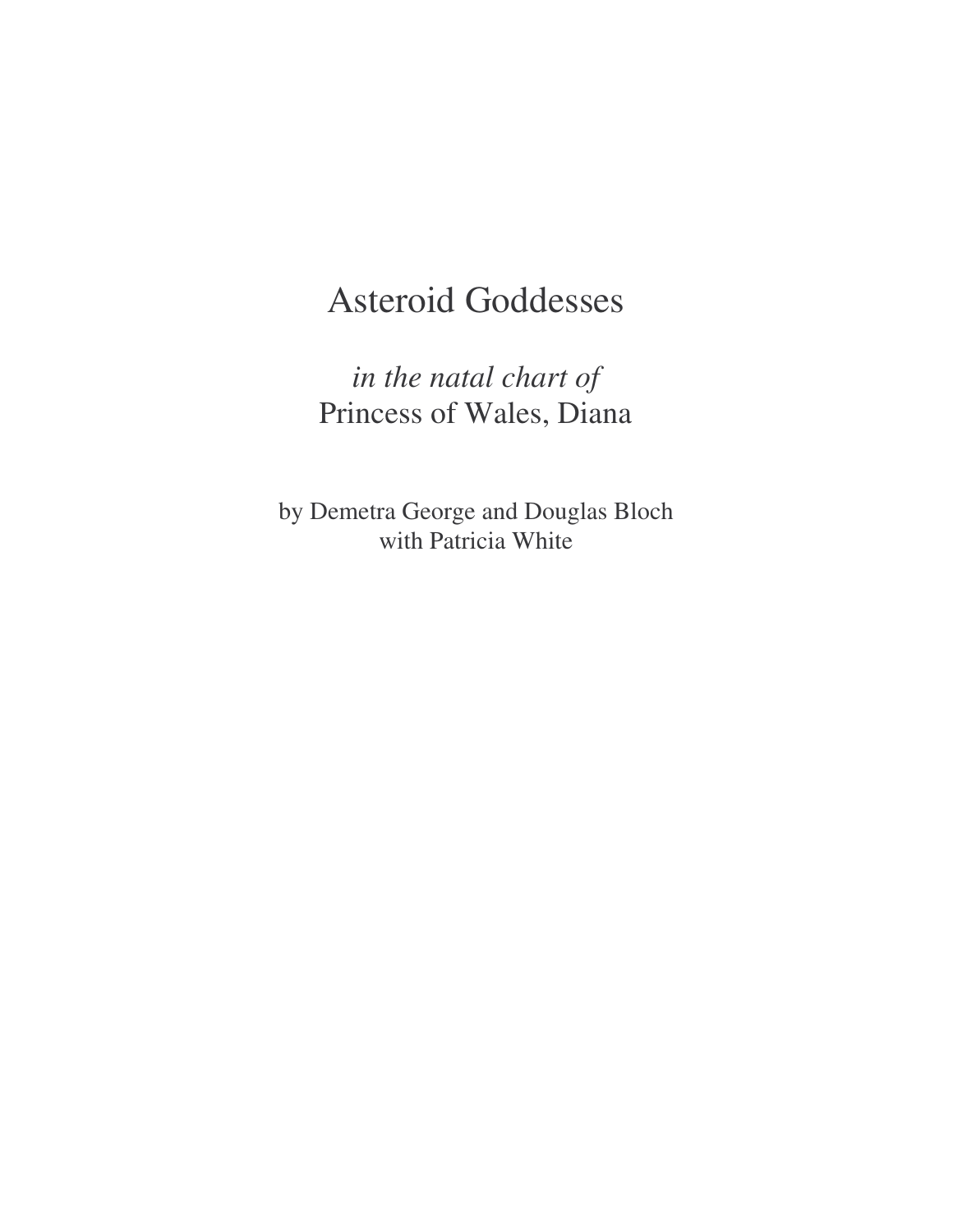# Asteroid Goddesses

*in the natal chart of*
Princess of Wales, Diana

by Demetra George and Douglas Bloch
with Patricia White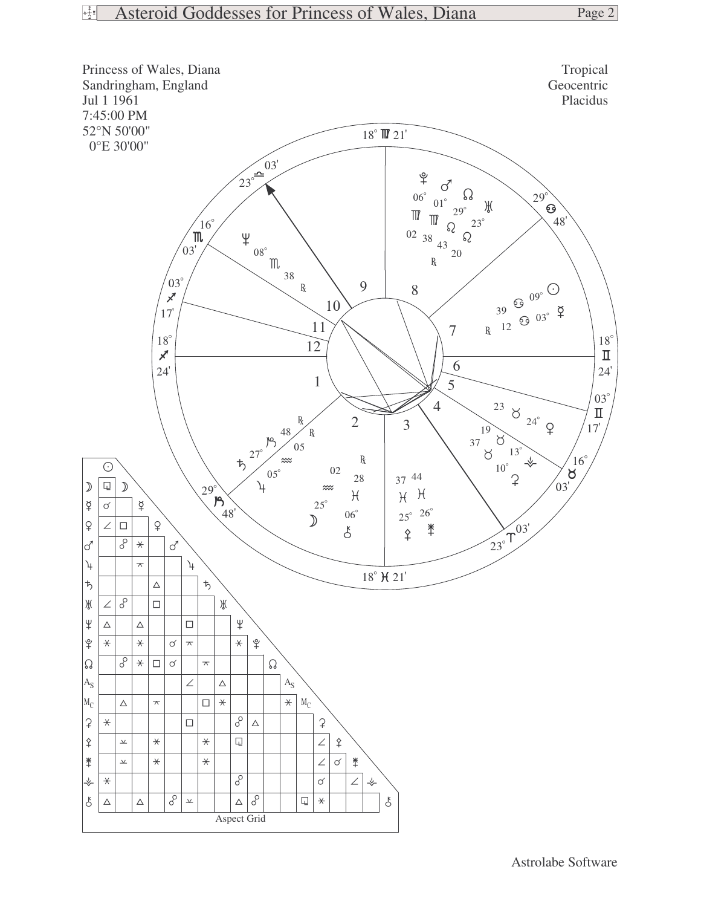Princess of Wales, Diana
Sandringham, England
Jul 1 1961
7:45:00 PM
52°N 50'00"
0°E 30'00"

Tropical
Geocentric
Placidus

**House cusps**

| House | Cusp |
|---|---|
| 1 | 18° ♐ 24' |
| 2 | 29° ♑ 48' |
| 3 | 18° ♓ 21' |
| 4 | 23° ♈ 03' |
| 5 | 16° ♉ 03' |
| 6 | 03° ♊ 17' |
| 7 | 18° ♊ 24' |
| 8 | 29° ♋ 48' |
| 9 | 18° ♍ 21' |
| 10 | 23° ♎ 03' |
| 11 | 16° ♏ 03' |
| 12 | 03° ♐ 17' |

**Positions**

| Body | Position |
|---|---|
| ☉ | 09° ♋ 39 |
| ☽ | 25° ♒ 02 |
| ☿ | 03° ♋ 12 ℞ |
| ♀ | 24° ♉ 23 |
| ♂ | 01° ♍ 38 |
| ♃ | 05° ♒ 05 ℞ |
| ♄ | 27° ♑ 48 ℞ |
| ♅ | 23° ♌ 20 |
| ♆ | 08° ♏ 38 ℞ |
| ♇ | 06° ♍ 02 |
| ☊ | 29° ♌ 43 ℞ |
| ⚳ | 10° ♉ 37 |
| ⚴ | 25° ♓ 37 |
| ⚵ | 26° ♓ 44 |
| ⚶ | 13° ♉ 19 |
| ⚷ | 06° ♓ 28 ℞ |

**Aspect Grid**

| | ☉ | ☽ | ☿ | ♀ | ♂ | ♃ | ♄ | ♅ | ♆ | ♇ | ☊ | As | Mc | ⚳ | ⚴ | ⚵ | ⚶ |
|---|---|---|---|---|---|---|---|---|---|---|---|---|---|---|---|---|---|
| ☽ | ⚼ | | | | | | | | | | | | | | | | |
| ☿ | ☌ | | | | | | | | | | | | | | | | |
| ♀ | ∠ | □ | | | | | | | | | | | | | | | |
| ♂ | | ☍ | ⚹ | | | | | | | | | | | | | | |
| ♃ | | | ⚻ | | | | | | | | | | | | | | |
| ♄ | | | | △ | | | | | | | | | | | | | |
| ♅ | ∠ | ☍ | | □ | | | | | | | | | | | | | |
| ♆ | △ | | △ | | | □ | | | | | | | | | | | |
| ♇ | ⚹ | | ⚹ | | ☌ | ⚻ | | | ⚹ | | | | | | | | |
| ☊ | | ☍ | ⚹ | □ | ☌ | | ⚻ | | | | | | | | | | |
| As | | | | | | ∠ | | △ | | | | | | | | | |
| Mc | | △ | | ⚻ | | | □ | ⚹ | | | | ⚹ | | | | | |
| ⚳ | ⚹ | | | | | □ | | | ☍ | △ | | | | | | | |
| ⚴ | | ⚺ | | ⚹ | | | ⚹ | | ⚼ | | | | | ∠ | | | |
| ⚵ | | ⚺ | | ⚹ | | | ⚹ | | | | | | | ∠ | ☌ | | |
| ⚶ | ⚹ | | | | | | | | ☍ | | | | | ☌ | | ∠ | |
| ⚷ | △ | | △ | | ☍ | ⚺ | | | △ | ☍ | | | ⚼ | ⚹ | | | |

Aspect Grid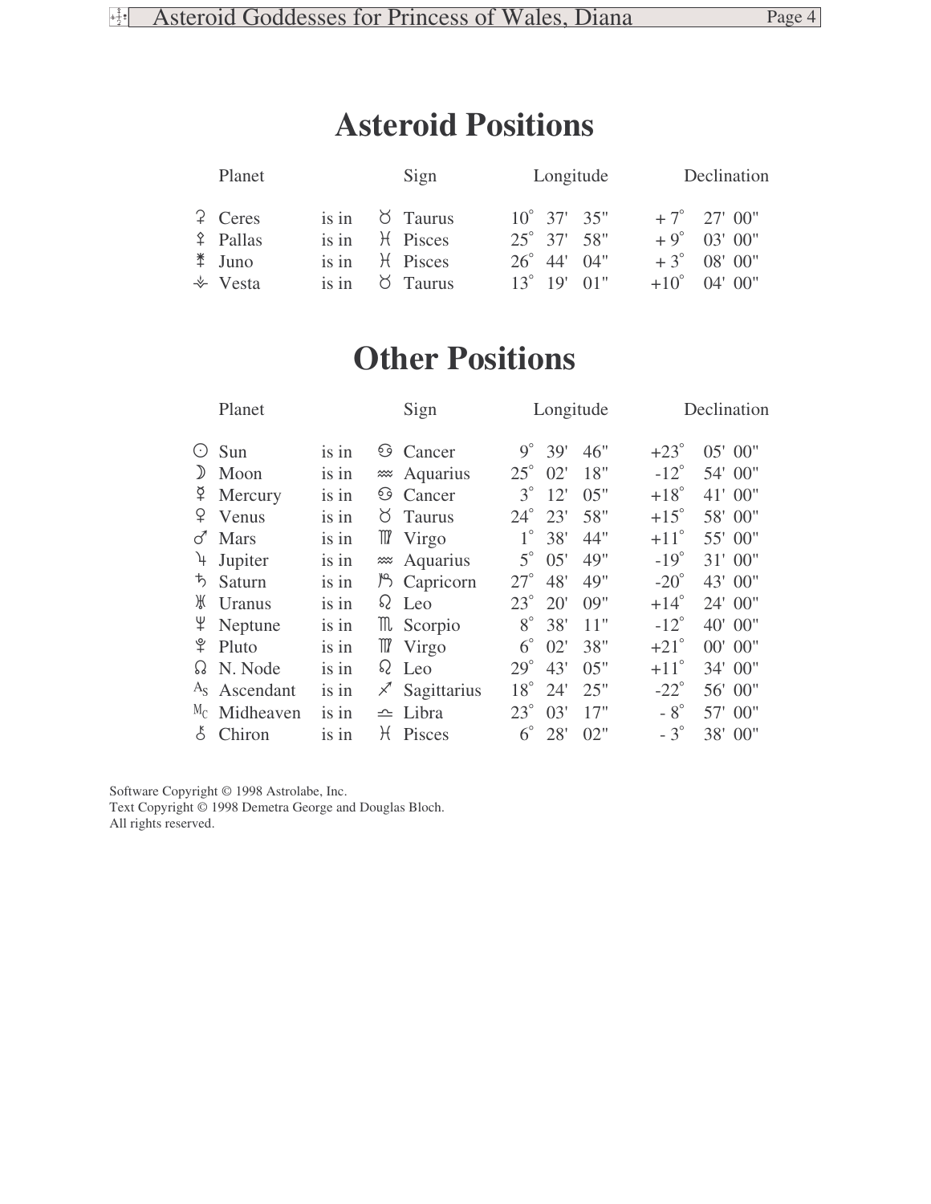# Asteroid Positions

| Planet | | Sign | Longitude | Declination |
|---|---|---|---|---|
| ⚳ Ceres | is in | ♉ Taurus | 10° 37' 35" | + 7° 27' 00" |
| ⚴ Pallas | is in | ♓ Pisces | 25° 37' 58" | + 9° 03' 00" |
| ⚵ Juno | is in | ♓ Pisces | 26° 44' 04" | + 3° 08' 00" |
| ⚶ Vesta | is in | ♉ Taurus | 13° 19' 01" | +10° 04' 00" |

# Other Positions

| Planet | | Sign | Longitude | Declination |
|---|---|---|---|---|
| ☉ Sun | is in | ♋ Cancer | 9° 39' 46" | +23° 05' 00" |
| ☽ Moon | is in | ♒ Aquarius | 25° 02' 18" | -12° 54' 00" |
| ☿ Mercury | is in | ♋ Cancer | 3° 12' 05" | +18° 41' 00" |
| ♀ Venus | is in | ♉ Taurus | 24° 23' 58" | +15° 58' 00" |
| ♂ Mars | is in | ♍ Virgo | 1° 38' 44" | +11° 55' 00" |
| ♃ Jupiter | is in | ♒ Aquarius | 5° 05' 49" | -19° 31' 00" |
| ♄ Saturn | is in | ♑ Capricorn | 27° 48' 49" | -20° 43' 00" |
| ♅ Uranus | is in | ♌ Leo | 23° 20' 09" | +14° 24' 00" |
| ♆ Neptune | is in | ♏ Scorpio | 8° 38' 11" | -12° 40' 00" |
| ♇ Pluto | is in | ♍ Virgo | 6° 02' 38" | +21° 00' 00" |
| ☊ N. Node | is in | ♌ Leo | 29° 43' 05" | +11° 34' 00" |
| As Ascendant | is in | ♐ Sagittarius | 18° 24' 25" | -22° 56' 00" |
| Mc Midheaven | is in | ♎ Libra | 23° 03' 17" | - 8° 57' 00" |
| ⚷ Chiron | is in | ♓ Pisces | 6° 28' 02" | - 3° 38' 00" |

Software Copyright © 1998 Astrolabe, Inc.
Text Copyright © 1998 Demetra George and Douglas Bloch.
All rights reserved.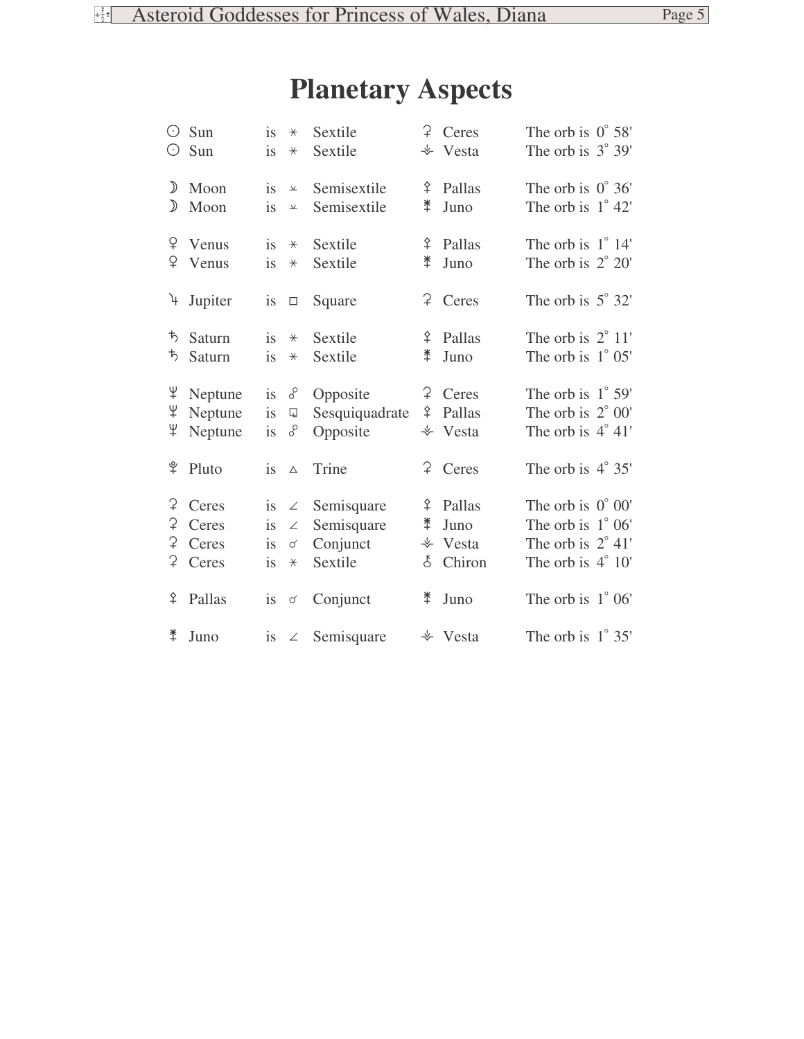# Planetary Aspects

| | | | | | |
|---|---|---|---|---|---|
| ☉ Sun | is | ⚹ | Sextile | ⚳ Ceres | The orb is 0° 58' |
| ☉ Sun | is | ⚹ | Sextile | ⚶ Vesta | The orb is 3° 39' |
| ☽ Moon | is | ⚺ | Semisextile | ⚴ Pallas | The orb is 0° 36' |
| ☽ Moon | is | ⚺ | Semisextile | ⚵ Juno | The orb is 1° 42' |
| ♀ Venus | is | ⚹ | Sextile | ⚴ Pallas | The orb is 1° 14' |
| ♀ Venus | is | ⚹ | Sextile | ⚵ Juno | The orb is 2° 20' |
| ♃ Jupiter | is | □ | Square | ⚳ Ceres | The orb is 5° 32' |
| ♄ Saturn | is | ⚹ | Sextile | ⚴ Pallas | The orb is 2° 11' |
| ♄ Saturn | is | ⚹ | Sextile | ⚵ Juno | The orb is 1° 05' |
| ♆ Neptune | is | ☍ | Opposite | ⚳ Ceres | The orb is 1° 59' |
| ♆ Neptune | is | ⚼ | Sesquiquadrate | ⚴ Pallas | The orb is 2° 00' |
| ♆ Neptune | is | ☍ | Opposite | ⚶ Vesta | The orb is 4° 41' |
| ♇ Pluto | is | △ | Trine | ⚳ Ceres | The orb is 4° 35' |
| ⚳ Ceres | is | ∠ | Semisquare | ⚴ Pallas | The orb is 0° 00' |
| ⚳ Ceres | is | ∠ | Semisquare | ⚵ Juno | The orb is 1° 06' |
| ⚳ Ceres | is | ☌ | Conjunct | ⚶ Vesta | The orb is 2° 41' |
| ⚳ Ceres | is | ⚹ | Sextile | ⚷ Chiron | The orb is 4° 10' |
| ⚴ Pallas | is | ☌ | Conjunct | ⚵ Juno | The orb is 1° 06' |
| ⚵ Juno | is | ∠ | Semisquare | ⚶ Vesta | The orb is 1° 35' |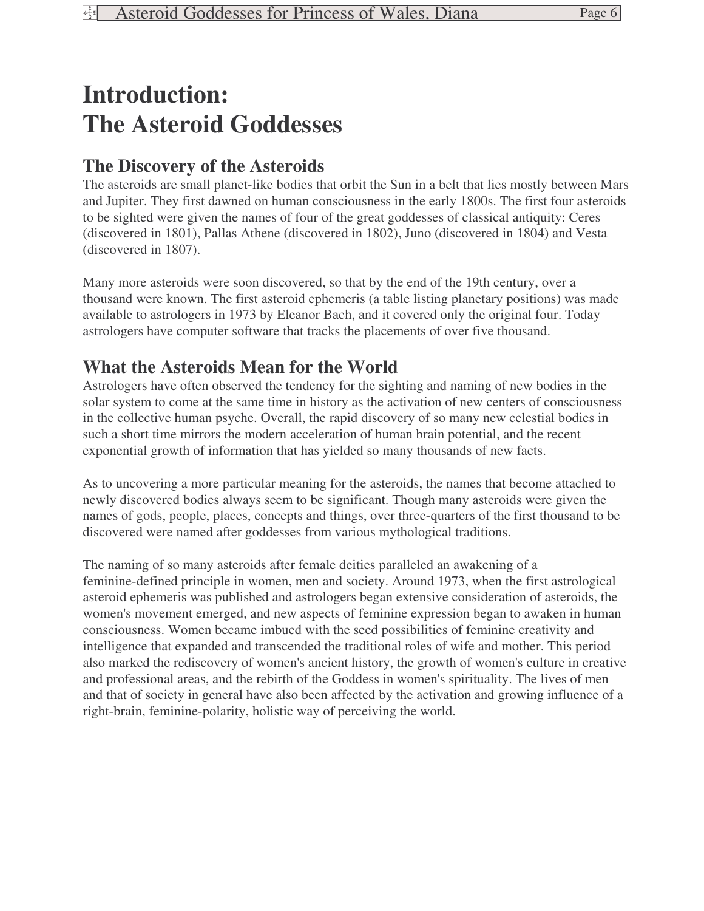# Introduction: The Asteroid Goddesses

## The Discovery of the Asteroids

The asteroids are small planet-like bodies that orbit the Sun in a belt that lies mostly between Mars and Jupiter. They first dawned on human consciousness in the early 1800s. The first four asteroids to be sighted were given the names of four of the great goddesses of classical antiquity: Ceres (discovered in 1801), Pallas Athene (discovered in 1802), Juno (discovered in 1804) and Vesta (discovered in 1807).

Many more asteroids were soon discovered, so that by the end of the 19th century, over a thousand were known. The first asteroid ephemeris (a table listing planetary positions) was made available to astrologers in 1973 by Eleanor Bach, and it covered only the original four. Today astrologers have computer software that tracks the placements of over five thousand.

## What the Asteroids Mean for the World

Astrologers have often observed the tendency for the sighting and naming of new bodies in the solar system to come at the same time in history as the activation of new centers of consciousness in the collective human psyche. Overall, the rapid discovery of so many new celestial bodies in such a short time mirrors the modern acceleration of human brain potential, and the recent exponential growth of information that has yielded so many thousands of new facts.

As to uncovering a more particular meaning for the asteroids, the names that become attached to newly discovered bodies always seem to be significant. Though many asteroids were given the names of gods, people, places, concepts and things, over three-quarters of the first thousand to be discovered were named after goddesses from various mythological traditions.

The naming of so many asteroids after female deities paralleled an awakening of a feminine-defined principle in women, men and society. Around 1973, when the first astrological asteroid ephemeris was published and astrologers began extensive consideration of asteroids, the women's movement emerged, and new aspects of feminine expression began to awaken in human consciousness. Women became imbued with the seed possibilities of feminine creativity and intelligence that expanded and transcended the traditional roles of wife and mother. This period also marked the rediscovery of women's ancient history, the growth of women's culture in creative and professional areas, and the rebirth of the Goddess in women's spirituality. The lives of men and that of society in general have also been affected by the activation and growing influence of a right-brain, feminine-polarity, holistic way of perceiving the world.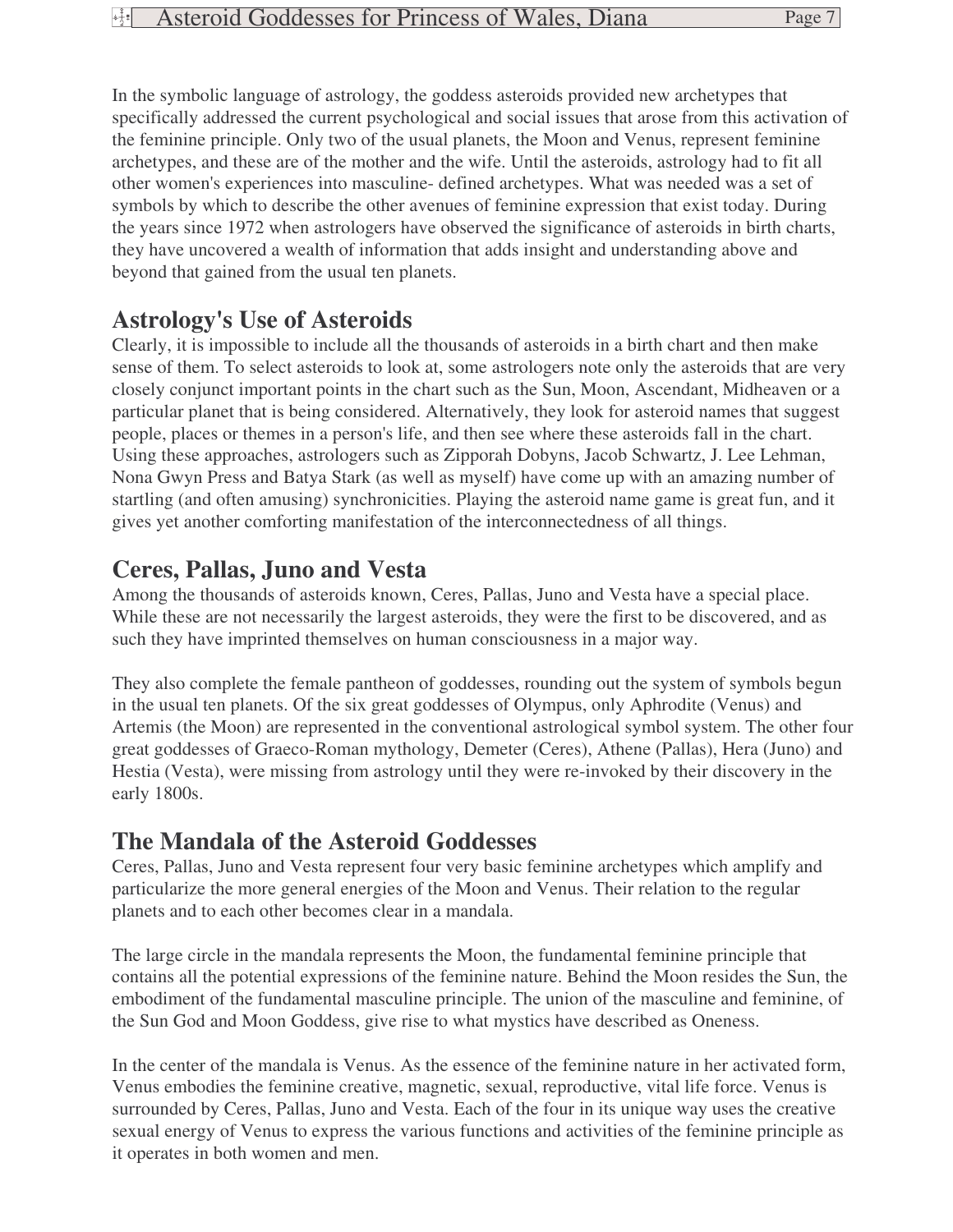In the symbolic language of astrology, the goddess asteroids provided new archetypes that specifically addressed the current psychological and social issues that arose from this activation of the feminine principle. Only two of the usual planets, the Moon and Venus, represent feminine archetypes, and these are of the mother and the wife. Until the asteroids, astrology had to fit all other women's experiences into masculine- defined archetypes. What was needed was a set of symbols by which to describe the other avenues of feminine expression that exist today. During the years since 1972 when astrologers have observed the significance of asteroids in birth charts, they have uncovered a wealth of information that adds insight and understanding above and beyond that gained from the usual ten planets.

## Astrology's Use of Asteroids

Clearly, it is impossible to include all the thousands of asteroids in a birth chart and then make sense of them. To select asteroids to look at, some astrologers note only the asteroids that are very closely conjunct important points in the chart such as the Sun, Moon, Ascendant, Midheaven or a particular planet that is being considered. Alternatively, they look for asteroid names that suggest people, places or themes in a person's life, and then see where these asteroids fall in the chart. Using these approaches, astrologers such as Zipporah Dobyns, Jacob Schwartz, J. Lee Lehman, Nona Gwyn Press and Batya Stark (as well as myself) have come up with an amazing number of startling (and often amusing) synchronicities. Playing the asteroid name game is great fun, and it gives yet another comforting manifestation of the interconnectedness of all things.

## Ceres, Pallas, Juno and Vesta

Among the thousands of asteroids known, Ceres, Pallas, Juno and Vesta have a special place. While these are not necessarily the largest asteroids, they were the first to be discovered, and as such they have imprinted themselves on human consciousness in a major way.

They also complete the female pantheon of goddesses, rounding out the system of symbols begun in the usual ten planets. Of the six great goddesses of Olympus, only Aphrodite (Venus) and Artemis (the Moon) are represented in the conventional astrological symbol system. The other four great goddesses of Graeco-Roman mythology, Demeter (Ceres), Athene (Pallas), Hera (Juno) and Hestia (Vesta), were missing from astrology until they were re-invoked by their discovery in the early 1800s.

## The Mandala of the Asteroid Goddesses

Ceres, Pallas, Juno and Vesta represent four very basic feminine archetypes which amplify and particularize the more general energies of the Moon and Venus. Their relation to the regular planets and to each other becomes clear in a mandala.

The large circle in the mandala represents the Moon, the fundamental feminine principle that contains all the potential expressions of the feminine nature. Behind the Moon resides the Sun, the embodiment of the fundamental masculine principle. The union of the masculine and feminine, of the Sun God and Moon Goddess, give rise to what mystics have described as Oneness.

In the center of the mandala is Venus. As the essence of the feminine nature in her activated form, Venus embodies the feminine creative, magnetic, sexual, reproductive, vital life force. Venus is surrounded by Ceres, Pallas, Juno and Vesta. Each of the four in its unique way uses the creative sexual energy of Venus to express the various functions and activities of the feminine principle as it operates in both women and men.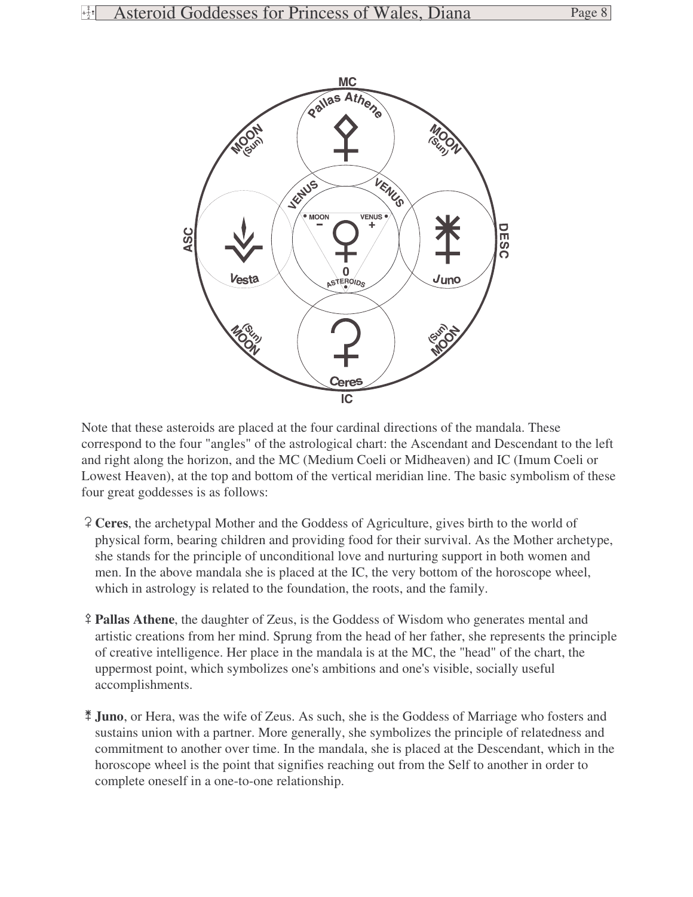Note that these asteroids are placed at the four cardinal directions of the mandala. These correspond to the four "angles" of the astrological chart: the Ascendant and Descendant to the left and right along the horizon, and the MC (Medium Coeli or Midheaven) and IC (Imum Coeli or Lowest Heaven), at the top and bottom of the vertical meridian line. The basic symbolism of these four great goddesses is as follows:

- ⚳ **Ceres**, the archetypal Mother and the Goddess of Agriculture, gives birth to the world of physical form, bearing children and providing food for their survival. As the Mother archetype, she stands for the principle of unconditional love and nurturing support in both women and men. In the above mandala she is placed at the IC, the very bottom of the horoscope wheel, which in astrology is related to the foundation, the roots, and the family.

- ⚴ **Pallas Athene**, the daughter of Zeus, is the Goddess of Wisdom who generates mental and artistic creations from her mind. Sprung from the head of her father, she represents the principle of creative intelligence. Her place in the mandala is at the MC, the "head" of the chart, the uppermost point, which symbolizes one's ambitions and one's visible, socially useful accomplishments.

- ⚵ **Juno**, or Hera, was the wife of Zeus. As such, she is the Goddess of Marriage who fosters and sustains union with a partner. More generally, she symbolizes the principle of relatedness and commitment to another over time. In the mandala, she is placed at the Descendant, which in the horoscope wheel is the point that signifies reaching out from the Self to another in order to complete oneself in a one-to-one relationship.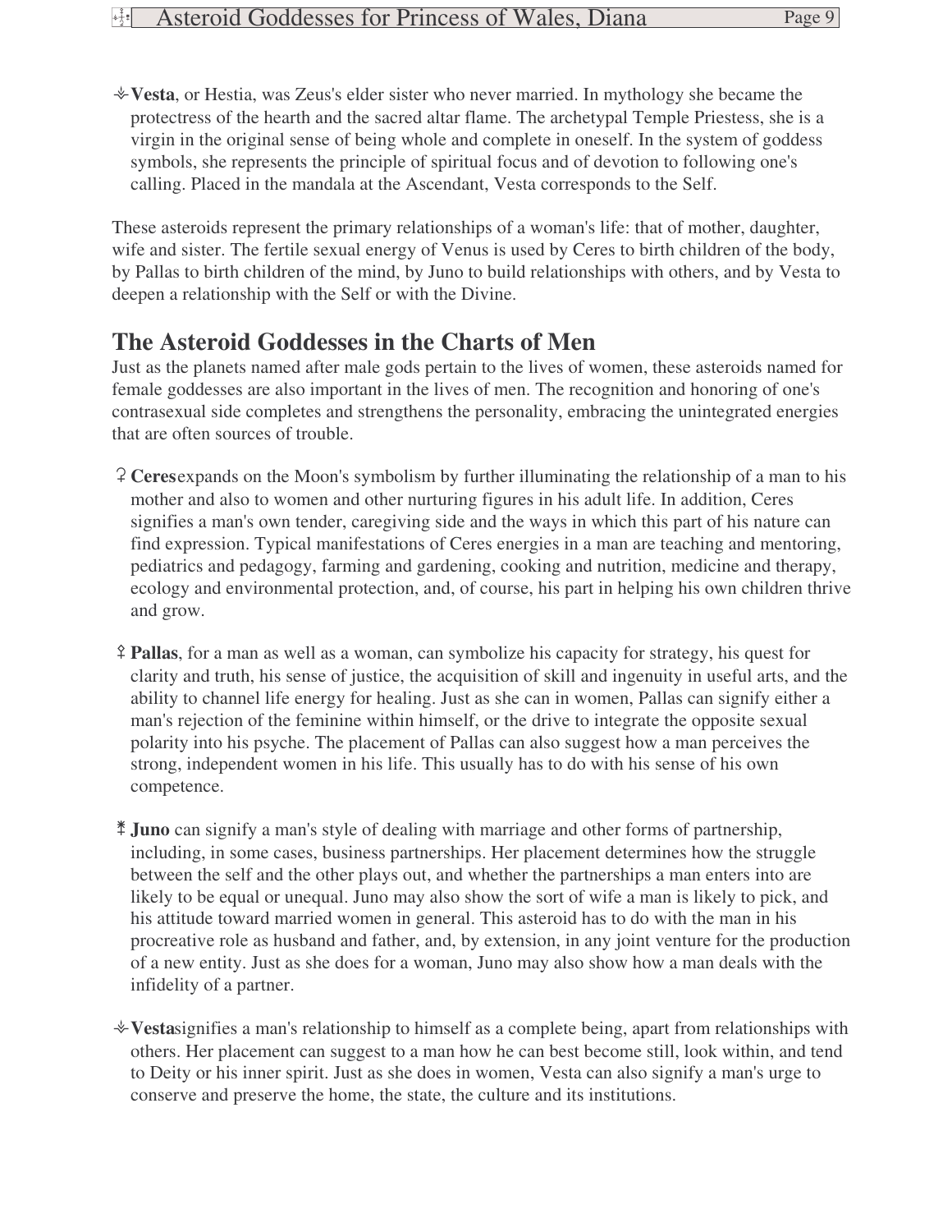⚶ **Vesta**, or Hestia, was Zeus's elder sister who never married. In mythology she became the protectress of the hearth and the sacred altar flame. The archetypal Temple Priestess, she is a virgin in the original sense of being whole and complete in oneself. In the system of goddess symbols, she represents the principle of spiritual focus and of devotion to following one's calling. Placed in the mandala at the Ascendant, Vesta corresponds to the Self.

These asteroids represent the primary relationships of a woman's life: that of mother, daughter, wife and sister. The fertile sexual energy of Venus is used by Ceres to birth children of the body, by Pallas to birth children of the mind, by Juno to build relationships with others, and by Vesta to deepen a relationship with the Self or with the Divine.

## The Asteroid Goddesses in the Charts of Men

Just as the planets named after male gods pertain to the lives of women, these asteroids named for female goddesses are also important in the lives of men. The recognition and honoring of one's contrasexual side completes and strengthens the personality, embracing the unintegrated energies that are often sources of trouble.

⚳ **Ceres** expands on the Moon's symbolism by further illuminating the relationship of a man to his mother and also to women and other nurturing figures in his adult life. In addition, Ceres signifies a man's own tender, caregiving side and the ways in which this part of his nature can find expression. Typical manifestations of Ceres energies in a man are teaching and mentoring, pediatrics and pedagogy, farming and gardening, cooking and nutrition, medicine and therapy, ecology and environmental protection, and, of course, his part in helping his own children thrive and grow.

⚴ **Pallas**, for a man as well as a woman, can symbolize his capacity for strategy, his quest for clarity and truth, his sense of justice, the acquisition of skill and ingenuity in useful arts, and the ability to channel life energy for healing. Just as she can in women, Pallas can signify either a man's rejection of the feminine within himself, or the drive to integrate the opposite sexual polarity into his psyche. The placement of Pallas can also suggest how a man perceives the strong, independent women in his life. This usually has to do with his sense of his own competence.

⚵ **Juno** can signify a man's style of dealing with marriage and other forms of partnership, including, in some cases, business partnerships. Her placement determines how the struggle between the self and the other plays out, and whether the partnerships a man enters into are likely to be equal or unequal. Juno may also show the sort of wife a man is likely to pick, and his attitude toward married women in general. This asteroid has to do with the man in his procreative role as husband and father, and, by extension, in any joint venture for the production of a new entity. Just as she does for a woman, Juno may also show how a man deals with the infidelity of a partner.

⚶ **Vesta** signifies a man's relationship to himself as a complete being, apart from relationships with others. Her placement can suggest to a man how he can best become still, look within, and tend to Deity or his inner spirit. Just as she does in women, Vesta can also signify a man's urge to conserve and preserve the home, the state, the culture and its institutions.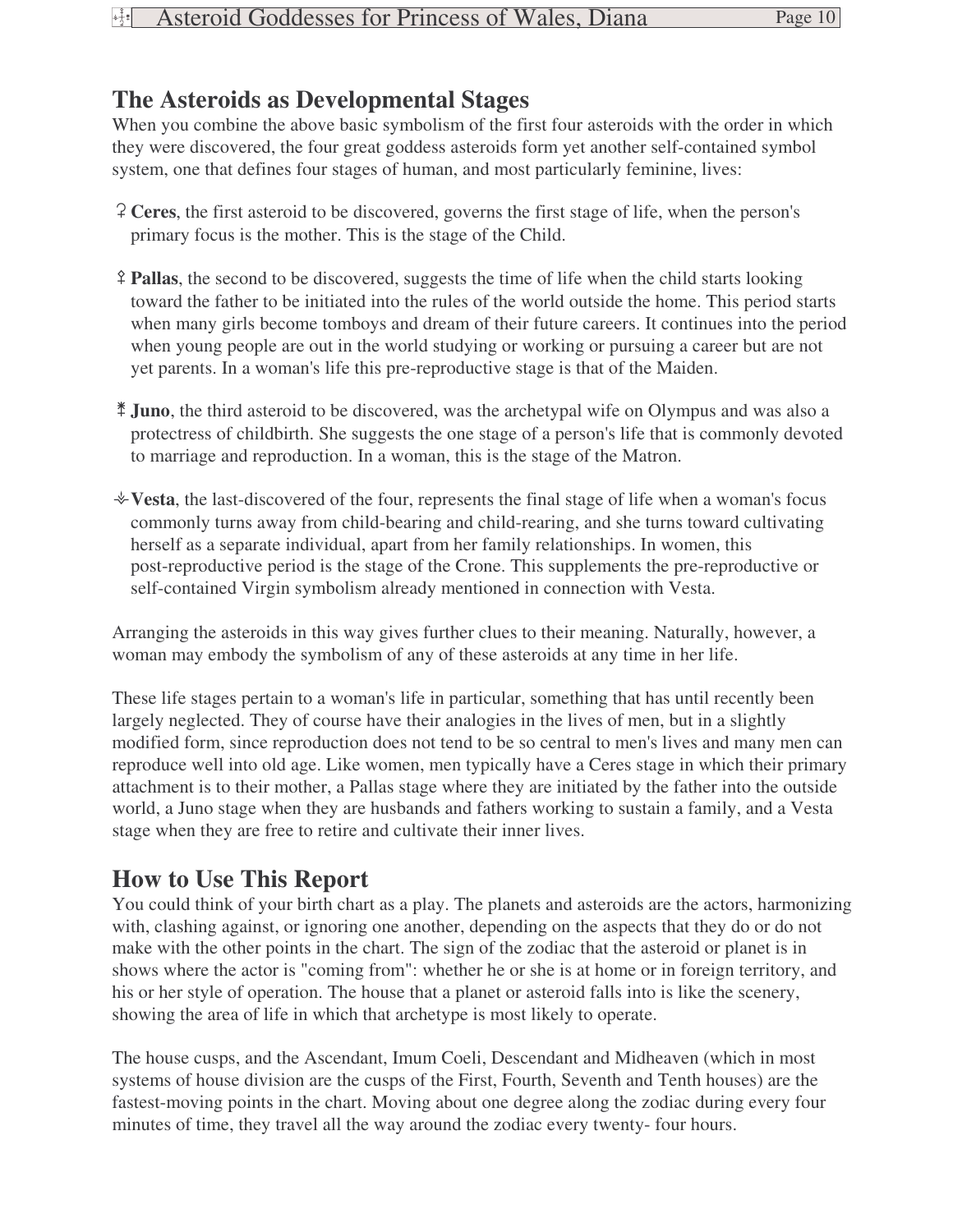## The Asteroids as Developmental Stages

When you combine the above basic symbolism of the first four asteroids with the order in which they were discovered, the four great goddess asteroids form yet another self-contained symbol system, one that defines four stages of human, and most particularly feminine, lives:

- ⚳ **Ceres**, the first asteroid to be discovered, governs the first stage of life, when the person's primary focus is the mother. This is the stage of the Child.

- ⚴ **Pallas**, the second to be discovered, suggests the time of life when the child starts looking toward the father to be initiated into the rules of the world outside the home. This period starts when many girls become tomboys and dream of their future careers. It continues into the period when young people are out in the world studying or working or pursuing a career but are not yet parents. In a woman's life this pre-reproductive stage is that of the Maiden.

- ⚵ **Juno**, the third asteroid to be discovered, was the archetypal wife on Olympus and was also a protectress of childbirth. She suggests the one stage of a person's life that is commonly devoted to marriage and reproduction. In a woman, this is the stage of the Matron.

- ⚶ **Vesta**, the last-discovered of the four, represents the final stage of life when a woman's focus commonly turns away from child-bearing and child-rearing, and she turns toward cultivating herself as a separate individual, apart from her family relationships. In women, this post-reproductive period is the stage of the Crone. This supplements the pre-reproductive or self-contained Virgin symbolism already mentioned in connection with Vesta.

Arranging the asteroids in this way gives further clues to their meaning. Naturally, however, a woman may embody the symbolism of any of these asteroids at any time in her life.

These life stages pertain to a woman's life in particular, something that has until recently been largely neglected. They of course have their analogies in the lives of men, but in a slightly modified form, since reproduction does not tend to be so central to men's lives and many men can reproduce well into old age. Like women, men typically have a Ceres stage in which their primary attachment is to their mother, a Pallas stage where they are initiated by the father into the outside world, a Juno stage when they are husbands and fathers working to sustain a family, and a Vesta stage when they are free to retire and cultivate their inner lives.

## How to Use This Report

You could think of your birth chart as a play. The planets and asteroids are the actors, harmonizing with, clashing against, or ignoring one another, depending on the aspects that they do or do not make with the other points in the chart. The sign of the zodiac that the asteroid or planet is in shows where the actor is "coming from": whether he or she is at home or in foreign territory, and his or her style of operation. The house that a planet or asteroid falls into is like the scenery, showing the area of life in which that archetype is most likely to operate.

The house cusps, and the Ascendant, Imum Coeli, Descendant and Midheaven (which in most systems of house division are the cusps of the First, Fourth, Seventh and Tenth houses) are the fastest-moving points in the chart. Moving about one degree along the zodiac during every four minutes of time, they travel all the way around the zodiac every twenty- four hours.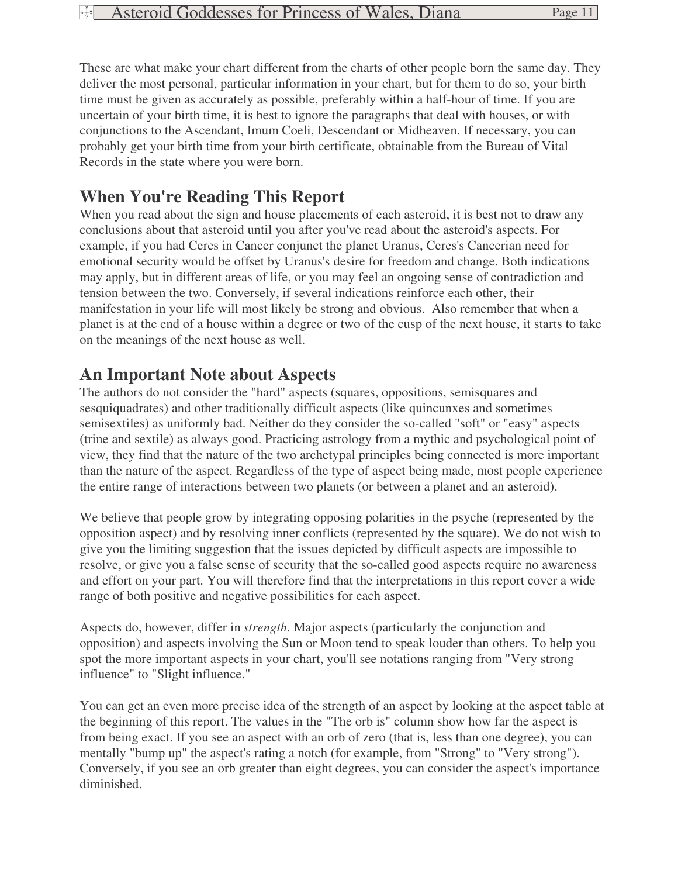These are what make your chart different from the charts of other people born the same day. They deliver the most personal, particular information in your chart, but for them to do so, your birth time must be given as accurately as possible, preferably within a half-hour of time. If you are uncertain of your birth time, it is best to ignore the paragraphs that deal with houses, or with conjunctions to the Ascendant, Imum Coeli, Descendant or Midheaven. If necessary, you can probably get your birth time from your birth certificate, obtainable from the Bureau of Vital Records in the state where you were born.

## When You're Reading This Report

When you read about the sign and house placements of each asteroid, it is best not to draw any conclusions about that asteroid until you after you've read about the asteroid's aspects. For example, if you had Ceres in Cancer conjunct the planet Uranus, Ceres's Cancerian need for emotional security would be offset by Uranus's desire for freedom and change. Both indications may apply, but in different areas of life, or you may feel an ongoing sense of contradiction and tension between the two. Conversely, if several indications reinforce each other, their manifestation in your life will most likely be strong and obvious. Also remember that when a planet is at the end of a house within a degree or two of the cusp of the next house, it starts to take on the meanings of the next house as well.

## An Important Note about Aspects

The authors do not consider the "hard" aspects (squares, oppositions, semisquares and sesquiquadrates) and other traditionally difficult aspects (like quincunxes and sometimes semisextiles) as uniformly bad. Neither do they consider the so-called "soft" or "easy" aspects (trine and sextile) as always good. Practicing astrology from a mythic and psychological point of view, they find that the nature of the two archetypal principles being connected is more important than the nature of the aspect. Regardless of the type of aspect being made, most people experience the entire range of interactions between two planets (or between a planet and an asteroid).

We believe that people grow by integrating opposing polarities in the psyche (represented by the opposition aspect) and by resolving inner conflicts (represented by the square). We do not wish to give you the limiting suggestion that the issues depicted by difficult aspects are impossible to resolve, or give you a false sense of security that the so-called good aspects require no awareness and effort on your part. You will therefore find that the interpretations in this report cover a wide range of both positive and negative possibilities for each aspect.

Aspects do, however, differ in *strength*. Major aspects (particularly the conjunction and opposition) and aspects involving the Sun or Moon tend to speak louder than others. To help you spot the more important aspects in your chart, you'll see notations ranging from "Very strong influence" to "Slight influence."

You can get an even more precise idea of the strength of an aspect by looking at the aspect table at the beginning of this report. The values in the "The orb is" column show how far the aspect is from being exact. If you see an aspect with an orb of zero (that is, less than one degree), you can mentally "bump up" the aspect's rating a notch (for example, from "Strong" to "Very strong"). Conversely, if you see an orb greater than eight degrees, you can consider the aspect's importance diminished.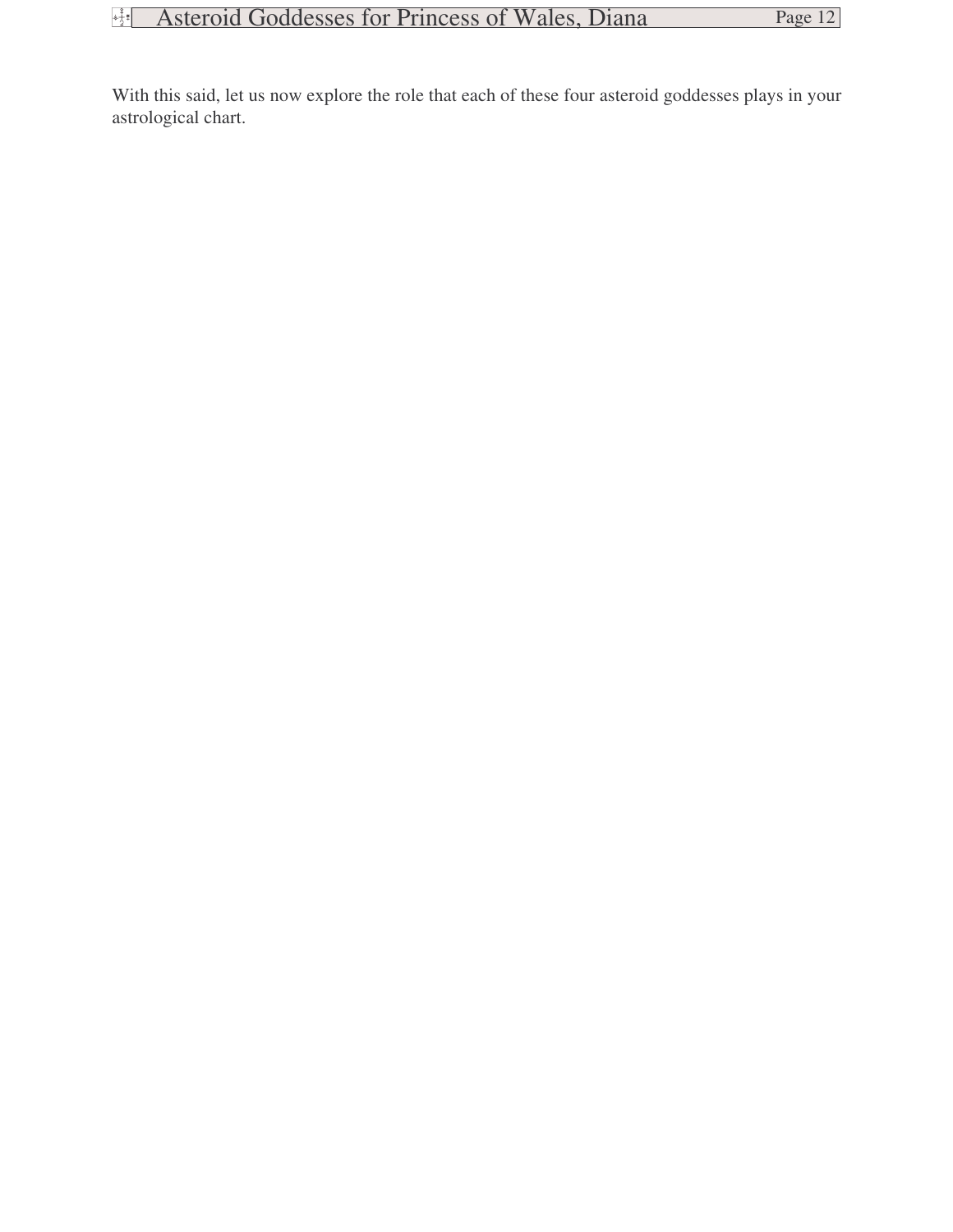With this said, let us now explore the role that each of these four asteroid goddesses plays in your astrological chart.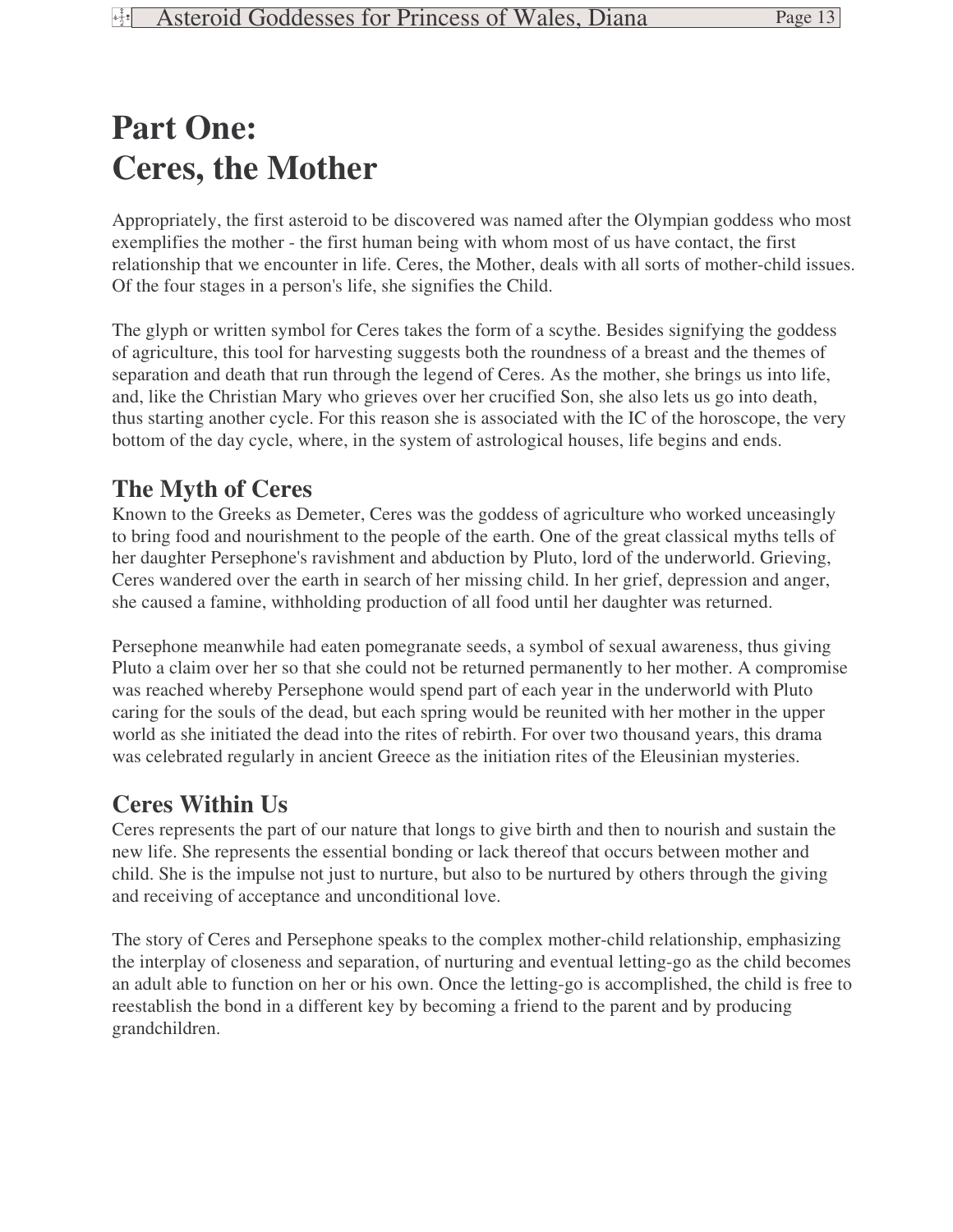# Part One:
# Ceres, the Mother

Appropriately, the first asteroid to be discovered was named after the Olympian goddess who most exemplifies the mother - the first human being with whom most of us have contact, the first relationship that we encounter in life. Ceres, the Mother, deals with all sorts of mother-child issues. Of the four stages in a person's life, she signifies the Child.

The glyph or written symbol for Ceres takes the form of a scythe. Besides signifying the goddess of agriculture, this tool for harvesting suggests both the roundness of a breast and the themes of separation and death that run through the legend of Ceres. As the mother, she brings us into life, and, like the Christian Mary who grieves over her crucified Son, she also lets us go into death, thus starting another cycle. For this reason she is associated with the IC of the horoscope, the very bottom of the day cycle, where, in the system of astrological houses, life begins and ends.

## The Myth of Ceres

Known to the Greeks as Demeter, Ceres was the goddess of agriculture who worked unceasingly to bring food and nourishment to the people of the earth. One of the great classical myths tells of her daughter Persephone's ravishment and abduction by Pluto, lord of the underworld. Grieving, Ceres wandered over the earth in search of her missing child. In her grief, depression and anger, she caused a famine, withholding production of all food until her daughter was returned.

Persephone meanwhile had eaten pomegranate seeds, a symbol of sexual awareness, thus giving Pluto a claim over her so that she could not be returned permanently to her mother. A compromise was reached whereby Persephone would spend part of each year in the underworld with Pluto caring for the souls of the dead, but each spring would be reunited with her mother in the upper world as she initiated the dead into the rites of rebirth. For over two thousand years, this drama was celebrated regularly in ancient Greece as the initiation rites of the Eleusinian mysteries.

## Ceres Within Us

Ceres represents the part of our nature that longs to give birth and then to nourish and sustain the new life. She represents the essential bonding or lack thereof that occurs between mother and child. She is the impulse not just to nurture, but also to be nurtured by others through the giving and receiving of acceptance and unconditional love.

The story of Ceres and Persephone speaks to the complex mother-child relationship, emphasizing the interplay of closeness and separation, of nurturing and eventual letting-go as the child becomes an adult able to function on her or his own. Once the letting-go is accomplished, the child is free to reestablish the bond in a different key by becoming a friend to the parent and by producing grandchildren.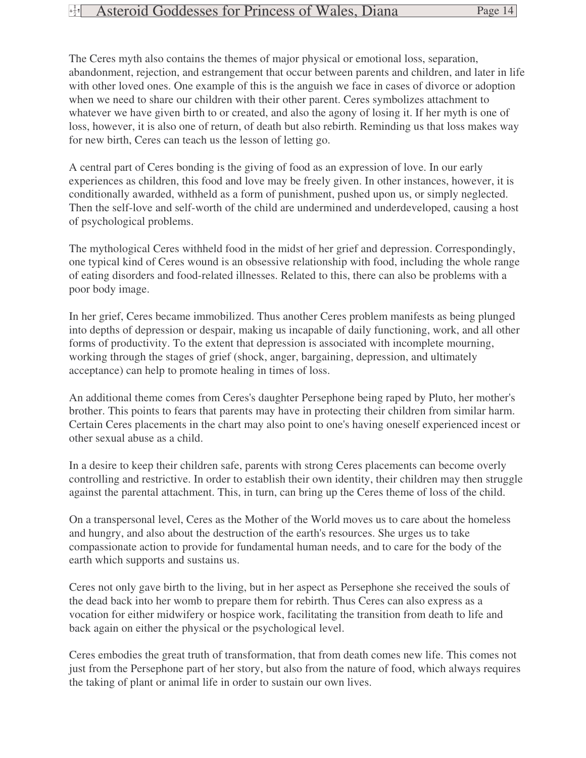The Ceres myth also contains the themes of major physical or emotional loss, separation, abandonment, rejection, and estrangement that occur between parents and children, and later in life with other loved ones. One example of this is the anguish we face in cases of divorce or adoption when we need to share our children with their other parent. Ceres symbolizes attachment to whatever we have given birth to or created, and also the agony of losing it. If her myth is one of loss, however, it is also one of return, of death but also rebirth. Reminding us that loss makes way for new birth, Ceres can teach us the lesson of letting go.

A central part of Ceres bonding is the giving of food as an expression of love. In our early experiences as children, this food and love may be freely given. In other instances, however, it is conditionally awarded, withheld as a form of punishment, pushed upon us, or simply neglected. Then the self-love and self-worth of the child are undermined and underdeveloped, causing a host of psychological problems.

The mythological Ceres withheld food in the midst of her grief and depression. Correspondingly, one typical kind of Ceres wound is an obsessive relationship with food, including the whole range of eating disorders and food-related illnesses. Related to this, there can also be problems with a poor body image.

In her grief, Ceres became immobilized. Thus another Ceres problem manifests as being plunged into depths of depression or despair, making us incapable of daily functioning, work, and all other forms of productivity. To the extent that depression is associated with incomplete mourning, working through the stages of grief (shock, anger, bargaining, depression, and ultimately acceptance) can help to promote healing in times of loss.

An additional theme comes from Ceres's daughter Persephone being raped by Pluto, her mother's brother. This points to fears that parents may have in protecting their children from similar harm. Certain Ceres placements in the chart may also point to one's having oneself experienced incest or other sexual abuse as a child.

In a desire to keep their children safe, parents with strong Ceres placements can become overly controlling and restrictive. In order to establish their own identity, their children may then struggle against the parental attachment. This, in turn, can bring up the Ceres theme of loss of the child.

On a transpersonal level, Ceres as the Mother of the World moves us to care about the homeless and hungry, and also about the destruction of the earth's resources. She urges us to take compassionate action to provide for fundamental human needs, and to care for the body of the earth which supports and sustains us.

Ceres not only gave birth to the living, but in her aspect as Persephone she received the souls of the dead back into her womb to prepare them for rebirth. Thus Ceres can also express as a vocation for either midwifery or hospice work, facilitating the transition from death to life and back again on either the physical or the psychological level.

Ceres embodies the great truth of transformation, that from death comes new life. This comes not just from the Persephone part of her story, but also from the nature of food, which always requires the taking of plant or animal life in order to sustain our own lives.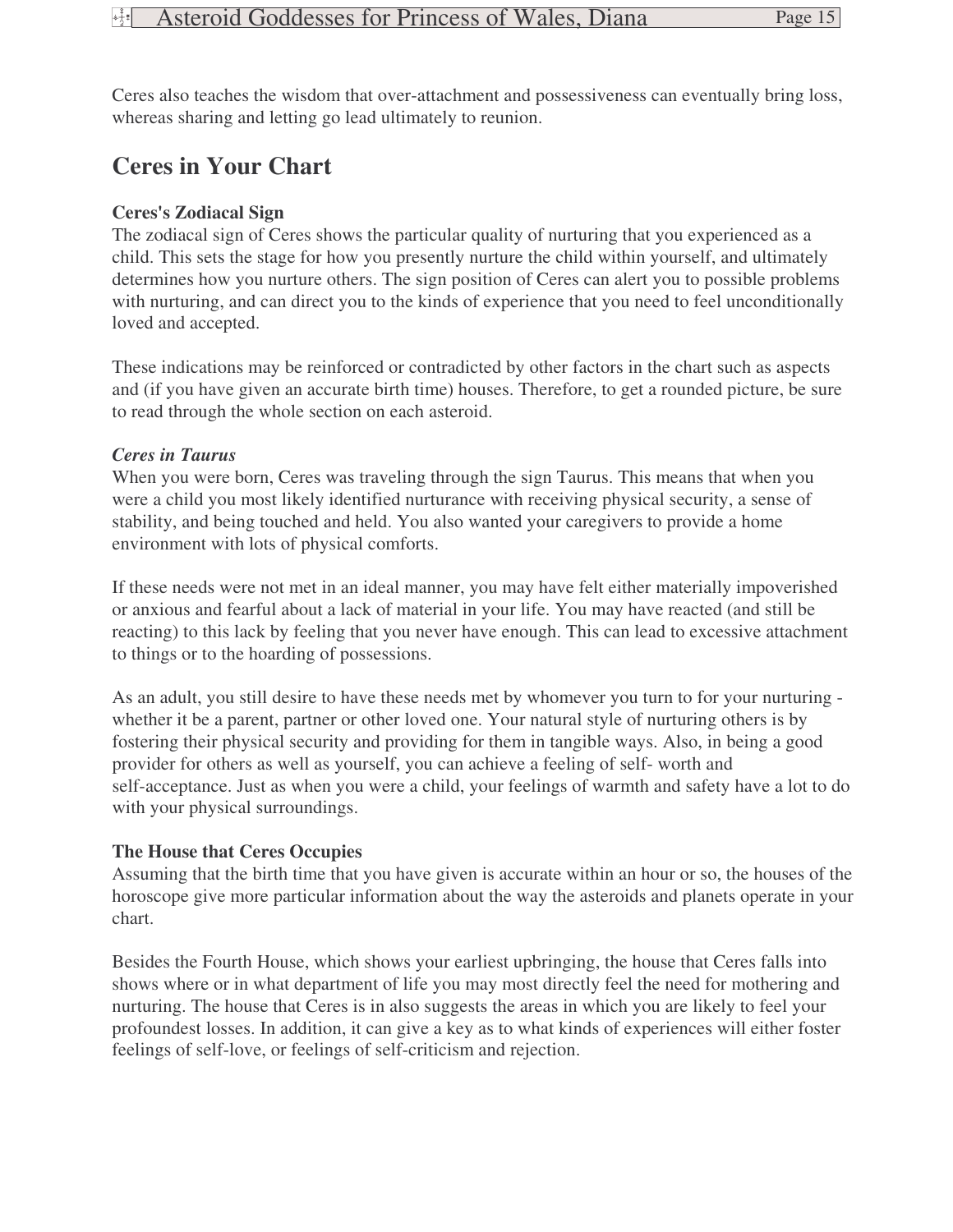Ceres also teaches the wisdom that over-attachment and possessiveness can eventually bring loss, whereas sharing and letting go lead ultimately to reunion.

## Ceres in Your Chart

**Ceres's Zodiacal Sign**

The zodiacal sign of Ceres shows the particular quality of nurturing that you experienced as a child. This sets the stage for how you presently nurture the child within yourself, and ultimately determines how you nurture others. The sign position of Ceres can alert you to possible problems with nurturing, and can direct you to the kinds of experience that you need to feel unconditionally loved and accepted.

These indications may be reinforced or contradicted by other factors in the chart such as aspects and (if you have given an accurate birth time) houses. Therefore, to get a rounded picture, be sure to read through the whole section on each asteroid.

***Ceres in Taurus***

When you were born, Ceres was traveling through the sign Taurus. This means that when you were a child you most likely identified nurturance with receiving physical security, a sense of stability, and being touched and held. You also wanted your caregivers to provide a home environment with lots of physical comforts.

If these needs were not met in an ideal manner, you may have felt either materially impoverished or anxious and fearful about a lack of material in your life. You may have reacted (and still be reacting) to this lack by feeling that you never have enough. This can lead to excessive attachment to things or to the hoarding of possessions.

As an adult, you still desire to have these needs met by whomever you turn to for your nurturing - whether it be a parent, partner or other loved one. Your natural style of nurturing others is by fostering their physical security and providing for them in tangible ways. Also, in being a good provider for others as well as yourself, you can achieve a feeling of self- worth and self-acceptance. Just as when you were a child, your feelings of warmth and safety have a lot to do with your physical surroundings.

**The House that Ceres Occupies**

Assuming that the birth time that you have given is accurate within an hour or so, the houses of the horoscope give more particular information about the way the asteroids and planets operate in your chart.

Besides the Fourth House, which shows your earliest upbringing, the house that Ceres falls into shows where or in what department of life you may most directly feel the need for mothering and nurturing. The house that Ceres is in also suggests the areas in which you are likely to feel your profoundest losses. In addition, it can give a key as to what kinds of experiences will either foster feelings of self-love, or feelings of self-criticism and rejection.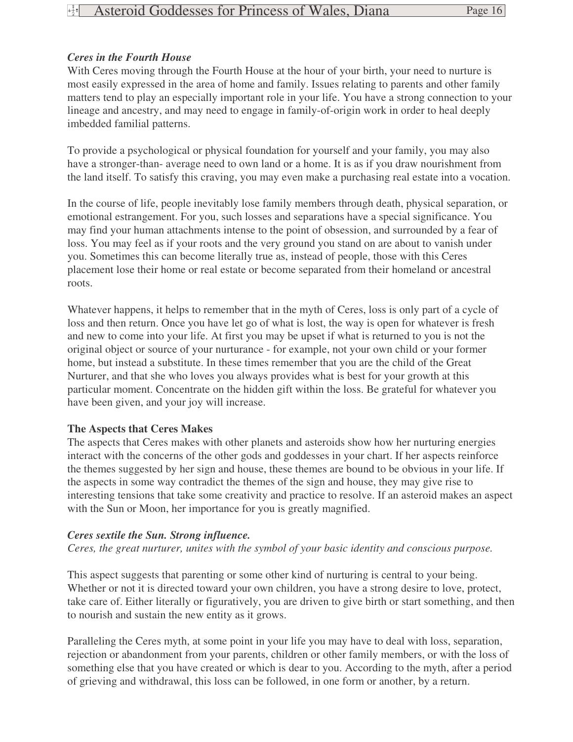*Ceres in the Fourth House*

With Ceres moving through the Fourth House at the hour of your birth, your need to nurture is most easily expressed in the area of home and family. Issues relating to parents and other family matters tend to play an especially important role in your life. You have a strong connection to your lineage and ancestry, and may need to engage in family-of-origin work in order to heal deeply imbedded familial patterns.

To provide a psychological or physical foundation for yourself and your family, you may also have a stronger-than- average need to own land or a home. It is as if you draw nourishment from the land itself. To satisfy this craving, you may even make a purchasing real estate into a vocation.

In the course of life, people inevitably lose family members through death, physical separation, or emotional estrangement. For you, such losses and separations have a special significance. You may find your human attachments intense to the point of obsession, and surrounded by a fear of loss. You may feel as if your roots and the very ground you stand on are about to vanish under you. Sometimes this can become literally true as, instead of people, those with this Ceres placement lose their home or real estate or become separated from their homeland or ancestral roots.

Whatever happens, it helps to remember that in the myth of Ceres, loss is only part of a cycle of loss and then return. Once you have let go of what is lost, the way is open for whatever is fresh and new to come into your life. At first you may be upset if what is returned to you is not the original object or source of your nurturance - for example, not your own child or your former home, but instead a substitute. In these times remember that you are the child of the Great Nurturer, and that she who loves you always provides what is best for your growth at this particular moment. Concentrate on the hidden gift within the loss. Be grateful for whatever you have been given, and your joy will increase.

**The Aspects that Ceres Makes**

The aspects that Ceres makes with other planets and asteroids show how her nurturing energies interact with the concerns of the other gods and goddesses in your chart. If her aspects reinforce the themes suggested by her sign and house, these themes are bound to be obvious in your life. If the aspects in some way contradict the themes of the sign and house, they may give rise to interesting tensions that take some creativity and practice to resolve. If an asteroid makes an aspect with the Sun or Moon, her importance for you is greatly magnified.

***Ceres sextile the Sun. Strong influence.***

*Ceres, the great nurturer, unites with the symbol of your basic identity and conscious purpose.*

This aspect suggests that parenting or some other kind of nurturing is central to your being. Whether or not it is directed toward your own children, you have a strong desire to love, protect, take care of. Either literally or figuratively, you are driven to give birth or start something, and then to nourish and sustain the new entity as it grows.

Paralleling the Ceres myth, at some point in your life you may have to deal with loss, separation, rejection or abandonment from your parents, children or other family members, or with the loss of something else that you have created or which is dear to you. According to the myth, after a period of grieving and withdrawal, this loss can be followed, in one form or another, by a return.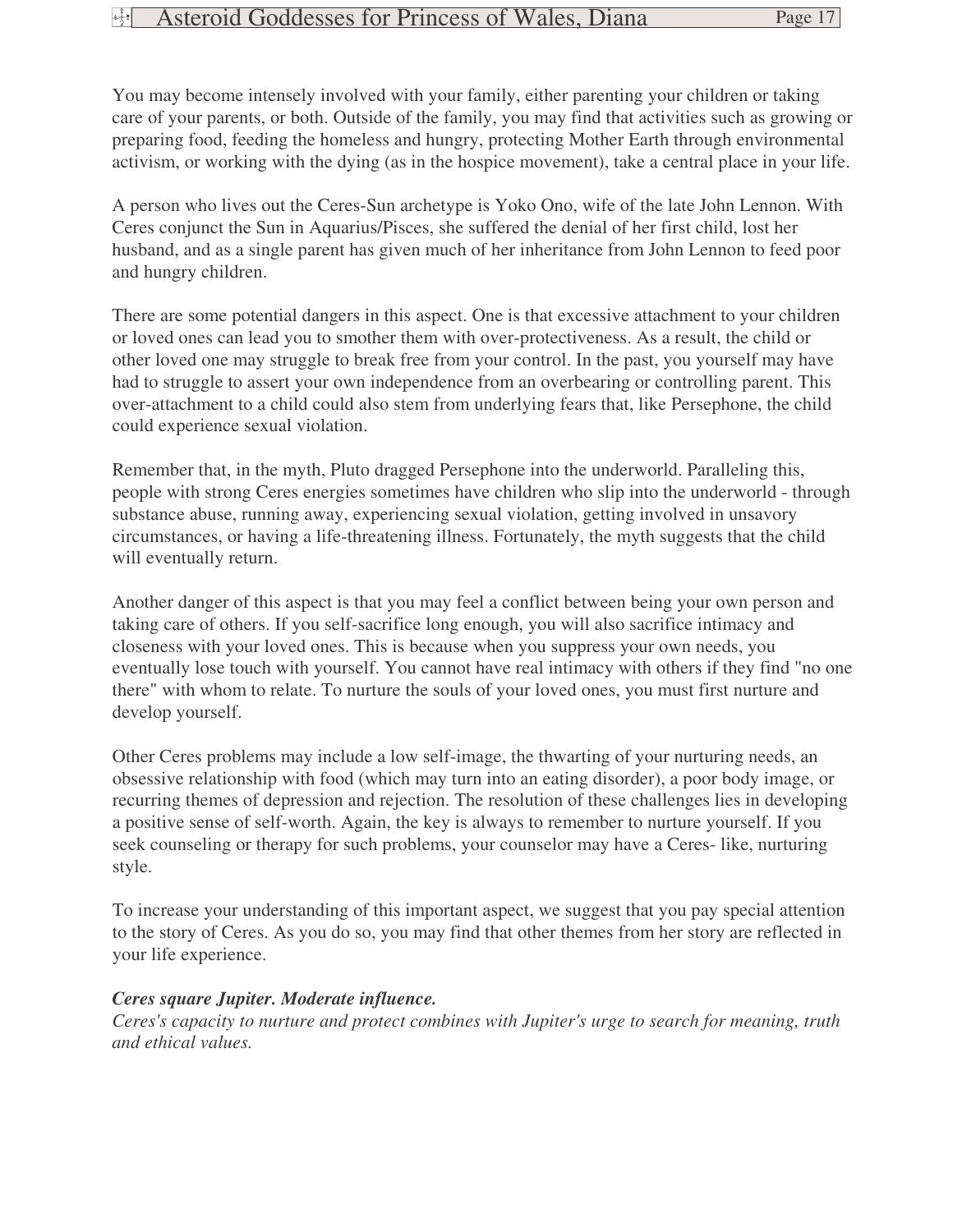You may become intensely involved with your family, either parenting your children or taking care of your parents, or both. Outside of the family, you may find that activities such as growing or preparing food, feeding the homeless and hungry, protecting Mother Earth through environmental activism, or working with the dying (as in the hospice movement), take a central place in your life.

A person who lives out the Ceres-Sun archetype is Yoko Ono, wife of the late John Lennon. With Ceres conjunct the Sun in Aquarius/Pisces, she suffered the denial of her first child, lost her husband, and as a single parent has given much of her inheritance from John Lennon to feed poor and hungry children.

There are some potential dangers in this aspect. One is that excessive attachment to your children or loved ones can lead you to smother them with over-protectiveness. As a result, the child or other loved one may struggle to break free from your control. In the past, you yourself may have had to struggle to assert your own independence from an overbearing or controlling parent. This over-attachment to a child could also stem from underlying fears that, like Persephone, the child could experience sexual violation.

Remember that, in the myth, Pluto dragged Persephone into the underworld. Paralleling this, people with strong Ceres energies sometimes have children who slip into the underworld - through substance abuse, running away, experiencing sexual violation, getting involved in unsavory circumstances, or having a life-threatening illness. Fortunately, the myth suggests that the child will eventually return.

Another danger of this aspect is that you may feel a conflict between being your own person and taking care of others. If you self-sacrifice long enough, you will also sacrifice intimacy and closeness with your loved ones. This is because when you suppress your own needs, you eventually lose touch with yourself. You cannot have real intimacy with others if they find "no one there" with whom to relate. To nurture the souls of your loved ones, you must first nurture and develop yourself.

Other Ceres problems may include a low self-image, the thwarting of your nurturing needs, an obsessive relationship with food (which may turn into an eating disorder), a poor body image, or recurring themes of depression and rejection. The resolution of these challenges lies in developing a positive sense of self-worth. Again, the key is always to remember to nurture yourself. If you seek counseling or therapy for such problems, your counselor may have a Ceres- like, nurturing style.

To increase your understanding of this important aspect, we suggest that you pay special attention to the story of Ceres. As you do so, you may find that other themes from her story are reflected in your life experience.

***Ceres square Jupiter. Moderate influence.***

*Ceres's capacity to nurture and protect combines with Jupiter's urge to search for meaning, truth and ethical values.*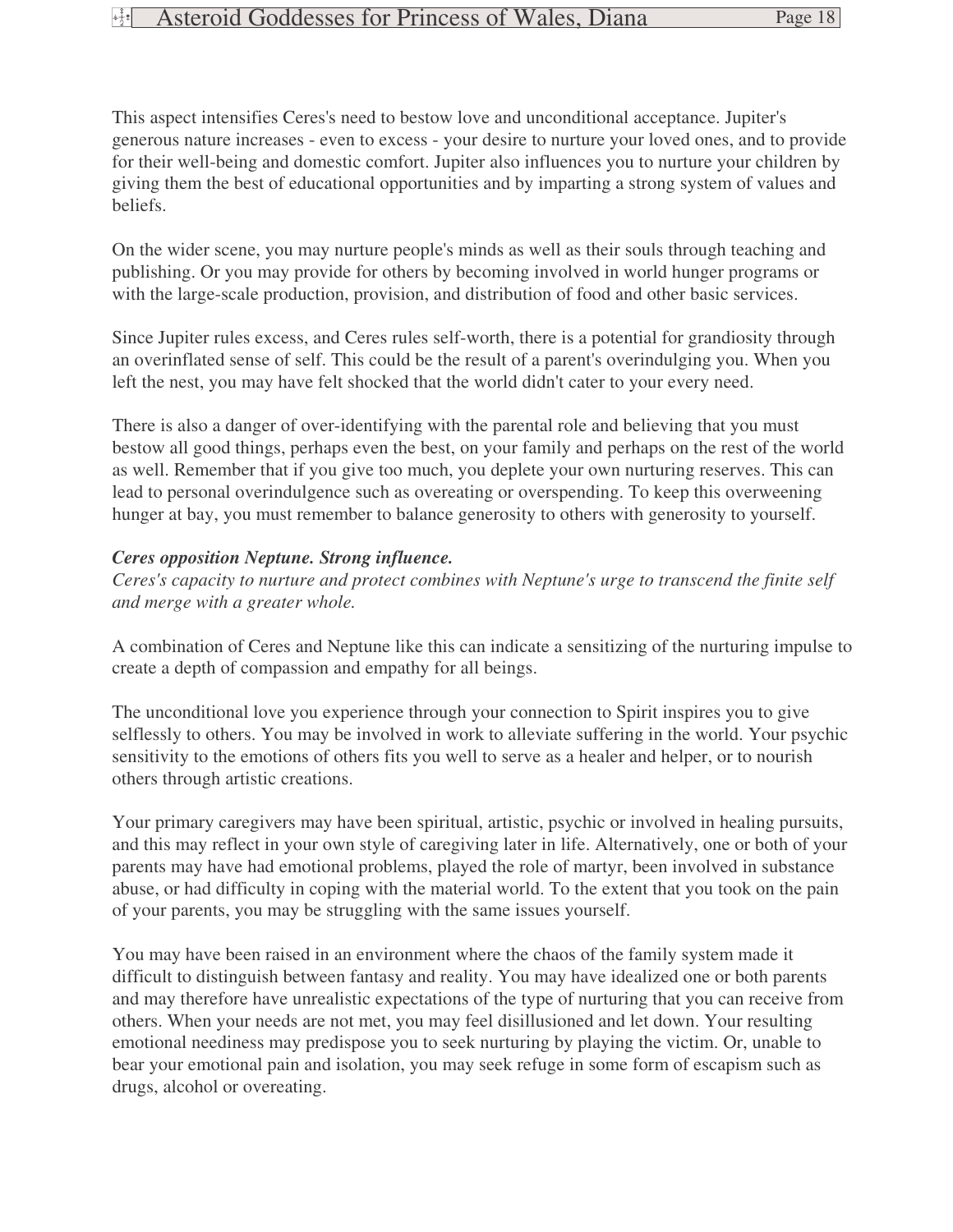This aspect intensifies Ceres's need to bestow love and unconditional acceptance. Jupiter's generous nature increases - even to excess - your desire to nurture your loved ones, and to provide for their well-being and domestic comfort. Jupiter also influences you to nurture your children by giving them the best of educational opportunities and by imparting a strong system of values and beliefs.

On the wider scene, you may nurture people's minds as well as their souls through teaching and publishing. Or you may provide for others by becoming involved in world hunger programs or with the large-scale production, provision, and distribution of food and other basic services.

Since Jupiter rules excess, and Ceres rules self-worth, there is a potential for grandiosity through an overinflated sense of self. This could be the result of a parent's overindulging you. When you left the nest, you may have felt shocked that the world didn't cater to your every need.

There is also a danger of over-identifying with the parental role and believing that you must bestow all good things, perhaps even the best, on your family and perhaps on the rest of the world as well. Remember that if you give too much, you deplete your own nurturing reserves. This can lead to personal overindulgence such as overeating or overspending. To keep this overweening hunger at bay, you must remember to balance generosity to others with generosity to yourself.

***Ceres opposition Neptune. Strong influence.***

*Ceres's capacity to nurture and protect combines with Neptune's urge to transcend the finite self and merge with a greater whole.*

A combination of Ceres and Neptune like this can indicate a sensitizing of the nurturing impulse to create a depth of compassion and empathy for all beings.

The unconditional love you experience through your connection to Spirit inspires you to give selflessly to others. You may be involved in work to alleviate suffering in the world. Your psychic sensitivity to the emotions of others fits you well to serve as a healer and helper, or to nourish others through artistic creations.

Your primary caregivers may have been spiritual, artistic, psychic or involved in healing pursuits, and this may reflect in your own style of caregiving later in life. Alternatively, one or both of your parents may have had emotional problems, played the role of martyr, been involved in substance abuse, or had difficulty in coping with the material world. To the extent that you took on the pain of your parents, you may be struggling with the same issues yourself.

You may have been raised in an environment where the chaos of the family system made it difficult to distinguish between fantasy and reality. You may have idealized one or both parents and may therefore have unrealistic expectations of the type of nurturing that you can receive from others. When your needs are not met, you may feel disillusioned and let down. Your resulting emotional neediness may predispose you to seek nurturing by playing the victim. Or, unable to bear your emotional pain and isolation, you may seek refuge in some form of escapism such as drugs, alcohol or overeating.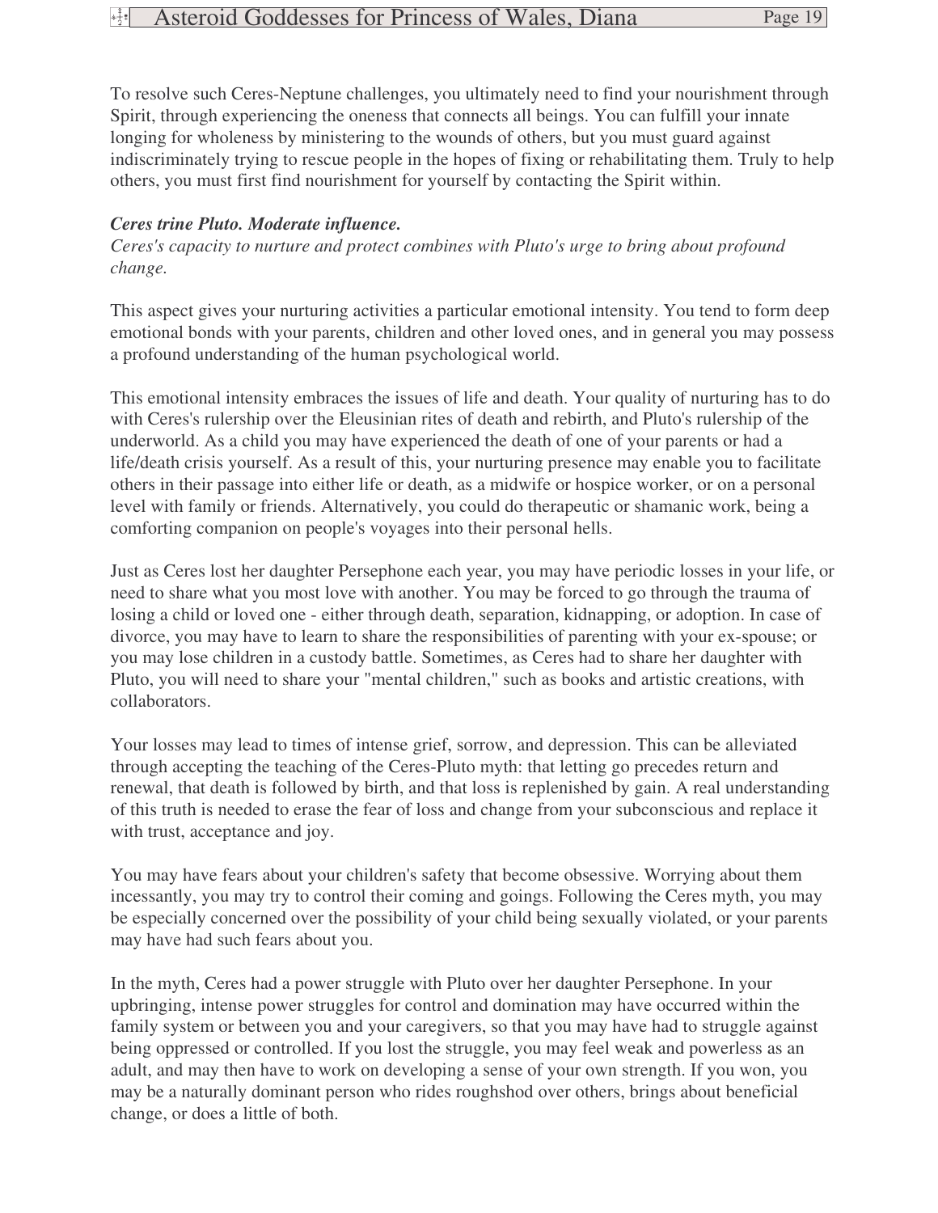To resolve such Ceres-Neptune challenges, you ultimately need to find your nourishment through Spirit, through experiencing the oneness that connects all beings. You can fulfill your innate longing for wholeness by ministering to the wounds of others, but you must guard against indiscriminately trying to rescue people in the hopes of fixing or rehabilitating them. Truly to help others, you must first find nourishment for yourself by contacting the Spirit within.

***Ceres trine Pluto. Moderate influence.***
*Ceres's capacity to nurture and protect combines with Pluto's urge to bring about profound change.*

This aspect gives your nurturing activities a particular emotional intensity. You tend to form deep emotional bonds with your parents, children and other loved ones, and in general you may possess a profound understanding of the human psychological world.

This emotional intensity embraces the issues of life and death. Your quality of nurturing has to do with Ceres's rulership over the Eleusinian rites of death and rebirth, and Pluto's rulership of the underworld. As a child you may have experienced the death of one of your parents or had a life/death crisis yourself. As a result of this, your nurturing presence may enable you to facilitate others in their passage into either life or death, as a midwife or hospice worker, or on a personal level with family or friends. Alternatively, you could do therapeutic or shamanic work, being a comforting companion on people's voyages into their personal hells.

Just as Ceres lost her daughter Persephone each year, you may have periodic losses in your life, or need to share what you most love with another. You may be forced to go through the trauma of losing a child or loved one - either through death, separation, kidnapping, or adoption. In case of divorce, you may have to learn to share the responsibilities of parenting with your ex-spouse; or you may lose children in a custody battle. Sometimes, as Ceres had to share her daughter with Pluto, you will need to share your "mental children," such as books and artistic creations, with collaborators.

Your losses may lead to times of intense grief, sorrow, and depression. This can be alleviated through accepting the teaching of the Ceres-Pluto myth: that letting go precedes return and renewal, that death is followed by birth, and that loss is replenished by gain. A real understanding of this truth is needed to erase the fear of loss and change from your subconscious and replace it with trust, acceptance and joy.

You may have fears about your children's safety that become obsessive. Worrying about them incessantly, you may try to control their coming and goings. Following the Ceres myth, you may be especially concerned over the possibility of your child being sexually violated, or your parents may have had such fears about you.

In the myth, Ceres had a power struggle with Pluto over her daughter Persephone. In your upbringing, intense power struggles for control and domination may have occurred within the family system or between you and your caregivers, so that you may have had to struggle against being oppressed or controlled. If you lost the struggle, you may feel weak and powerless as an adult, and may then have to work on developing a sense of your own strength. If you won, you may be a naturally dominant person who rides roughshod over others, brings about beneficial change, or does a little of both.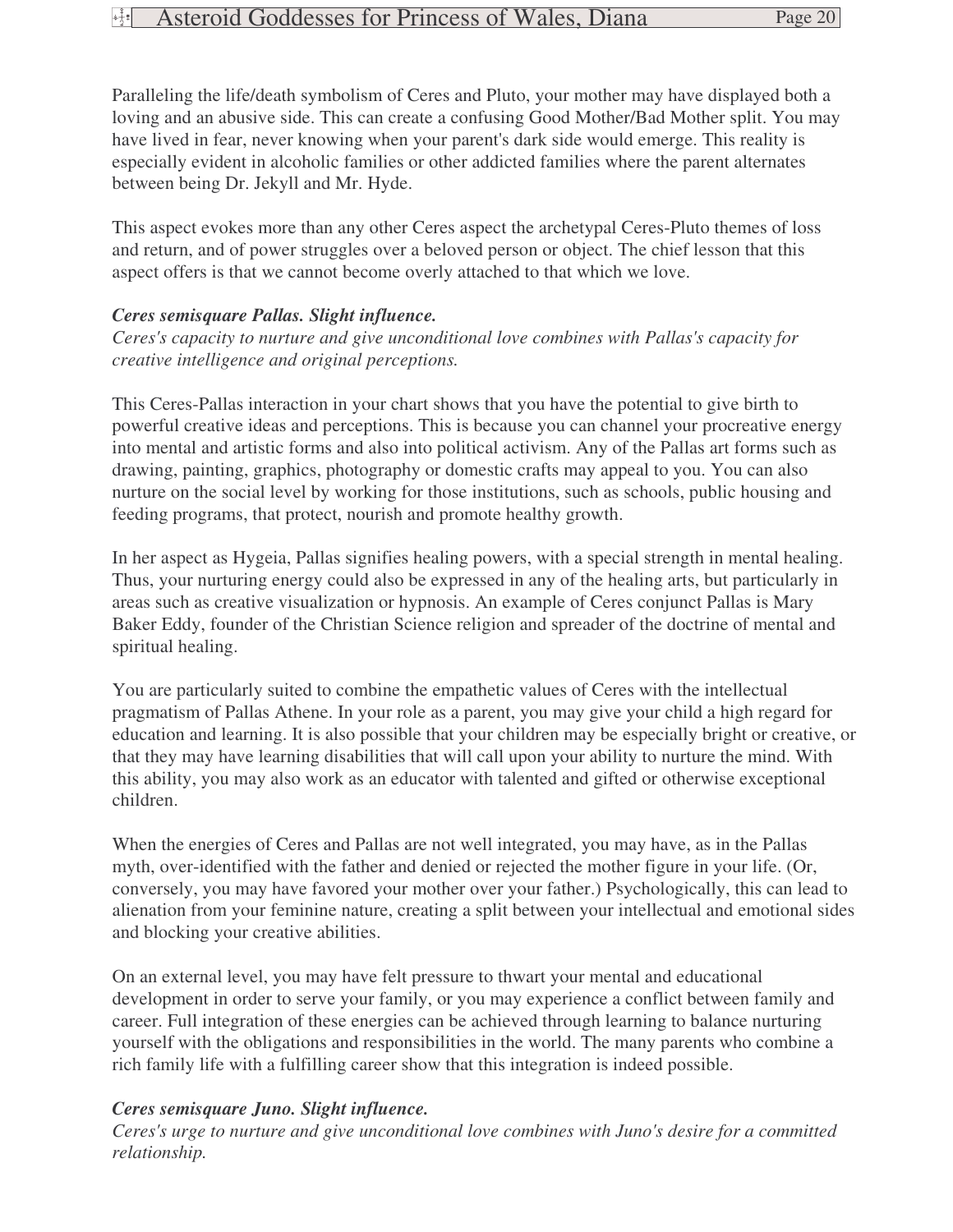Paralleling the life/death symbolism of Ceres and Pluto, your mother may have displayed both a loving and an abusive side. This can create a confusing Good Mother/Bad Mother split. You may have lived in fear, never knowing when your parent's dark side would emerge. This reality is especially evident in alcoholic families or other addicted families where the parent alternates between being Dr. Jekyll and Mr. Hyde.

This aspect evokes more than any other Ceres aspect the archetypal Ceres-Pluto themes of loss and return, and of power struggles over a beloved person or object. The chief lesson that this aspect offers is that we cannot become overly attached to that which we love.

***Ceres semisquare Pallas. Slight influence.***
*Ceres's capacity to nurture and give unconditional love combines with Pallas's capacity for creative intelligence and original perceptions.*

This Ceres-Pallas interaction in your chart shows that you have the potential to give birth to powerful creative ideas and perceptions. This is because you can channel your procreative energy into mental and artistic forms and also into political activism. Any of the Pallas art forms such as drawing, painting, graphics, photography or domestic crafts may appeal to you. You can also nurture on the social level by working for those institutions, such as schools, public housing and feeding programs, that protect, nourish and promote healthy growth.

In her aspect as Hygeia, Pallas signifies healing powers, with a special strength in mental healing. Thus, your nurturing energy could also be expressed in any of the healing arts, but particularly in areas such as creative visualization or hypnosis. An example of Ceres conjunct Pallas is Mary Baker Eddy, founder of the Christian Science religion and spreader of the doctrine of mental and spiritual healing.

You are particularly suited to combine the empathetic values of Ceres with the intellectual pragmatism of Pallas Athene. In your role as a parent, you may give your child a high regard for education and learning. It is also possible that your children may be especially bright or creative, or that they may have learning disabilities that will call upon your ability to nurture the mind. With this ability, you may also work as an educator with talented and gifted or otherwise exceptional children.

When the energies of Ceres and Pallas are not well integrated, you may have, as in the Pallas myth, over-identified with the father and denied or rejected the mother figure in your life. (Or, conversely, you may have favored your mother over your father.) Psychologically, this can lead to alienation from your feminine nature, creating a split between your intellectual and emotional sides and blocking your creative abilities.

On an external level, you may have felt pressure to thwart your mental and educational development in order to serve your family, or you may experience a conflict between family and career. Full integration of these energies can be achieved through learning to balance nurturing yourself with the obligations and responsibilities in the world. The many parents who combine a rich family life with a fulfilling career show that this integration is indeed possible.

***Ceres semisquare Juno. Slight influence.***
*Ceres's urge to nurture and give unconditional love combines with Juno's desire for a committed relationship.*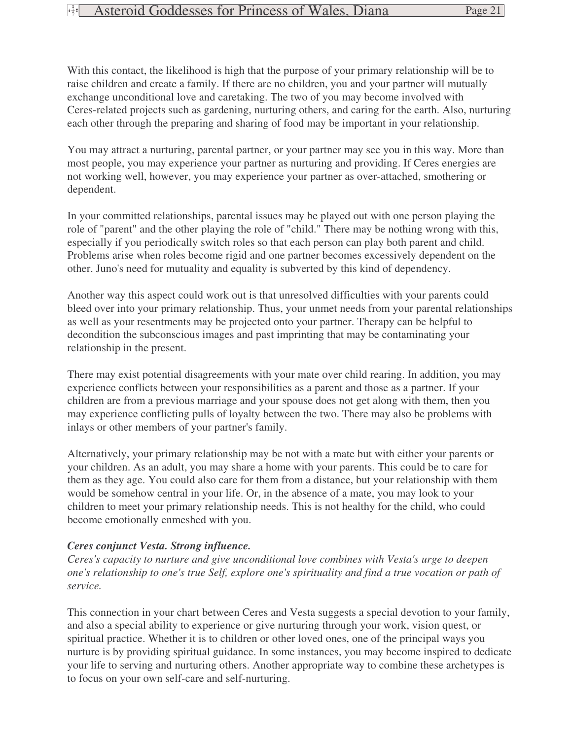With this contact, the likelihood is high that the purpose of your primary relationship will be to raise children and create a family. If there are no children, you and your partner will mutually exchange unconditional love and caretaking. The two of you may become involved with Ceres-related projects such as gardening, nurturing others, and caring for the earth. Also, nurturing each other through the preparing and sharing of food may be important in your relationship.

You may attract a nurturing, parental partner, or your partner may see you in this way. More than most people, you may experience your partner as nurturing and providing. If Ceres energies are not working well, however, you may experience your partner as over-attached, smothering or dependent.

In your committed relationships, parental issues may be played out with one person playing the role of "parent" and the other playing the role of "child." There may be nothing wrong with this, especially if you periodically switch roles so that each person can play both parent and child. Problems arise when roles become rigid and one partner becomes excessively dependent on the other. Juno's need for mutuality and equality is subverted by this kind of dependency.

Another way this aspect could work out is that unresolved difficulties with your parents could bleed over into your primary relationship. Thus, your unmet needs from your parental relationships as well as your resentments may be projected onto your partner. Therapy can be helpful to decondition the subconscious images and past imprinting that may be contaminating your relationship in the present.

There may exist potential disagreements with your mate over child rearing. In addition, you may experience conflicts between your responsibilities as a parent and those as a partner. If your children are from a previous marriage and your spouse does not get along with them, then you may experience conflicting pulls of loyalty between the two. There may also be problems with inlays or other members of your partner's family.

Alternatively, your primary relationship may be not with a mate but with either your parents or your children. As an adult, you may share a home with your parents. This could be to care for them as they age. You could also care for them from a distance, but your relationship with them would be somehow central in your life. Or, in the absence of a mate, you may look to your children to meet your primary relationship needs. This is not healthy for the child, who could become emotionally enmeshed with you.

***Ceres conjunct Vesta. Strong influence.***
*Ceres's capacity to nurture and give unconditional love combines with Vesta's urge to deepen one's relationship to one's true Self, explore one's spirituality and find a true vocation or path of service.*

This connection in your chart between Ceres and Vesta suggests a special devotion to your family, and also a special ability to experience or give nurturing through your work, vision quest, or spiritual practice. Whether it is to children or other loved ones, one of the principal ways you nurture is by providing spiritual guidance. In some instances, you may become inspired to dedicate your life to serving and nurturing others. Another appropriate way to combine these archetypes is to focus on your own self-care and self-nurturing.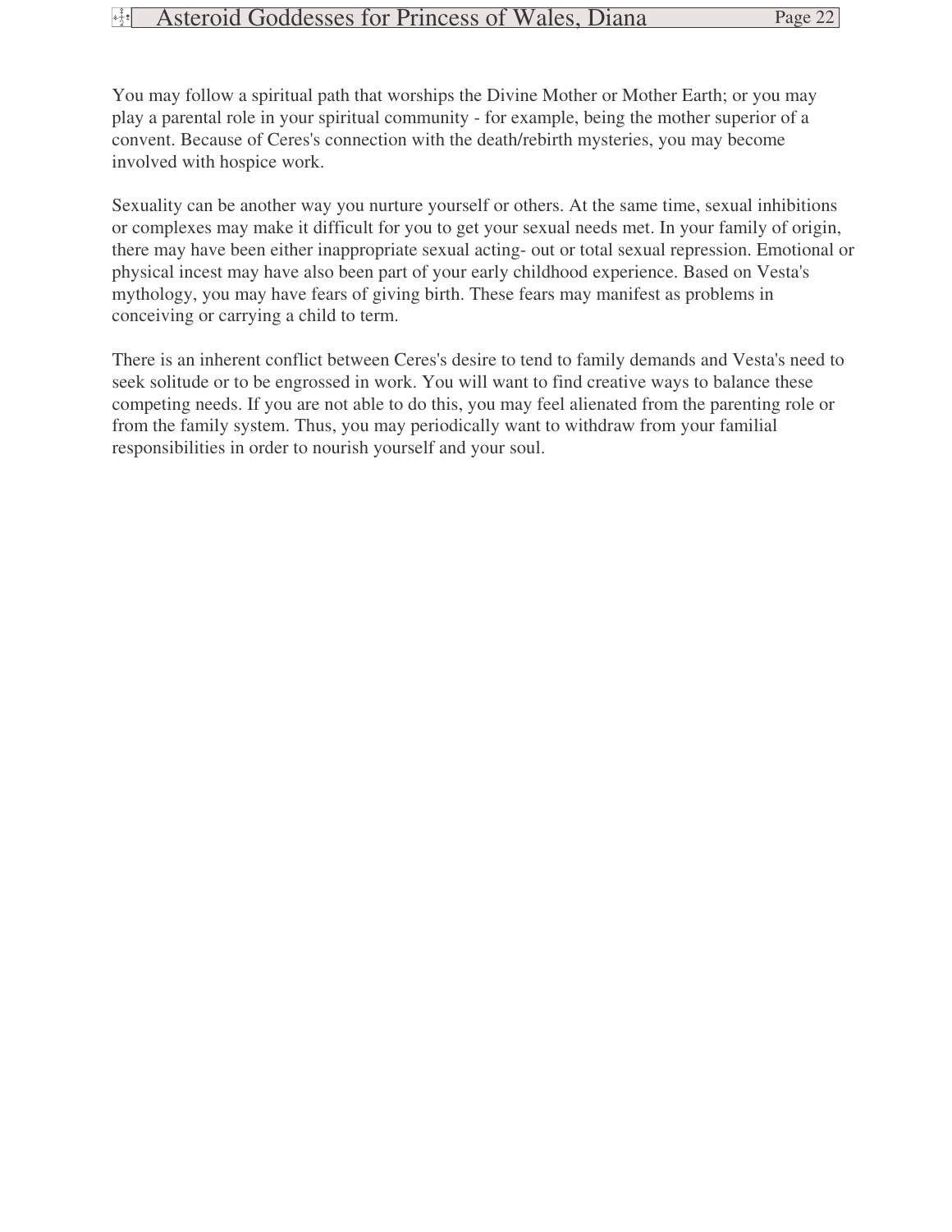You may follow a spiritual path that worships the Divine Mother or Mother Earth; or you may play a parental role in your spiritual community - for example, being the mother superior of a convent. Because of Ceres's connection with the death/rebirth mysteries, you may become involved with hospice work.

Sexuality can be another way you nurture yourself or others. At the same time, sexual inhibitions or complexes may make it difficult for you to get your sexual needs met. In your family of origin, there may have been either inappropriate sexual acting- out or total sexual repression. Emotional or physical incest may have also been part of your early childhood experience. Based on Vesta's mythology, you may have fears of giving birth. These fears may manifest as problems in conceiving or carrying a child to term.

There is an inherent conflict between Ceres's desire to tend to family demands and Vesta's need to seek solitude or to be engrossed in work. You will want to find creative ways to balance these competing needs. If you are not able to do this, you may feel alienated from the parenting role or from the family system. Thus, you may periodically want to withdraw from your familial responsibilities in order to nourish yourself and your soul.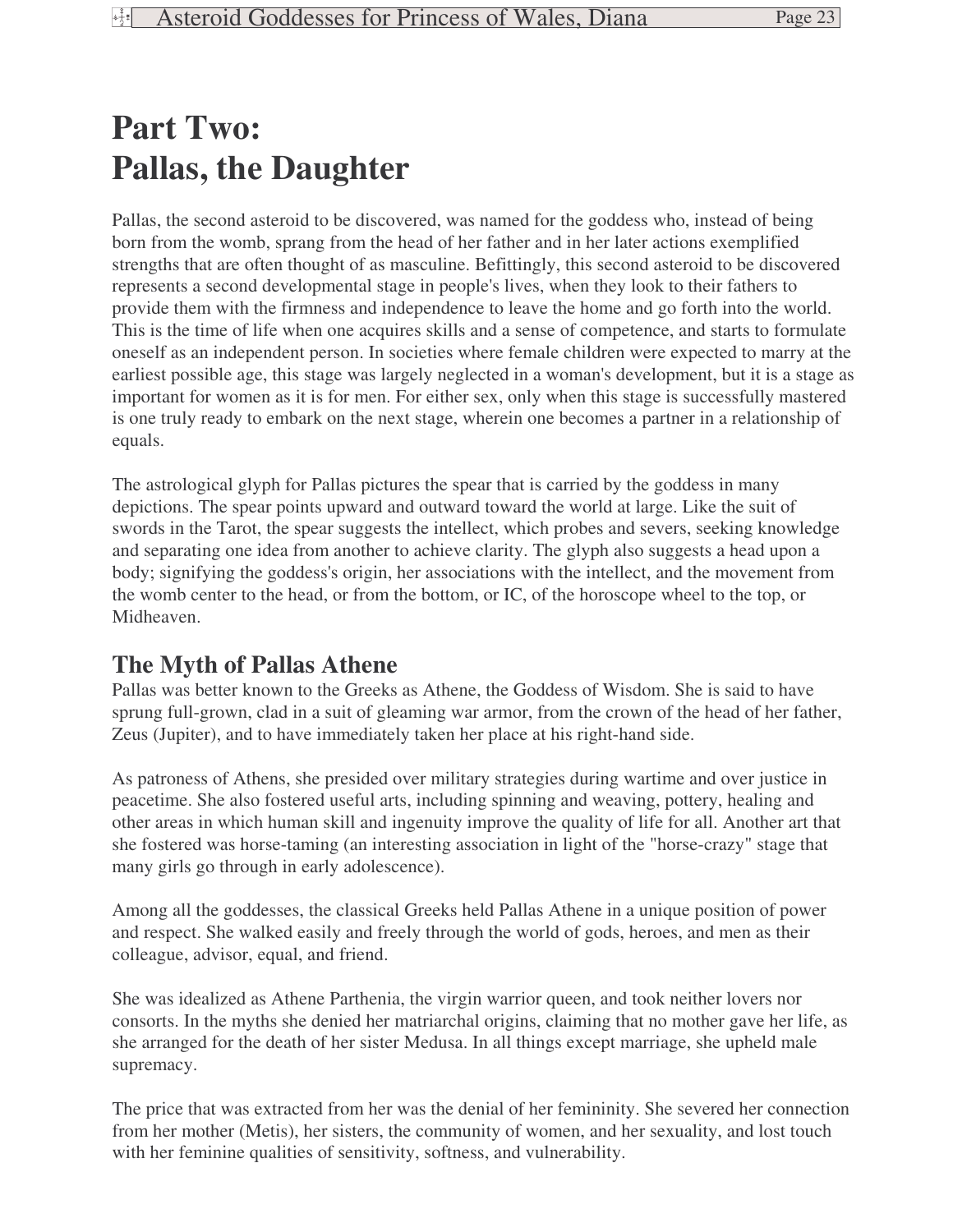# Part Two: Pallas, the Daughter

Pallas, the second asteroid to be discovered, was named for the goddess who, instead of being born from the womb, sprang from the head of her father and in her later actions exemplified strengths that are often thought of as masculine. Befittingly, this second asteroid to be discovered represents a second developmental stage in people's lives, when they look to their fathers to provide them with the firmness and independence to leave the home and go forth into the world. This is the time of life when one acquires skills and a sense of competence, and starts to formulate oneself as an independent person. In societies where female children were expected to marry at the earliest possible age, this stage was largely neglected in a woman's development, but it is a stage as important for women as it is for men. For either sex, only when this stage is successfully mastered is one truly ready to embark on the next stage, wherein one becomes a partner in a relationship of equals.

The astrological glyph for Pallas pictures the spear that is carried by the goddess in many depictions. The spear points upward and outward toward the world at large. Like the suit of swords in the Tarot, the spear suggests the intellect, which probes and severs, seeking knowledge and separating one idea from another to achieve clarity. The glyph also suggests a head upon a body; signifying the goddess's origin, her associations with the intellect, and the movement from the womb center to the head, or from the bottom, or IC, of the horoscope wheel to the top, or Midheaven.

## The Myth of Pallas Athene

Pallas was better known to the Greeks as Athene, the Goddess of Wisdom. She is said to have sprung full-grown, clad in a suit of gleaming war armor, from the crown of the head of her father, Zeus (Jupiter), and to have immediately taken her place at his right-hand side.

As patroness of Athens, she presided over military strategies during wartime and over justice in peacetime. She also fostered useful arts, including spinning and weaving, pottery, healing and other areas in which human skill and ingenuity improve the quality of life for all. Another art that she fostered was horse-taming (an interesting association in light of the "horse-crazy" stage that many girls go through in early adolescence).

Among all the goddesses, the classical Greeks held Pallas Athene in a unique position of power and respect. She walked easily and freely through the world of gods, heroes, and men as their colleague, advisor, equal, and friend.

She was idealized as Athene Parthenia, the virgin warrior queen, and took neither lovers nor consorts. In the myths she denied her matriarchal origins, claiming that no mother gave her life, as she arranged for the death of her sister Medusa. In all things except marriage, she upheld male supremacy.

The price that was extracted from her was the denial of her femininity. She severed her connection from her mother (Metis), her sisters, the community of women, and her sexuality, and lost touch with her feminine qualities of sensitivity, softness, and vulnerability.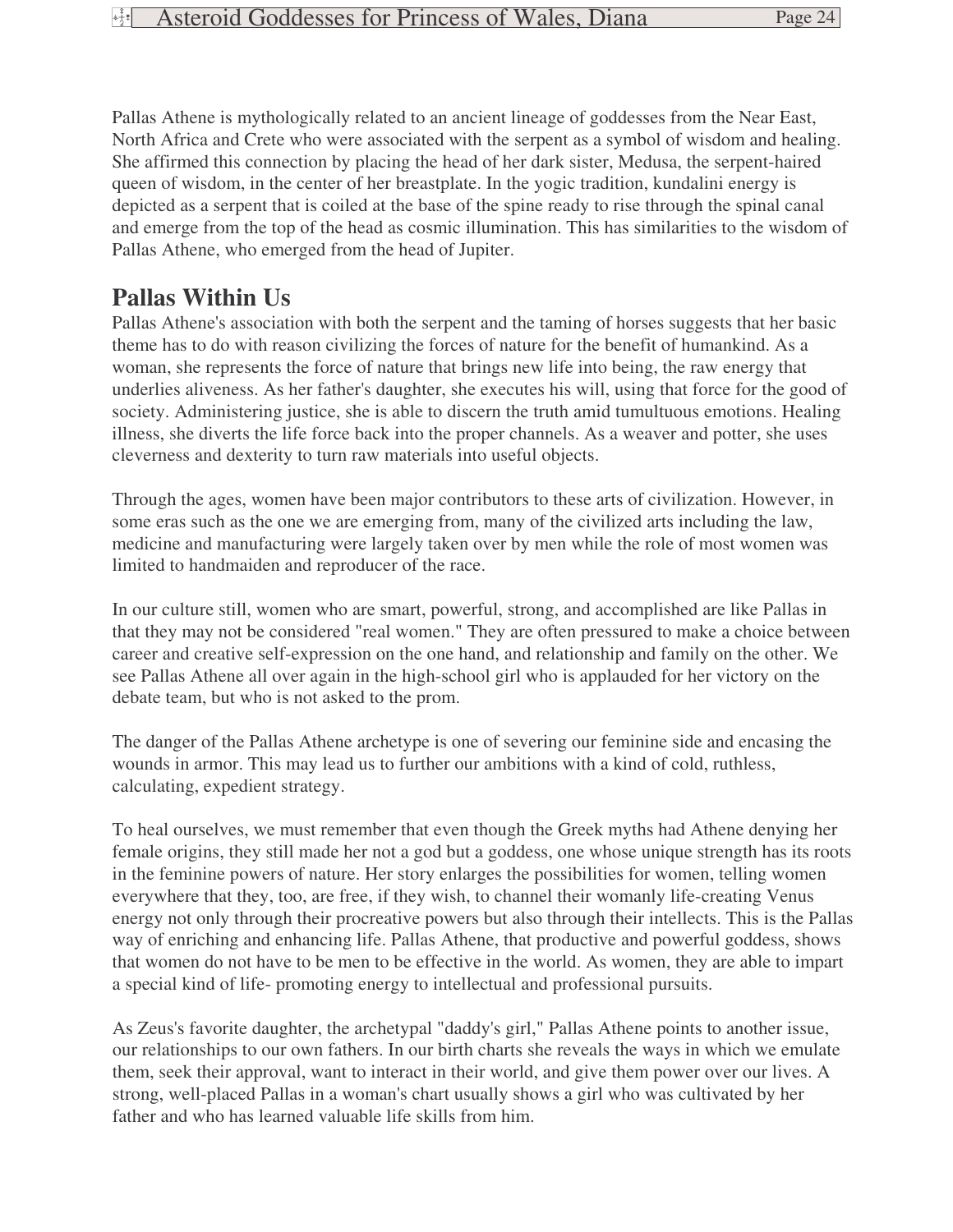Pallas Athene is mythologically related to an ancient lineage of goddesses from the Near East, North Africa and Crete who were associated with the serpent as a symbol of wisdom and healing. She affirmed this connection by placing the head of her dark sister, Medusa, the serpent-haired queen of wisdom, in the center of her breastplate. In the yogic tradition, kundalini energy is depicted as a serpent that is coiled at the base of the spine ready to rise through the spinal canal and emerge from the top of the head as cosmic illumination. This has similarities to the wisdom of Pallas Athene, who emerged from the head of Jupiter.

## Pallas Within Us

Pallas Athene's association with both the serpent and the taming of horses suggests that her basic theme has to do with reason civilizing the forces of nature for the benefit of humankind. As a woman, she represents the force of nature that brings new life into being, the raw energy that underlies aliveness. As her father's daughter, she executes his will, using that force for the good of society. Administering justice, she is able to discern the truth amid tumultuous emotions. Healing illness, she diverts the life force back into the proper channels. As a weaver and potter, she uses cleverness and dexterity to turn raw materials into useful objects.

Through the ages, women have been major contributors to these arts of civilization. However, in some eras such as the one we are emerging from, many of the civilized arts including the law, medicine and manufacturing were largely taken over by men while the role of most women was limited to handmaiden and reproducer of the race.

In our culture still, women who are smart, powerful, strong, and accomplished are like Pallas in that they may not be considered "real women." They are often pressured to make a choice between career and creative self-expression on the one hand, and relationship and family on the other. We see Pallas Athene all over again in the high-school girl who is applauded for her victory on the debate team, but who is not asked to the prom.

The danger of the Pallas Athene archetype is one of severing our feminine side and encasing the wounds in armor. This may lead us to further our ambitions with a kind of cold, ruthless, calculating, expedient strategy.

To heal ourselves, we must remember that even though the Greek myths had Athene denying her female origins, they still made her not a god but a goddess, one whose unique strength has its roots in the feminine powers of nature. Her story enlarges the possibilities for women, telling women everywhere that they, too, are free, if they wish, to channel their womanly life-creating Venus energy not only through their procreative powers but also through their intellects. This is the Pallas way of enriching and enhancing life. Pallas Athene, that productive and powerful goddess, shows that women do not have to be men to be effective in the world. As women, they are able to impart a special kind of life- promoting energy to intellectual and professional pursuits.

As Zeus's favorite daughter, the archetypal "daddy's girl," Pallas Athene points to another issue, our relationships to our own fathers. In our birth charts she reveals the ways in which we emulate them, seek their approval, want to interact in their world, and give them power over our lives. A strong, well-placed Pallas in a woman's chart usually shows a girl who was cultivated by her father and who has learned valuable life skills from him.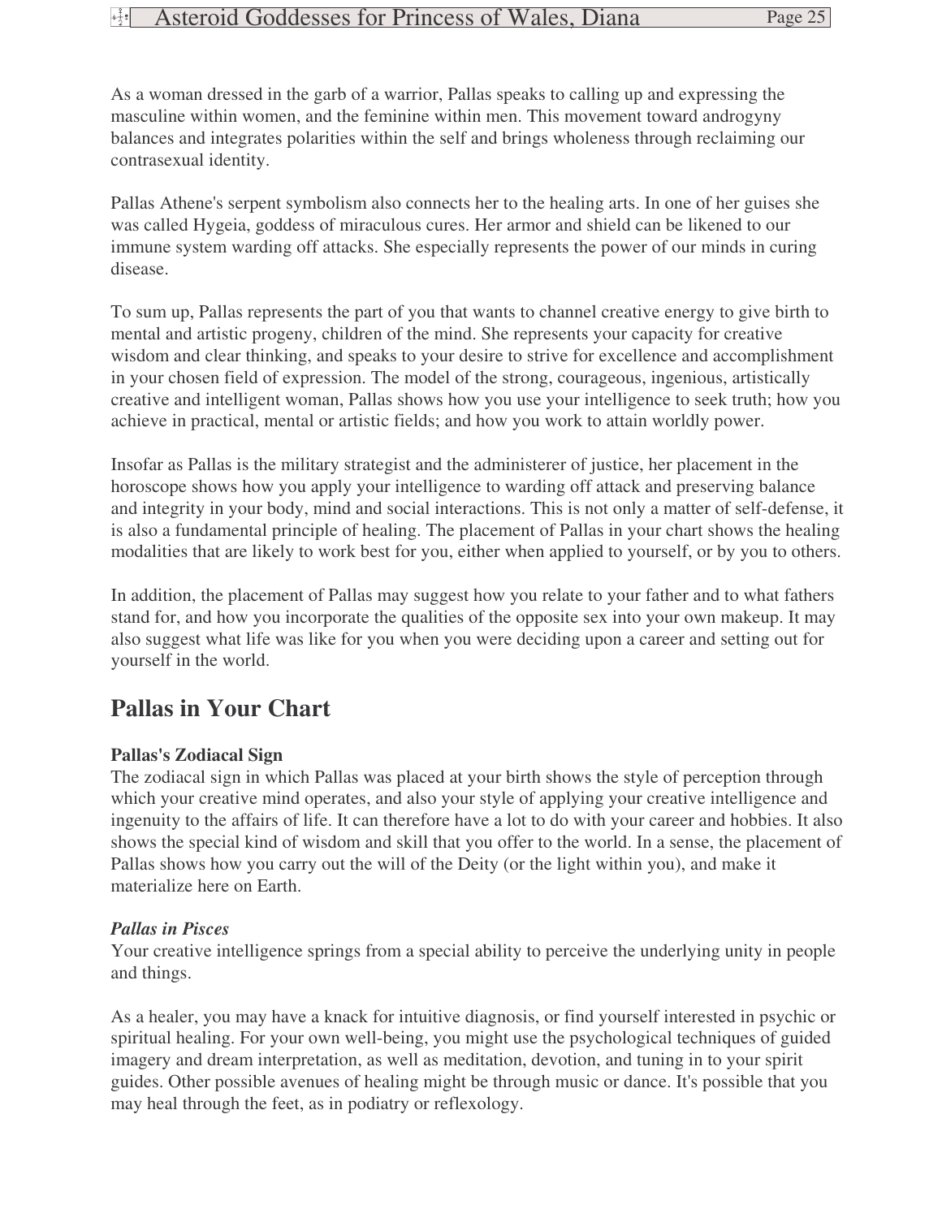As a woman dressed in the garb of a warrior, Pallas speaks to calling up and expressing the masculine within women, and the feminine within men. This movement toward androgyny balances and integrates polarities within the self and brings wholeness through reclaiming our contrasexual identity.

Pallas Athene's serpent symbolism also connects her to the healing arts. In one of her guises she was called Hygeia, goddess of miraculous cures. Her armor and shield can be likened to our immune system warding off attacks. She especially represents the power of our minds in curing disease.

To sum up, Pallas represents the part of you that wants to channel creative energy to give birth to mental and artistic progeny, children of the mind. She represents your capacity for creative wisdom and clear thinking, and speaks to your desire to strive for excellence and accomplishment in your chosen field of expression. The model of the strong, courageous, ingenious, artistically creative and intelligent woman, Pallas shows how you use your intelligence to seek truth; how you achieve in practical, mental or artistic fields; and how you work to attain worldly power.

Insofar as Pallas is the military strategist and the administerer of justice, her placement in the horoscope shows how you apply your intelligence to warding off attack and preserving balance and integrity in your body, mind and social interactions. This is not only a matter of self-defense, it is also a fundamental principle of healing. The placement of Pallas in your chart shows the healing modalities that are likely to work best for you, either when applied to yourself, or by you to others.

In addition, the placement of Pallas may suggest how you relate to your father and to what fathers stand for, and how you incorporate the qualities of the opposite sex into your own makeup. It may also suggest what life was like for you when you were deciding upon a career and setting out for yourself in the world.

## Pallas in Your Chart

**Pallas's Zodiacal Sign**
The zodiacal sign in which Pallas was placed at your birth shows the style of perception through which your creative mind operates, and also your style of applying your creative intelligence and ingenuity to the affairs of life. It can therefore have a lot to do with your career and hobbies. It also shows the special kind of wisdom and skill that you offer to the world. In a sense, the placement of Pallas shows how you carry out the will of the Deity (or the light within you), and make it materialize here on Earth.

***Pallas in Pisces***
Your creative intelligence springs from a special ability to perceive the underlying unity in people and things.

As a healer, you may have a knack for intuitive diagnosis, or find yourself interested in psychic or spiritual healing. For your own well-being, you might use the psychological techniques of guided imagery and dream interpretation, as well as meditation, devotion, and tuning in to your spirit guides. Other possible avenues of healing might be through music or dance. It's possible that you may heal through the feet, as in podiatry or reflexology.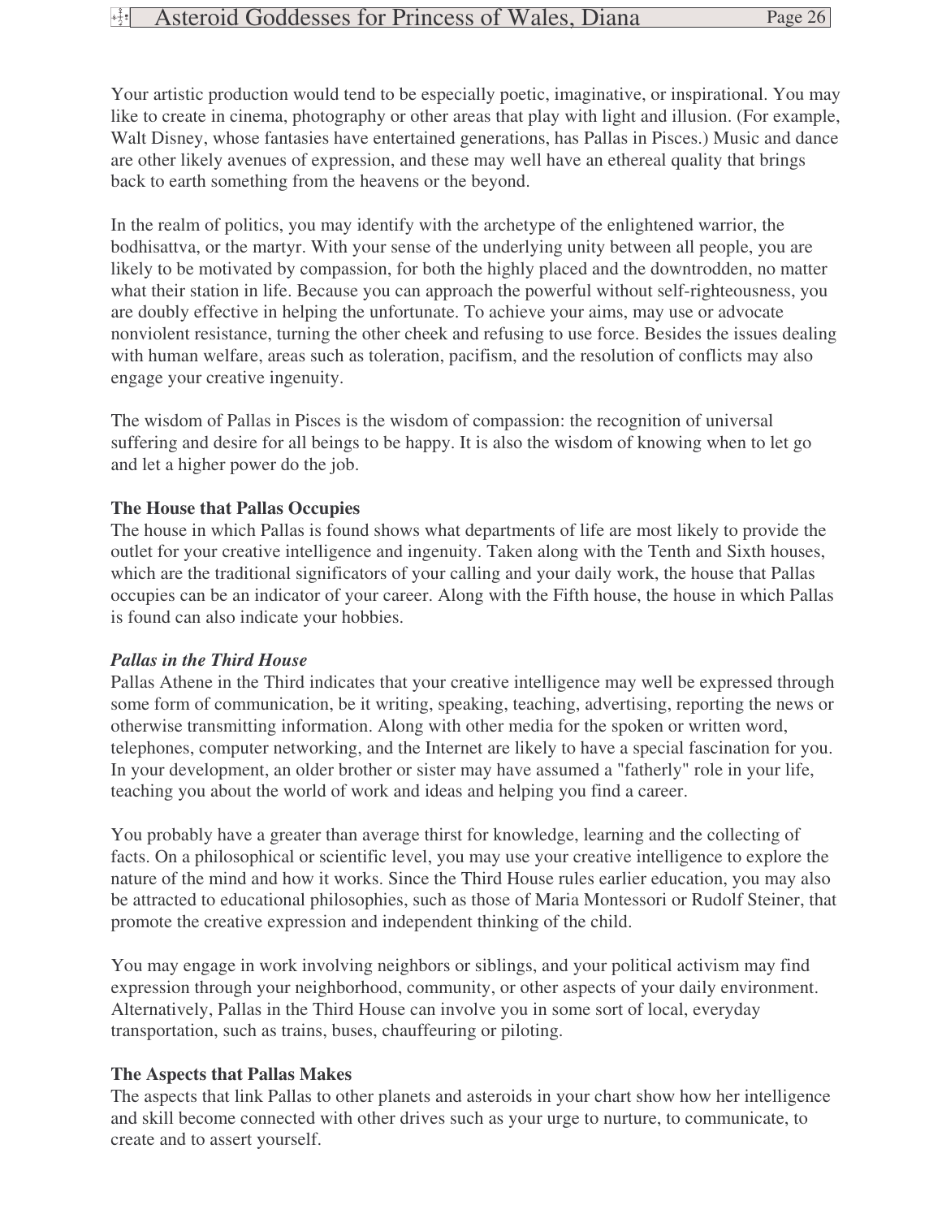Your artistic production would tend to be especially poetic, imaginative, or inspirational. You may like to create in cinema, photography or other areas that play with light and illusion. (For example, Walt Disney, whose fantasies have entertained generations, has Pallas in Pisces.) Music and dance are other likely avenues of expression, and these may well have an ethereal quality that brings back to earth something from the heavens or the beyond.

In the realm of politics, you may identify with the archetype of the enlightened warrior, the bodhisattva, or the martyr. With your sense of the underlying unity between all people, you are likely to be motivated by compassion, for both the highly placed and the downtrodden, no matter what their station in life. Because you can approach the powerful without self-righteousness, you are doubly effective in helping the unfortunate. To achieve your aims, may use or advocate nonviolent resistance, turning the other cheek and refusing to use force. Besides the issues dealing with human welfare, areas such as toleration, pacifism, and the resolution of conflicts may also engage your creative ingenuity.

The wisdom of Pallas in Pisces is the wisdom of compassion: the recognition of universal suffering and desire for all beings to be happy. It is also the wisdom of knowing when to let go and let a higher power do the job.

**The House that Pallas Occupies**

The house in which Pallas is found shows what departments of life are most likely to provide the outlet for your creative intelligence and ingenuity. Taken along with the Tenth and Sixth houses, which are the traditional significators of your calling and your daily work, the house that Pallas occupies can be an indicator of your career. Along with the Fifth house, the house in which Pallas is found can also indicate your hobbies.

***Pallas in the Third House***

Pallas Athene in the Third indicates that your creative intelligence may well be expressed through some form of communication, be it writing, speaking, teaching, advertising, reporting the news or otherwise transmitting information. Along with other media for the spoken or written word, telephones, computer networking, and the Internet are likely to have a special fascination for you. In your development, an older brother or sister may have assumed a "fatherly" role in your life, teaching you about the world of work and ideas and helping you find a career.

You probably have a greater than average thirst for knowledge, learning and the collecting of facts. On a philosophical or scientific level, you may use your creative intelligence to explore the nature of the mind and how it works. Since the Third House rules earlier education, you may also be attracted to educational philosophies, such as those of Maria Montessori or Rudolf Steiner, that promote the creative expression and independent thinking of the child.

You may engage in work involving neighbors or siblings, and your political activism may find expression through your neighborhood, community, or other aspects of your daily environment. Alternatively, Pallas in the Third House can involve you in some sort of local, everyday transportation, such as trains, buses, chauffeuring or piloting.

**The Aspects that Pallas Makes**

The aspects that link Pallas to other planets and asteroids in your chart show how her intelligence and skill become connected with other drives such as your urge to nurture, to communicate, to create and to assert yourself.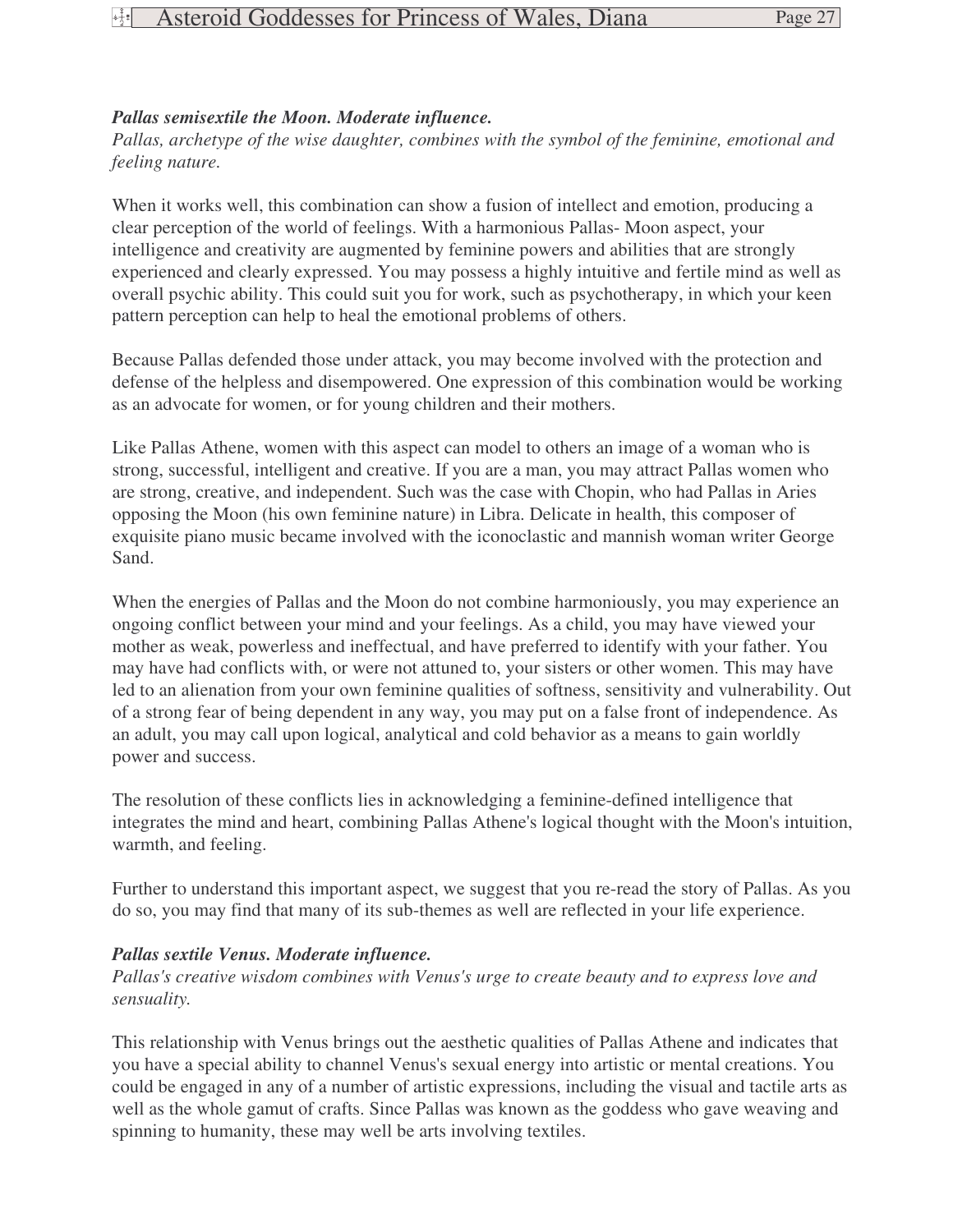***Pallas semisextile the Moon. Moderate influence.***

*Pallas, archetype of the wise daughter, combines with the symbol of the feminine, emotional and feeling nature.*

When it works well, this combination can show a fusion of intellect and emotion, producing a clear perception of the world of feelings. With a harmonious Pallas- Moon aspect, your intelligence and creativity are augmented by feminine powers and abilities that are strongly experienced and clearly expressed. You may possess a highly intuitive and fertile mind as well as overall psychic ability. This could suit you for work, such as psychotherapy, in which your keen pattern perception can help to heal the emotional problems of others.

Because Pallas defended those under attack, you may become involved with the protection and defense of the helpless and disempowered. One expression of this combination would be working as an advocate for women, or for young children and their mothers.

Like Pallas Athene, women with this aspect can model to others an image of a woman who is strong, successful, intelligent and creative. If you are a man, you may attract Pallas women who are strong, creative, and independent. Such was the case with Chopin, who had Pallas in Aries opposing the Moon (his own feminine nature) in Libra. Delicate in health, this composer of exquisite piano music became involved with the iconoclastic and mannish woman writer George Sand.

When the energies of Pallas and the Moon do not combine harmoniously, you may experience an ongoing conflict between your mind and your feelings. As a child, you may have viewed your mother as weak, powerless and ineffectual, and have preferred to identify with your father. You may have had conflicts with, or were not attuned to, your sisters or other women. This may have led to an alienation from your own feminine qualities of softness, sensitivity and vulnerability. Out of a strong fear of being dependent in any way, you may put on a false front of independence. As an adult, you may call upon logical, analytical and cold behavior as a means to gain worldly power and success.

The resolution of these conflicts lies in acknowledging a feminine-defined intelligence that integrates the mind and heart, combining Pallas Athene's logical thought with the Moon's intuition, warmth, and feeling.

Further to understand this important aspect, we suggest that you re-read the story of Pallas. As you do so, you may find that many of its sub-themes as well are reflected in your life experience.

***Pallas sextile Venus. Moderate influence.***

*Pallas's creative wisdom combines with Venus's urge to create beauty and to express love and sensuality.*

This relationship with Venus brings out the aesthetic qualities of Pallas Athene and indicates that you have a special ability to channel Venus's sexual energy into artistic or mental creations. You could be engaged in any of a number of artistic expressions, including the visual and tactile arts as well as the whole gamut of crafts. Since Pallas was known as the goddess who gave weaving and spinning to humanity, these may well be arts involving textiles.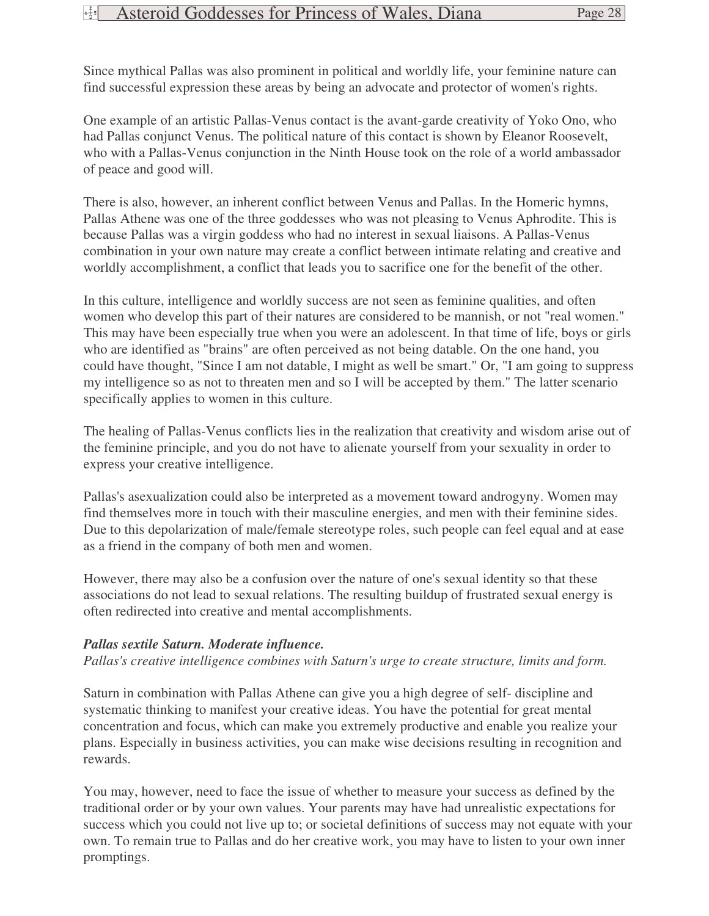Since mythical Pallas was also prominent in political and worldly life, your feminine nature can find successful expression these areas by being an advocate and protector of women's rights.

One example of an artistic Pallas-Venus contact is the avant-garde creativity of Yoko Ono, who had Pallas conjunct Venus. The political nature of this contact is shown by Eleanor Roosevelt, who with a Pallas-Venus conjunction in the Ninth House took on the role of a world ambassador of peace and good will.

There is also, however, an inherent conflict between Venus and Pallas. In the Homeric hymns, Pallas Athene was one of the three goddesses who was not pleasing to Venus Aphrodite. This is because Pallas was a virgin goddess who had no interest in sexual liaisons. A Pallas-Venus combination in your own nature may create a conflict between intimate relating and creative and worldly accomplishment, a conflict that leads you to sacrifice one for the benefit of the other.

In this culture, intelligence and worldly success are not seen as feminine qualities, and often women who develop this part of their natures are considered to be mannish, or not "real women." This may have been especially true when you were an adolescent. In that time of life, boys or girls who are identified as "brains" are often perceived as not being datable. On the one hand, you could have thought, "Since I am not datable, I might as well be smart." Or, "I am going to suppress my intelligence so as not to threaten men and so I will be accepted by them." The latter scenario specifically applies to women in this culture.

The healing of Pallas-Venus conflicts lies in the realization that creativity and wisdom arise out of the feminine principle, and you do not have to alienate yourself from your sexuality in order to express your creative intelligence.

Pallas's asexualization could also be interpreted as a movement toward androgyny. Women may find themselves more in touch with their masculine energies, and men with their feminine sides. Due to this depolarization of male/female stereotype roles, such people can feel equal and at ease as a friend in the company of both men and women.

However, there may also be a confusion over the nature of one's sexual identity so that these associations do not lead to sexual relations. The resulting buildup of frustrated sexual energy is often redirected into creative and mental accomplishments.

***Pallas sextile Saturn. Moderate influence.***

*Pallas's creative intelligence combines with Saturn's urge to create structure, limits and form.*

Saturn in combination with Pallas Athene can give you a high degree of self- discipline and systematic thinking to manifest your creative ideas. You have the potential for great mental concentration and focus, which can make you extremely productive and enable you realize your plans. Especially in business activities, you can make wise decisions resulting in recognition and rewards.

You may, however, need to face the issue of whether to measure your success as defined by the traditional order or by your own values. Your parents may have had unrealistic expectations for success which you could not live up to; or societal definitions of success may not equate with your own. To remain true to Pallas and do her creative work, you may have to listen to your own inner promptings.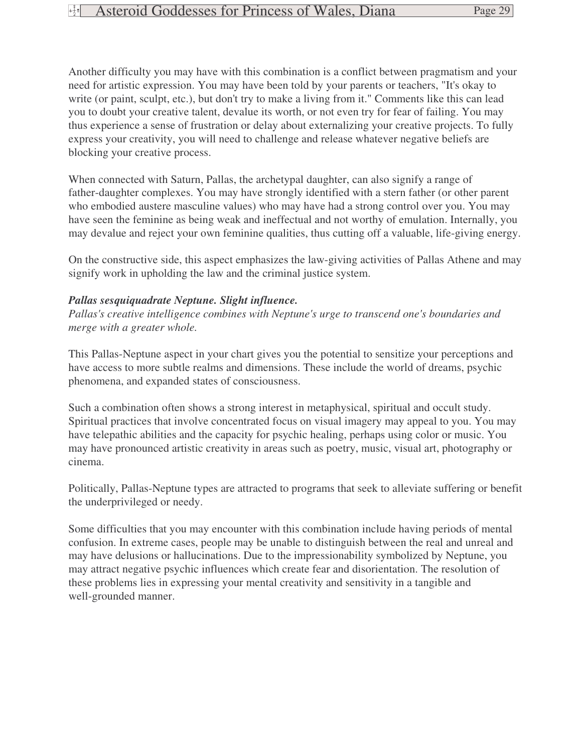Another difficulty you may have with this combination is a conflict between pragmatism and your need for artistic expression. You may have been told by your parents or teachers, "It's okay to write (or paint, sculpt, etc.), but don't try to make a living from it." Comments like this can lead you to doubt your creative talent, devalue its worth, or not even try for fear of failing. You may thus experience a sense of frustration or delay about externalizing your creative projects. To fully express your creativity, you will need to challenge and release whatever negative beliefs are blocking your creative process.

When connected with Saturn, Pallas, the archetypal daughter, can also signify a range of father-daughter complexes. You may have strongly identified with a stern father (or other parent who embodied austere masculine values) who may have had a strong control over you. You may have seen the feminine as being weak and ineffectual and not worthy of emulation. Internally, you may devalue and reject your own feminine qualities, thus cutting off a valuable, life-giving energy.

On the constructive side, this aspect emphasizes the law-giving activities of Pallas Athene and may signify work in upholding the law and the criminal justice system.

***Pallas sesquiquadrate Neptune. Slight influence.***
*Pallas's creative intelligence combines with Neptune's urge to transcend one's boundaries and merge with a greater whole.*

This Pallas-Neptune aspect in your chart gives you the potential to sensitize your perceptions and have access to more subtle realms and dimensions. These include the world of dreams, psychic phenomena, and expanded states of consciousness.

Such a combination often shows a strong interest in metaphysical, spiritual and occult study. Spiritual practices that involve concentrated focus on visual imagery may appeal to you. You may have telepathic abilities and the capacity for psychic healing, perhaps using color or music. You may have pronounced artistic creativity in areas such as poetry, music, visual art, photography or cinema.

Politically, Pallas-Neptune types are attracted to programs that seek to alleviate suffering or benefit the underprivileged or needy.

Some difficulties that you may encounter with this combination include having periods of mental confusion. In extreme cases, people may be unable to distinguish between the real and unreal and may have delusions or hallucinations. Due to the impressionability symbolized by Neptune, you may attract negative psychic influences which create fear and disorientation. The resolution of these problems lies in expressing your mental creativity and sensitivity in a tangible and well-grounded manner.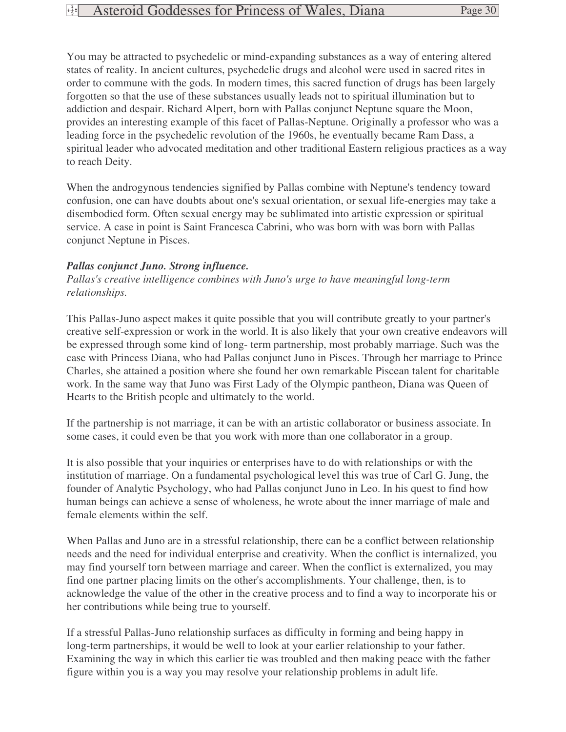You may be attracted to psychedelic or mind-expanding substances as a way of entering altered states of reality. In ancient cultures, psychedelic drugs and alcohol were used in sacred rites in order to commune with the gods. In modern times, this sacred function of drugs has been largely forgotten so that the use of these substances usually leads not to spiritual illumination but to addiction and despair. Richard Alpert, born with Pallas conjunct Neptune square the Moon, provides an interesting example of this facet of Pallas-Neptune. Originally a professor who was a leading force in the psychedelic revolution of the 1960s, he eventually became Ram Dass, a spiritual leader who advocated meditation and other traditional Eastern religious practices as a way to reach Deity.

When the androgynous tendencies signified by Pallas combine with Neptune's tendency toward confusion, one can have doubts about one's sexual orientation, or sexual life-energies may take a disembodied form. Often sexual energy may be sublimated into artistic expression or spiritual service. A case in point is Saint Francesca Cabrini, who was born with was born with Pallas conjunct Neptune in Pisces.

***Pallas conjunct Juno. Strong influence.***
*Pallas's creative intelligence combines with Juno's urge to have meaningful long-term relationships.*

This Pallas-Juno aspect makes it quite possible that you will contribute greatly to your partner's creative self-expression or work in the world. It is also likely that your own creative endeavors will be expressed through some kind of long- term partnership, most probably marriage. Such was the case with Princess Diana, who had Pallas conjunct Juno in Pisces. Through her marriage to Prince Charles, she attained a position where she found her own remarkable Piscean talent for charitable work. In the same way that Juno was First Lady of the Olympic pantheon, Diana was Queen of Hearts to the British people and ultimately to the world.

If the partnership is not marriage, it can be with an artistic collaborator or business associate. In some cases, it could even be that you work with more than one collaborator in a group.

It is also possible that your inquiries or enterprises have to do with relationships or with the institution of marriage. On a fundamental psychological level this was true of Carl G. Jung, the founder of Analytic Psychology, who had Pallas conjunct Juno in Leo. In his quest to find how human beings can achieve a sense of wholeness, he wrote about the inner marriage of male and female elements within the self.

When Pallas and Juno are in a stressful relationship, there can be a conflict between relationship needs and the need for individual enterprise and creativity. When the conflict is internalized, you may find yourself torn between marriage and career. When the conflict is externalized, you may find one partner placing limits on the other's accomplishments. Your challenge, then, is to acknowledge the value of the other in the creative process and to find a way to incorporate his or her contributions while being true to yourself.

If a stressful Pallas-Juno relationship surfaces as difficulty in forming and being happy in long-term partnerships, it would be well to look at your earlier relationship to your father. Examining the way in which this earlier tie was troubled and then making peace with the father figure within you is a way you may resolve your relationship problems in adult life.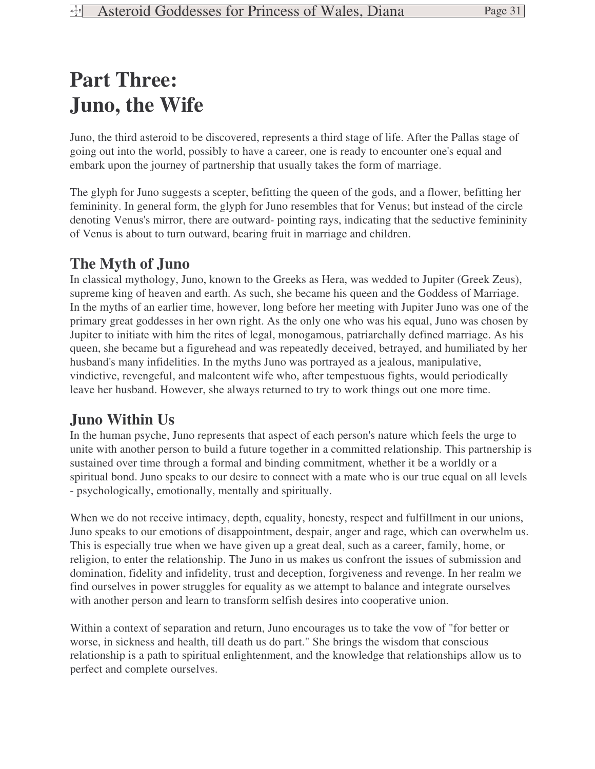# Part Three: Juno, the Wife

Juno, the third asteroid to be discovered, represents a third stage of life. After the Pallas stage of going out into the world, possibly to have a career, one is ready to encounter one's equal and embark upon the journey of partnership that usually takes the form of marriage.

The glyph for Juno suggests a scepter, befitting the queen of the gods, and a flower, befitting her femininity. In general form, the glyph for Juno resembles that for Venus; but instead of the circle denoting Venus's mirror, there are outward- pointing rays, indicating that the seductive femininity of Venus is about to turn outward, bearing fruit in marriage and children.

## The Myth of Juno

In classical mythology, Juno, known to the Greeks as Hera, was wedded to Jupiter (Greek Zeus), supreme king of heaven and earth. As such, she became his queen and the Goddess of Marriage. In the myths of an earlier time, however, long before her meeting with Jupiter Juno was one of the primary great goddesses in her own right. As the only one who was his equal, Juno was chosen by Jupiter to initiate with him the rites of legal, monogamous, patriarchally defined marriage. As his queen, she became but a figurehead and was repeatedly deceived, betrayed, and humiliated by her husband's many infidelities. In the myths Juno was portrayed as a jealous, manipulative, vindictive, revengeful, and malcontent wife who, after tempestuous fights, would periodically leave her husband. However, she always returned to try to work things out one more time.

## Juno Within Us

In the human psyche, Juno represents that aspect of each person's nature which feels the urge to unite with another person to build a future together in a committed relationship. This partnership is sustained over time through a formal and binding commitment, whether it be a worldly or a spiritual bond. Juno speaks to our desire to connect with a mate who is our true equal on all levels - psychologically, emotionally, mentally and spiritually.

When we do not receive intimacy, depth, equality, honesty, respect and fulfillment in our unions, Juno speaks to our emotions of disappointment, despair, anger and rage, which can overwhelm us. This is especially true when we have given up a great deal, such as a career, family, home, or religion, to enter the relationship. The Juno in us makes us confront the issues of submission and domination, fidelity and infidelity, trust and deception, forgiveness and revenge. In her realm we find ourselves in power struggles for equality as we attempt to balance and integrate ourselves with another person and learn to transform selfish desires into cooperative union.

Within a context of separation and return, Juno encourages us to take the vow of "for better or worse, in sickness and health, till death us do part." She brings the wisdom that conscious relationship is a path to spiritual enlightenment, and the knowledge that relationships allow us to perfect and complete ourselves.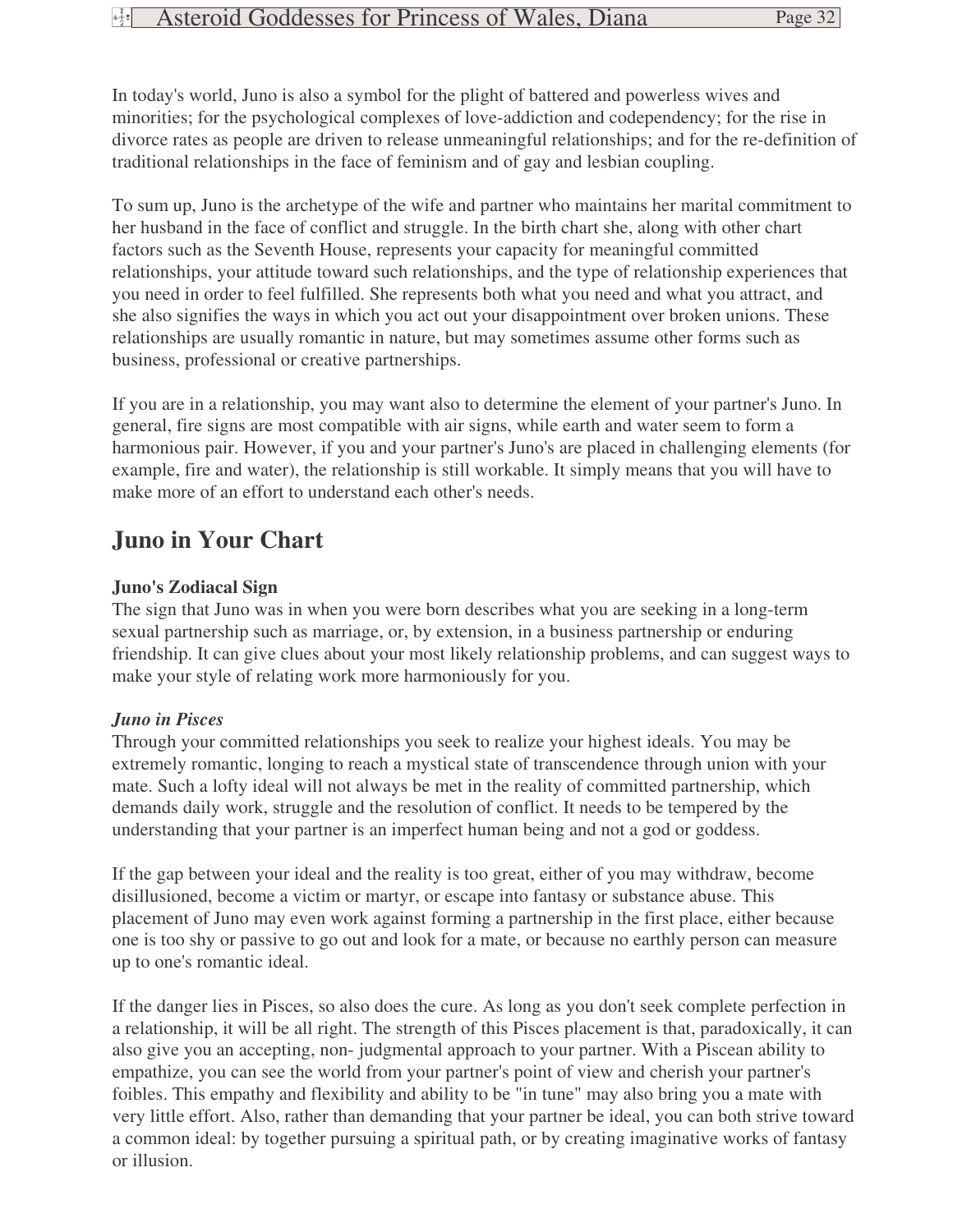In today's world, Juno is also a symbol for the plight of battered and powerless wives and minorities; for the psychological complexes of love-addiction and codependency; for the rise in divorce rates as people are driven to release unmeaningful relationships; and for the re-definition of traditional relationships in the face of feminism and of gay and lesbian coupling.

To sum up, Juno is the archetype of the wife and partner who maintains her marital commitment to her husband in the face of conflict and struggle. In the birth chart she, along with other chart factors such as the Seventh House, represents your capacity for meaningful committed relationships, your attitude toward such relationships, and the type of relationship experiences that you need in order to feel fulfilled. She represents both what you need and what you attract, and she also signifies the ways in which you act out your disappointment over broken unions. These relationships are usually romantic in nature, but may sometimes assume other forms such as business, professional or creative partnerships.

If you are in a relationship, you may want also to determine the element of your partner's Juno. In general, fire signs are most compatible with air signs, while earth and water seem to form a harmonious pair. However, if you and your partner's Juno's are placed in challenging elements (for example, fire and water), the relationship is still workable. It simply means that you will have to make more of an effort to understand each other's needs.

## Juno in Your Chart

**Juno's Zodiacal Sign**
The sign that Juno was in when you were born describes what you are seeking in a long-term sexual partnership such as marriage, or, by extension, in a business partnership or enduring friendship. It can give clues about your most likely relationship problems, and can suggest ways to make your style of relating work more harmoniously for you.

***Juno in Pisces***
Through your committed relationships you seek to realize your highest ideals. You may be extremely romantic, longing to reach a mystical state of transcendence through union with your mate. Such a lofty ideal will not always be met in the reality of committed partnership, which demands daily work, struggle and the resolution of conflict. It needs to be tempered by the understanding that your partner is an imperfect human being and not a god or goddess.

If the gap between your ideal and the reality is too great, either of you may withdraw, become disillusioned, become a victim or martyr, or escape into fantasy or substance abuse. This placement of Juno may even work against forming a partnership in the first place, either because one is too shy or passive to go out and look for a mate, or because no earthly person can measure up to one's romantic ideal.

If the danger lies in Pisces, so also does the cure. As long as you don't seek complete perfection in a relationship, it will be all right. The strength of this Pisces placement is that, paradoxically, it can also give you an accepting, non- judgmental approach to your partner. With a Piscean ability to empathize, you can see the world from your partner's point of view and cherish your partner's foibles. This empathy and flexibility and ability to be "in tune" may also bring you a mate with very little effort. Also, rather than demanding that your partner be ideal, you can both strive toward a common ideal: by together pursuing a spiritual path, or by creating imaginative works of fantasy or illusion.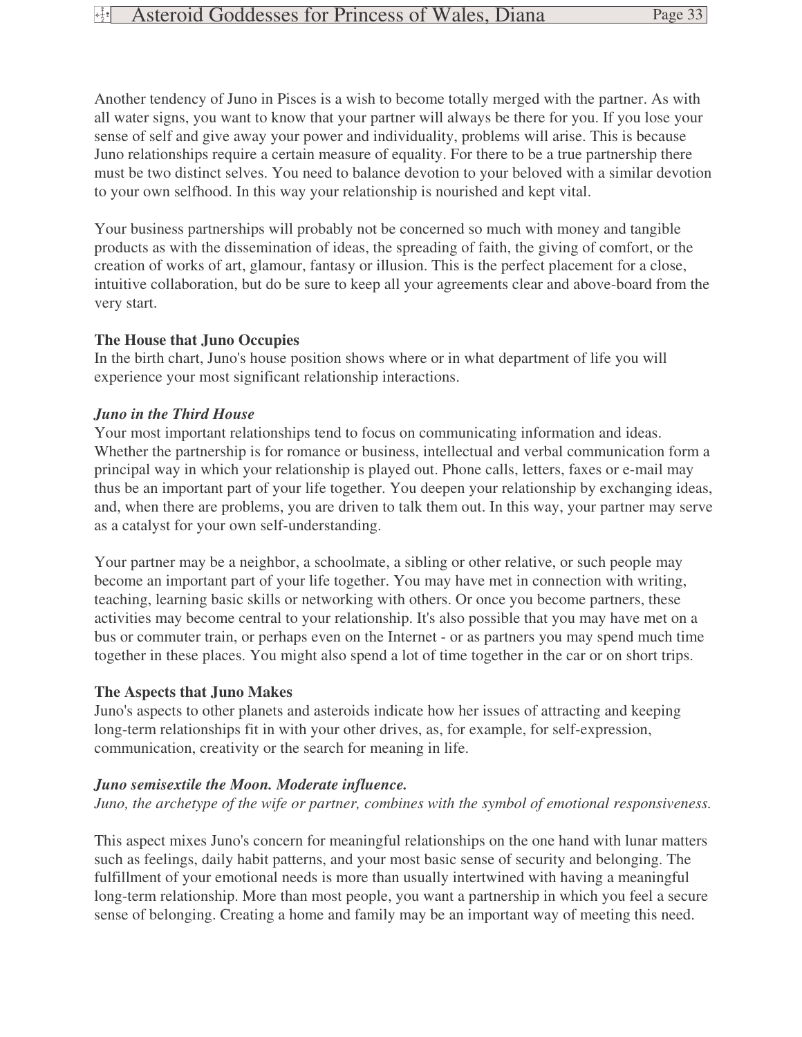Another tendency of Juno in Pisces is a wish to become totally merged with the partner. As with all water signs, you want to know that your partner will always be there for you. If you lose your sense of self and give away your power and individuality, problems will arise. This is because Juno relationships require a certain measure of equality. For there to be a true partnership there must be two distinct selves. You need to balance devotion to your beloved with a similar devotion to your own selfhood. In this way your relationship is nourished and kept vital.

Your business partnerships will probably not be concerned so much with money and tangible products as with the dissemination of ideas, the spreading of faith, the giving of comfort, or the creation of works of art, glamour, fantasy or illusion. This is the perfect placement for a close, intuitive collaboration, but do be sure to keep all your agreements clear and above-board from the very start.

**The House that Juno Occupies**

In the birth chart, Juno's house position shows where or in what department of life you will experience your most significant relationship interactions.

***Juno in the Third House***

Your most important relationships tend to focus on communicating information and ideas. Whether the partnership is for romance or business, intellectual and verbal communication form a principal way in which your relationship is played out. Phone calls, letters, faxes or e-mail may thus be an important part of your life together. You deepen your relationship by exchanging ideas, and, when there are problems, you are driven to talk them out. In this way, your partner may serve as a catalyst for your own self-understanding.

Your partner may be a neighbor, a schoolmate, a sibling or other relative, or such people may become an important part of your life together. You may have met in connection with writing, teaching, learning basic skills or networking with others. Or once you become partners, these activities may become central to your relationship. It's also possible that you may have met on a bus or commuter train, or perhaps even on the Internet - or as partners you may spend much time together in these places. You might also spend a lot of time together in the car or on short trips.

**The Aspects that Juno Makes**

Juno's aspects to other planets and asteroids indicate how her issues of attracting and keeping long-term relationships fit in with your other drives, as, for example, for self-expression, communication, creativity or the search for meaning in life.

***Juno semisextile the Moon. Moderate influence.***

*Juno, the archetype of the wife or partner, combines with the symbol of emotional responsiveness.*

This aspect mixes Juno's concern for meaningful relationships on the one hand with lunar matters such as feelings, daily habit patterns, and your most basic sense of security and belonging. The fulfillment of your emotional needs is more than usually intertwined with having a meaningful long-term relationship. More than most people, you want a partnership in which you feel a secure sense of belonging. Creating a home and family may be an important way of meeting this need.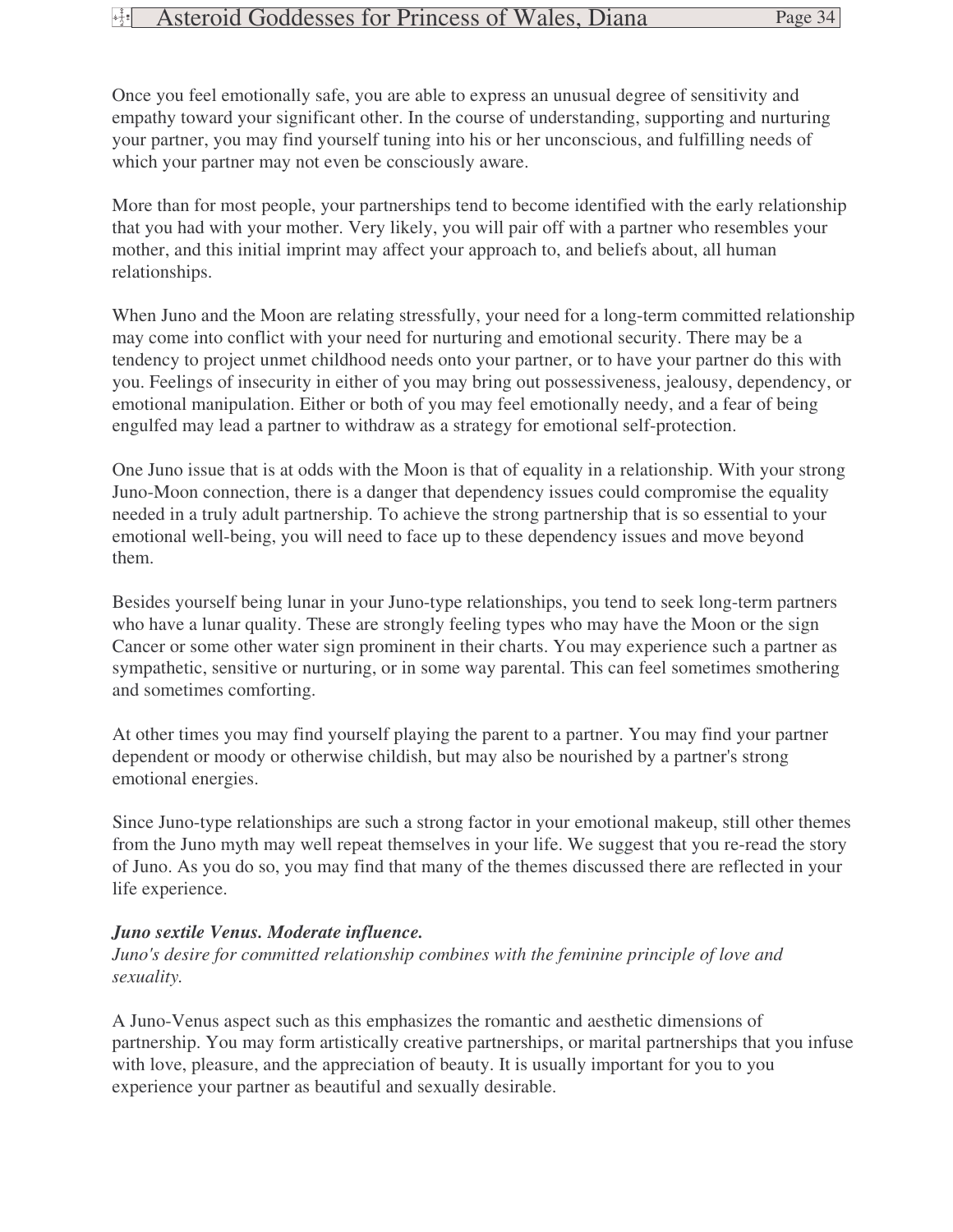Once you feel emotionally safe, you are able to express an unusual degree of sensitivity and empathy toward your significant other. In the course of understanding, supporting and nurturing your partner, you may find yourself tuning into his or her unconscious, and fulfilling needs of which your partner may not even be consciously aware.

More than for most people, your partnerships tend to become identified with the early relationship that you had with your mother. Very likely, you will pair off with a partner who resembles your mother, and this initial imprint may affect your approach to, and beliefs about, all human relationships.

When Juno and the Moon are relating stressfully, your need for a long-term committed relationship may come into conflict with your need for nurturing and emotional security. There may be a tendency to project unmet childhood needs onto your partner, or to have your partner do this with you. Feelings of insecurity in either of you may bring out possessiveness, jealousy, dependency, or emotional manipulation. Either or both of you may feel emotionally needy, and a fear of being engulfed may lead a partner to withdraw as a strategy for emotional self-protection.

One Juno issue that is at odds with the Moon is that of equality in a relationship. With your strong Juno-Moon connection, there is a danger that dependency issues could compromise the equality needed in a truly adult partnership. To achieve the strong partnership that is so essential to your emotional well-being, you will need to face up to these dependency issues and move beyond them.

Besides yourself being lunar in your Juno-type relationships, you tend to seek long-term partners who have a lunar quality. These are strongly feeling types who may have the Moon or the sign Cancer or some other water sign prominent in their charts. You may experience such a partner as sympathetic, sensitive or nurturing, or in some way parental. This can feel sometimes smothering and sometimes comforting.

At other times you may find yourself playing the parent to a partner. You may find your partner dependent or moody or otherwise childish, but may also be nourished by a partner's strong emotional energies.

Since Juno-type relationships are such a strong factor in your emotional makeup, still other themes from the Juno myth may well repeat themselves in your life. We suggest that you re-read the story of Juno. As you do so, you may find that many of the themes discussed there are reflected in your life experience.

***Juno sextile Venus. Moderate influence.***

*Juno's desire for committed relationship combines with the feminine principle of love and sexuality.*

A Juno-Venus aspect such as this emphasizes the romantic and aesthetic dimensions of partnership. You may form artistically creative partnerships, or marital partnerships that you infuse with love, pleasure, and the appreciation of beauty. It is usually important for you to you experience your partner as beautiful and sexually desirable.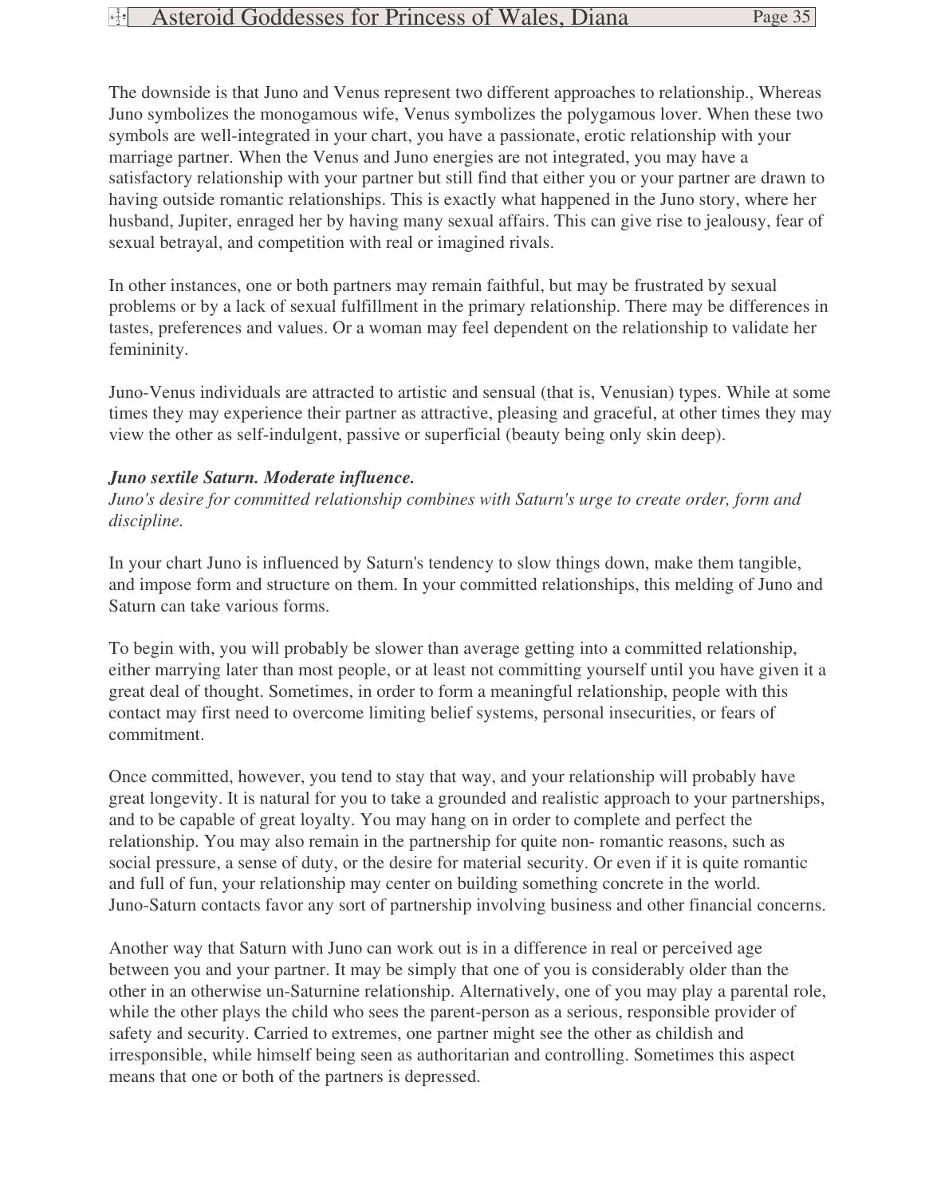The downside is that Juno and Venus represent two different approaches to relationship., Whereas Juno symbolizes the monogamous wife, Venus symbolizes the polygamous lover. When these two symbols are well-integrated in your chart, you have a passionate, erotic relationship with your marriage partner. When the Venus and Juno energies are not integrated, you may have a satisfactory relationship with your partner but still find that either you or your partner are drawn to having outside romantic relationships. This is exactly what happened in the Juno story, where her husband, Jupiter, enraged her by having many sexual affairs. This can give rise to jealousy, fear of sexual betrayal, and competition with real or imagined rivals.

In other instances, one or both partners may remain faithful, but may be frustrated by sexual problems or by a lack of sexual fulfillment in the primary relationship. There may be differences in tastes, preferences and values. Or a woman may feel dependent on the relationship to validate her femininity.

Juno-Venus individuals are attracted to artistic and sensual (that is, Venusian) types. While at some times they may experience their partner as attractive, pleasing and graceful, at other times they may view the other as self-indulgent, passive or superficial (beauty being only skin deep).

***Juno sextile Saturn. Moderate influence.***
*Juno's desire for committed relationship combines with Saturn's urge to create order, form and discipline.*

In your chart Juno is influenced by Saturn's tendency to slow things down, make them tangible, and impose form and structure on them. In your committed relationships, this melding of Juno and Saturn can take various forms.

To begin with, you will probably be slower than average getting into a committed relationship, either marrying later than most people, or at least not committing yourself until you have given it a great deal of thought. Sometimes, in order to form a meaningful relationship, people with this contact may first need to overcome limiting belief systems, personal insecurities, or fears of commitment.

Once committed, however, you tend to stay that way, and your relationship will probably have great longevity. It is natural for you to take a grounded and realistic approach to your partnerships, and to be capable of great loyalty. You may hang on in order to complete and perfect the relationship. You may also remain in the partnership for quite non- romantic reasons, such as social pressure, a sense of duty, or the desire for material security. Or even if it is quite romantic and full of fun, your relationship may center on building something concrete in the world. Juno-Saturn contacts favor any sort of partnership involving business and other financial concerns.

Another way that Saturn with Juno can work out is in a difference in real or perceived age between you and your partner. It may be simply that one of you is considerably older than the other in an otherwise un-Saturnine relationship. Alternatively, one of you may play a parental role, while the other plays the child who sees the parent-person as a serious, responsible provider of safety and security. Carried to extremes, one partner might see the other as childish and irresponsible, while himself being seen as authoritarian and controlling. Sometimes this aspect means that one or both of the partners is depressed.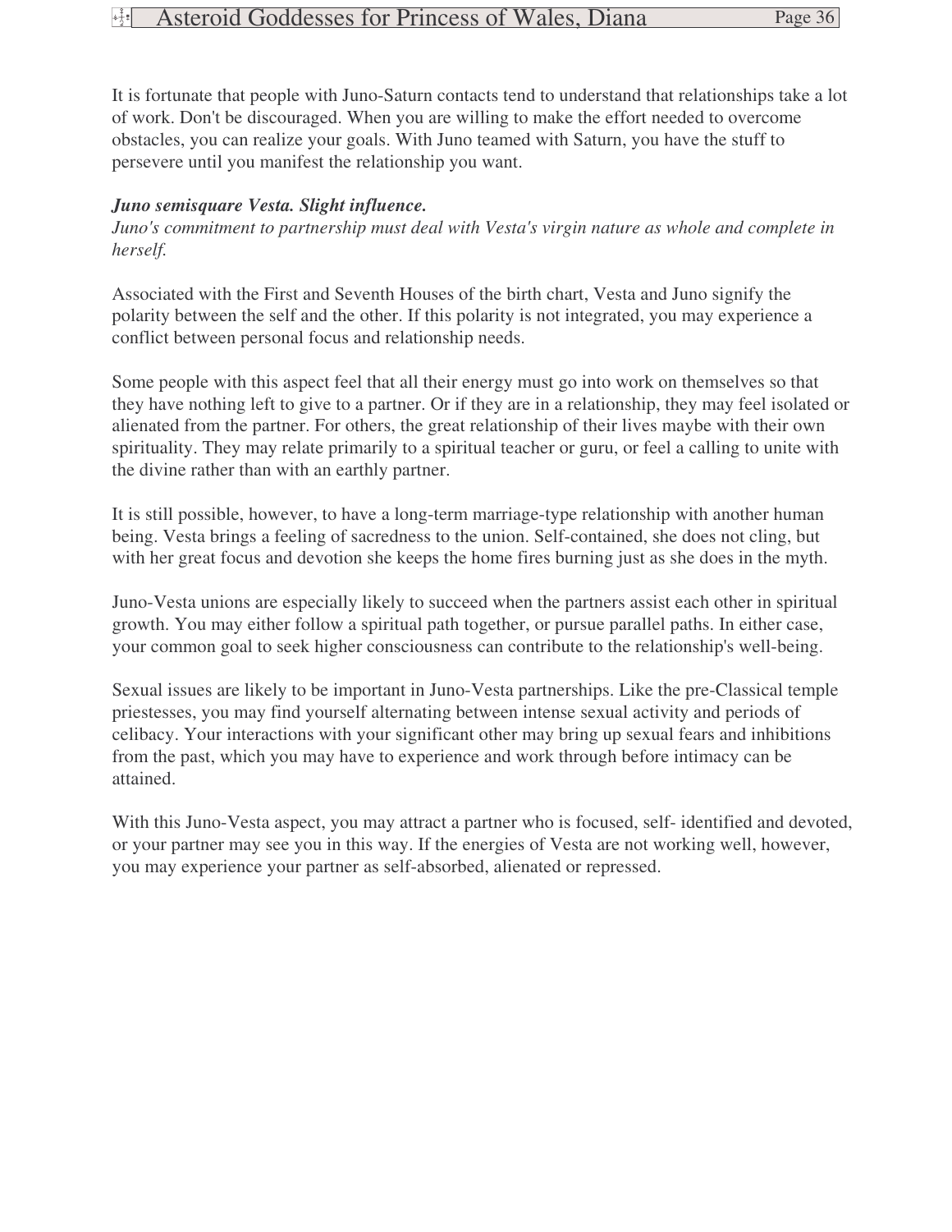It is fortunate that people with Juno-Saturn contacts tend to understand that relationships take a lot of work. Don't be discouraged. When you are willing to make the effort needed to overcome obstacles, you can realize your goals. With Juno teamed with Saturn, you have the stuff to persevere until you manifest the relationship you want.

***Juno semisquare Vesta. Slight influence.***

*Juno's commitment to partnership must deal with Vesta's virgin nature as whole and complete in herself.*

Associated with the First and Seventh Houses of the birth chart, Vesta and Juno signify the polarity between the self and the other. If this polarity is not integrated, you may experience a conflict between personal focus and relationship needs.

Some people with this aspect feel that all their energy must go into work on themselves so that they have nothing left to give to a partner. Or if they are in a relationship, they may feel isolated or alienated from the partner. For others, the great relationship of their lives maybe with their own spirituality. They may relate primarily to a spiritual teacher or guru, or feel a calling to unite with the divine rather than with an earthly partner.

It is still possible, however, to have a long-term marriage-type relationship with another human being. Vesta brings a feeling of sacredness to the union. Self-contained, she does not cling, but with her great focus and devotion she keeps the home fires burning just as she does in the myth.

Juno-Vesta unions are especially likely to succeed when the partners assist each other in spiritual growth. You may either follow a spiritual path together, or pursue parallel paths. In either case, your common goal to seek higher consciousness can contribute to the relationship's well-being.

Sexual issues are likely to be important in Juno-Vesta partnerships. Like the pre-Classical temple priestesses, you may find yourself alternating between intense sexual activity and periods of celibacy. Your interactions with your significant other may bring up sexual fears and inhibitions from the past, which you may have to experience and work through before intimacy can be attained.

With this Juno-Vesta aspect, you may attract a partner who is focused, self- identified and devoted, or your partner may see you in this way. If the energies of Vesta are not working well, however, you may experience your partner as self-absorbed, alienated or repressed.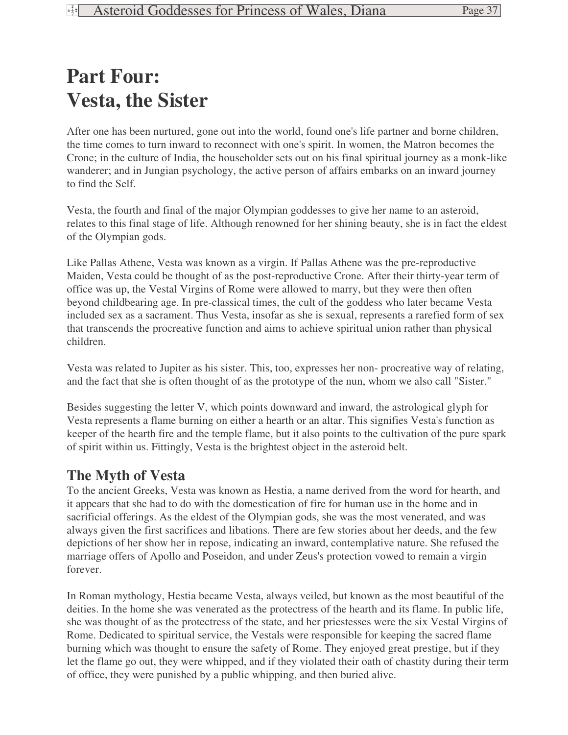# Part Four: Vesta, the Sister

After one has been nurtured, gone out into the world, found one's life partner and borne children, the time comes to turn inward to reconnect with one's spirit. In women, the Matron becomes the Crone; in the culture of India, the householder sets out on his final spiritual journey as a monk-like wanderer; and in Jungian psychology, the active person of affairs embarks on an inward journey to find the Self.

Vesta, the fourth and final of the major Olympian goddesses to give her name to an asteroid, relates to this final stage of life. Although renowned for her shining beauty, she is in fact the eldest of the Olympian gods.

Like Pallas Athene, Vesta was known as a virgin. If Pallas Athene was the pre-reproductive Maiden, Vesta could be thought of as the post-reproductive Crone. After their thirty-year term of office was up, the Vestal Virgins of Rome were allowed to marry, but they were then often beyond childbearing age. In pre-classical times, the cult of the goddess who later became Vesta included sex as a sacrament. Thus Vesta, insofar as she is sexual, represents a rarefied form of sex that transcends the procreative function and aims to achieve spiritual union rather than physical children.

Vesta was related to Jupiter as his sister. This, too, expresses her non- procreative way of relating, and the fact that she is often thought of as the prototype of the nun, whom we also call "Sister."

Besides suggesting the letter V, which points downward and inward, the astrological glyph for Vesta represents a flame burning on either a hearth or an altar. This signifies Vesta's function as keeper of the hearth fire and the temple flame, but it also points to the cultivation of the pure spark of spirit within us. Fittingly, Vesta is the brightest object in the asteroid belt.

## The Myth of Vesta

To the ancient Greeks, Vesta was known as Hestia, a name derived from the word for hearth, and it appears that she had to do with the domestication of fire for human use in the home and in sacrificial offerings. As the eldest of the Olympian gods, she was the most venerated, and was always given the first sacrifices and libations. There are few stories about her deeds, and the few depictions of her show her in repose, indicating an inward, contemplative nature. She refused the marriage offers of Apollo and Poseidon, and under Zeus's protection vowed to remain a virgin forever.

In Roman mythology, Hestia became Vesta, always veiled, but known as the most beautiful of the deities. In the home she was venerated as the protectress of the hearth and its flame. In public life, she was thought of as the protectress of the state, and her priestesses were the six Vestal Virgins of Rome. Dedicated to spiritual service, the Vestals were responsible for keeping the sacred flame burning which was thought to ensure the safety of Rome. They enjoyed great prestige, but if they let the flame go out, they were whipped, and if they violated their oath of chastity during their term of office, they were punished by a public whipping, and then buried alive.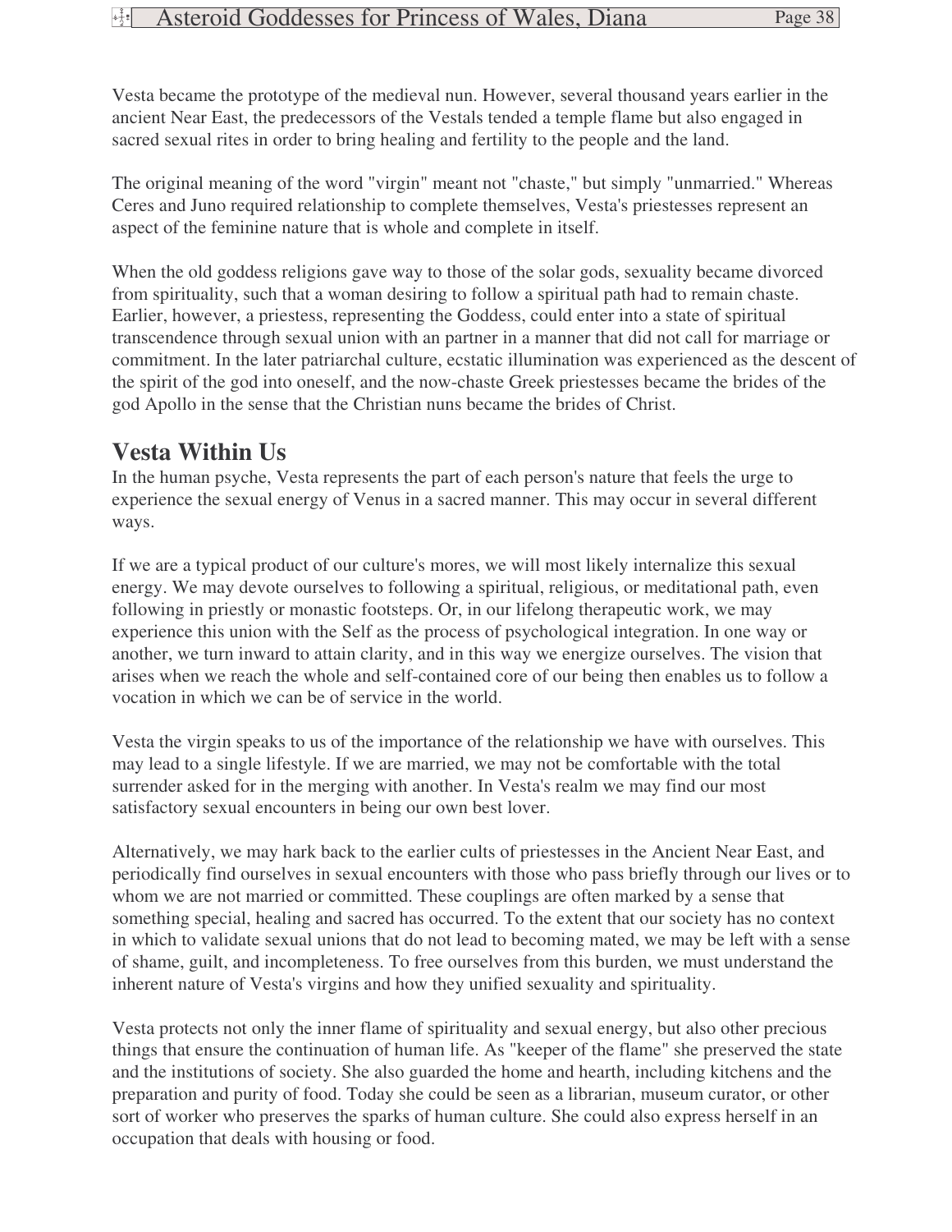Vesta became the prototype of the medieval nun. However, several thousand years earlier in the ancient Near East, the predecessors of the Vestals tended a temple flame but also engaged in sacred sexual rites in order to bring healing and fertility to the people and the land.

The original meaning of the word "virgin" meant not "chaste," but simply "unmarried." Whereas Ceres and Juno required relationship to complete themselves, Vesta's priestesses represent an aspect of the feminine nature that is whole and complete in itself.

When the old goddess religions gave way to those of the solar gods, sexuality became divorced from spirituality, such that a woman desiring to follow a spiritual path had to remain chaste. Earlier, however, a priestess, representing the Goddess, could enter into a state of spiritual transcendence through sexual union with an partner in a manner that did not call for marriage or commitment. In the later patriarchal culture, ecstatic illumination was experienced as the descent of the spirit of the god into oneself, and the now-chaste Greek priestesses became the brides of the god Apollo in the sense that the Christian nuns became the brides of Christ.

## Vesta Within Us

In the human psyche, Vesta represents the part of each person's nature that feels the urge to experience the sexual energy of Venus in a sacred manner. This may occur in several different ways.

If we are a typical product of our culture's mores, we will most likely internalize this sexual energy. We may devote ourselves to following a spiritual, religious, or meditational path, even following in priestly or monastic footsteps. Or, in our lifelong therapeutic work, we may experience this union with the Self as the process of psychological integration. In one way or another, we turn inward to attain clarity, and in this way we energize ourselves. The vision that arises when we reach the whole and self-contained core of our being then enables us to follow a vocation in which we can be of service in the world.

Vesta the virgin speaks to us of the importance of the relationship we have with ourselves. This may lead to a single lifestyle. If we are married, we may not be comfortable with the total surrender asked for in the merging with another. In Vesta's realm we may find our most satisfactory sexual encounters in being our own best lover.

Alternatively, we may hark back to the earlier cults of priestesses in the Ancient Near East, and periodically find ourselves in sexual encounters with those who pass briefly through our lives or to whom we are not married or committed. These couplings are often marked by a sense that something special, healing and sacred has occurred. To the extent that our society has no context in which to validate sexual unions that do not lead to becoming mated, we may be left with a sense of shame, guilt, and incompleteness. To free ourselves from this burden, we must understand the inherent nature of Vesta's virgins and how they unified sexuality and spirituality.

Vesta protects not only the inner flame of spirituality and sexual energy, but also other precious things that ensure the continuation of human life. As "keeper of the flame" she preserved the state and the institutions of society. She also guarded the home and hearth, including kitchens and the preparation and purity of food. Today she could be seen as a librarian, museum curator, or other sort of worker who preserves the sparks of human culture. She could also express herself in an occupation that deals with housing or food.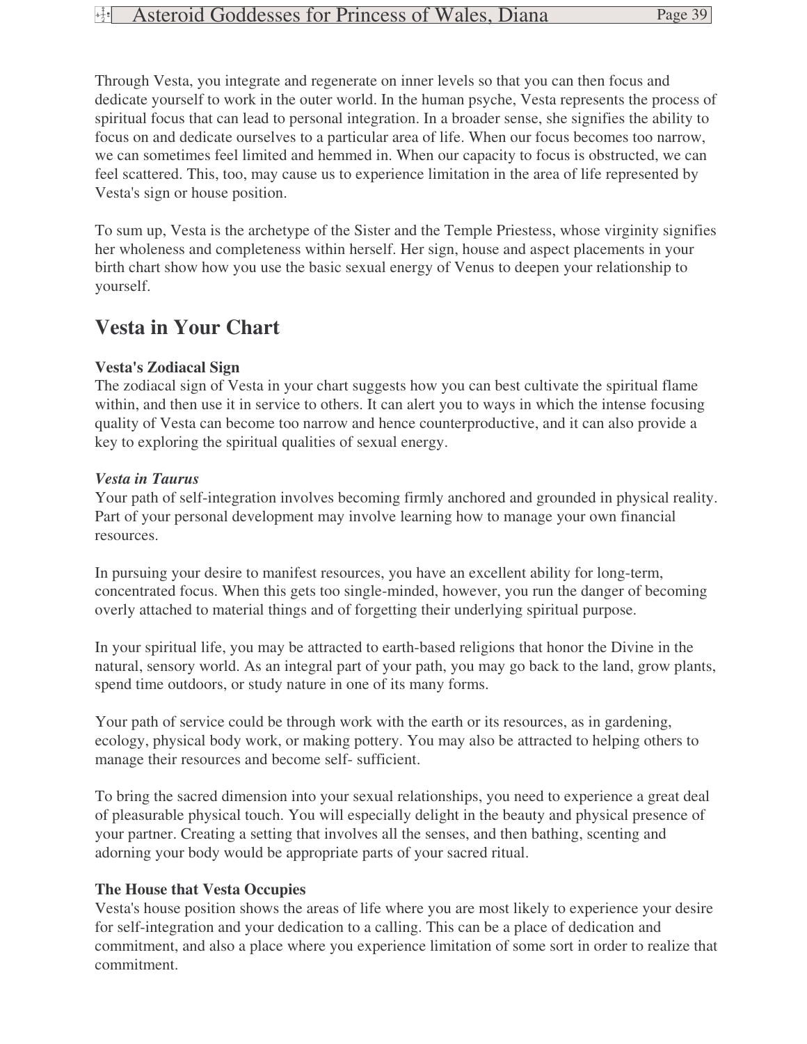Through Vesta, you integrate and regenerate on inner levels so that you can then focus and dedicate yourself to work in the outer world. In the human psyche, Vesta represents the process of spiritual focus that can lead to personal integration. In a broader sense, she signifies the ability to focus on and dedicate ourselves to a particular area of life. When our focus becomes too narrow, we can sometimes feel limited and hemmed in. When our capacity to focus is obstructed, we can feel scattered. This, too, may cause us to experience limitation in the area of life represented by Vesta's sign or house position.

To sum up, Vesta is the archetype of the Sister and the Temple Priestess, whose virginity signifies her wholeness and completeness within herself. Her sign, house and aspect placements in your birth chart show how you use the basic sexual energy of Venus to deepen your relationship to yourself.

## Vesta in Your Chart

**Vesta's Zodiacal Sign**
The zodiacal sign of Vesta in your chart suggests how you can best cultivate the spiritual flame within, and then use it in service to others. It can alert you to ways in which the intense focusing quality of Vesta can become too narrow and hence counterproductive, and it can also provide a key to exploring the spiritual qualities of sexual energy.

***Vesta in Taurus***
Your path of self-integration involves becoming firmly anchored and grounded in physical reality. Part of your personal development may involve learning how to manage your own financial resources.

In pursuing your desire to manifest resources, you have an excellent ability for long-term, concentrated focus. When this gets too single-minded, however, you run the danger of becoming overly attached to material things and of forgetting their underlying spiritual purpose.

In your spiritual life, you may be attracted to earth-based religions that honor the Divine in the natural, sensory world. As an integral part of your path, you may go back to the land, grow plants, spend time outdoors, or study nature in one of its many forms.

Your path of service could be through work with the earth or its resources, as in gardening, ecology, physical body work, or making pottery. You may also be attracted to helping others to manage their resources and become self- sufficient.

To bring the sacred dimension into your sexual relationships, you need to experience a great deal of pleasurable physical touch. You will especially delight in the beauty and physical presence of your partner. Creating a setting that involves all the senses, and then bathing, scenting and adorning your body would be appropriate parts of your sacred ritual.

**The House that Vesta Occupies**
Vesta's house position shows the areas of life where you are most likely to experience your desire for self-integration and your dedication to a calling. This can be a place of dedication and commitment, and also a place where you experience limitation of some sort in order to realize that commitment.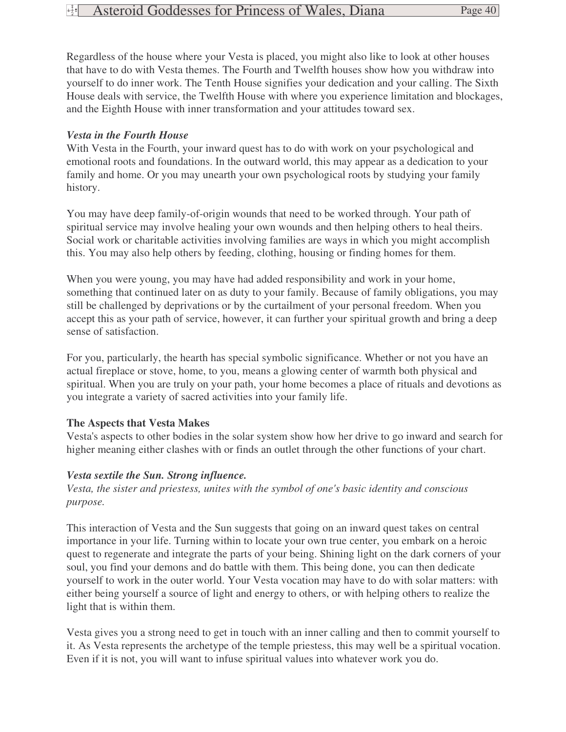Regardless of the house where your Vesta is placed, you might also like to look at other houses that have to do with Vesta themes. The Fourth and Twelfth houses show how you withdraw into yourself to do inner work. The Tenth House signifies your dedication and your calling. The Sixth House deals with service, the Twelfth House with where you experience limitation and blockages, and the Eighth House with inner transformation and your attitudes toward sex.

### *Vesta in the Fourth House*

With Vesta in the Fourth, your inward quest has to do with work on your psychological and emotional roots and foundations. In the outward world, this may appear as a dedication to your family and home. Or you may unearth your own psychological roots by studying your family history.

You may have deep family-of-origin wounds that need to be worked through. Your path of spiritual service may involve healing your own wounds and then helping others to heal theirs. Social work or charitable activities involving families are ways in which you might accomplish this. You may also help others by feeding, clothing, housing or finding homes for them.

When you were young, you may have had added responsibility and work in your home, something that continued later on as duty to your family. Because of family obligations, you may still be challenged by deprivations or by the curtailment of your personal freedom. When you accept this as your path of service, however, it can further your spiritual growth and bring a deep sense of satisfaction.

For you, particularly, the hearth has special symbolic significance. Whether or not you have an actual fireplace or stove, home, to you, means a glowing center of warmth both physical and spiritual. When you are truly on your path, your home becomes a place of rituals and devotions as you integrate a variety of sacred activities into your family life.

## The Aspects that Vesta Makes

Vesta's aspects to other bodies in the solar system show how her drive to go inward and search for higher meaning either clashes with or finds an outlet through the other functions of your chart.

### *Vesta sextile the Sun. Strong influence.*

*Vesta, the sister and priestess, unites with the symbol of one's basic identity and conscious purpose.*

This interaction of Vesta and the Sun suggests that going on an inward quest takes on central importance in your life. Turning within to locate your own true center, you embark on a heroic quest to regenerate and integrate the parts of your being. Shining light on the dark corners of your soul, you find your demons and do battle with them. This being done, you can then dedicate yourself to work in the outer world. Your Vesta vocation may have to do with solar matters: with either being yourself a source of light and energy to others, or with helping others to realize the light that is within them.

Vesta gives you a strong need to get in touch with an inner calling and then to commit yourself to it. As Vesta represents the archetype of the temple priestess, this may well be a spiritual vocation. Even if it is not, you will want to infuse spiritual values into whatever work you do.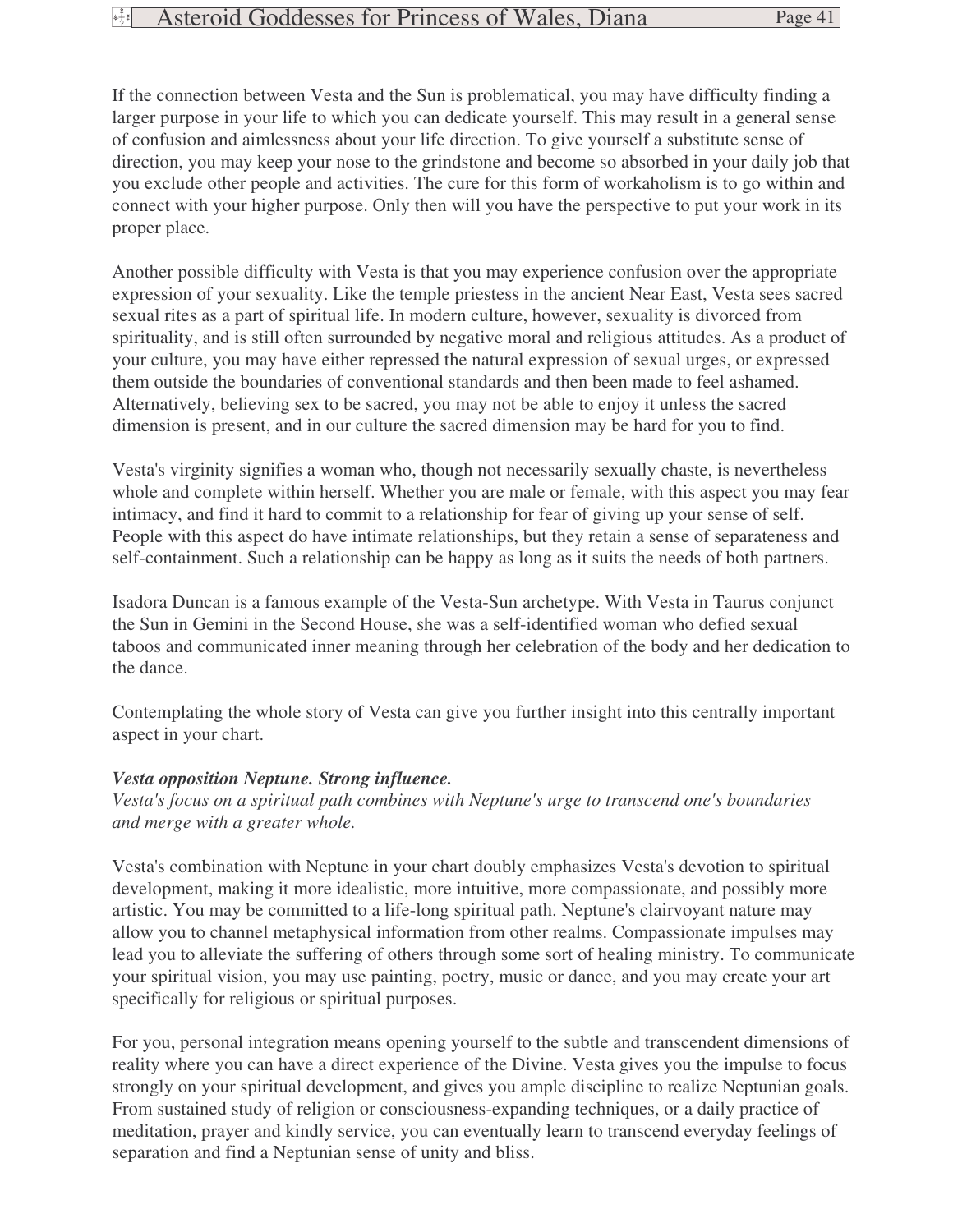If the connection between Vesta and the Sun is problematical, you may have difficulty finding a larger purpose in your life to which you can dedicate yourself. This may result in a general sense of confusion and aimlessness about your life direction. To give yourself a substitute sense of direction, you may keep your nose to the grindstone and become so absorbed in your daily job that you exclude other people and activities. The cure for this form of workaholism is to go within and connect with your higher purpose. Only then will you have the perspective to put your work in its proper place.

Another possible difficulty with Vesta is that you may experience confusion over the appropriate expression of your sexuality. Like the temple priestess in the ancient Near East, Vesta sees sacred sexual rites as a part of spiritual life. In modern culture, however, sexuality is divorced from spirituality, and is still often surrounded by negative moral and religious attitudes. As a product of your culture, you may have either repressed the natural expression of sexual urges, or expressed them outside the boundaries of conventional standards and then been made to feel ashamed. Alternatively, believing sex to be sacred, you may not be able to enjoy it unless the sacred dimension is present, and in our culture the sacred dimension may be hard for you to find.

Vesta's virginity signifies a woman who, though not necessarily sexually chaste, is nevertheless whole and complete within herself. Whether you are male or female, with this aspect you may fear intimacy, and find it hard to commit to a relationship for fear of giving up your sense of self. People with this aspect do have intimate relationships, but they retain a sense of separateness and self-containment. Such a relationship can be happy as long as it suits the needs of both partners.

Isadora Duncan is a famous example of the Vesta-Sun archetype. With Vesta in Taurus conjunct the Sun in Gemini in the Second House, she was a self-identified woman who defied sexual taboos and communicated inner meaning through her celebration of the body and her dedication to the dance.

Contemplating the whole story of Vesta can give you further insight into this centrally important aspect in your chart.

***Vesta opposition Neptune. Strong influence.***
*Vesta's focus on a spiritual path combines with Neptune's urge to transcend one's boundaries and merge with a greater whole.*

Vesta's combination with Neptune in your chart doubly emphasizes Vesta's devotion to spiritual development, making it more idealistic, more intuitive, more compassionate, and possibly more artistic. You may be committed to a life-long spiritual path. Neptune's clairvoyant nature may allow you to channel metaphysical information from other realms. Compassionate impulses may lead you to alleviate the suffering of others through some sort of healing ministry. To communicate your spiritual vision, you may use painting, poetry, music or dance, and you may create your art specifically for religious or spiritual purposes.

For you, personal integration means opening yourself to the subtle and transcendent dimensions of reality where you can have a direct experience of the Divine. Vesta gives you the impulse to focus strongly on your spiritual development, and gives you ample discipline to realize Neptunian goals. From sustained study of religion or consciousness-expanding techniques, or a daily practice of meditation, prayer and kindly service, you can eventually learn to transcend everyday feelings of separation and find a Neptunian sense of unity and bliss.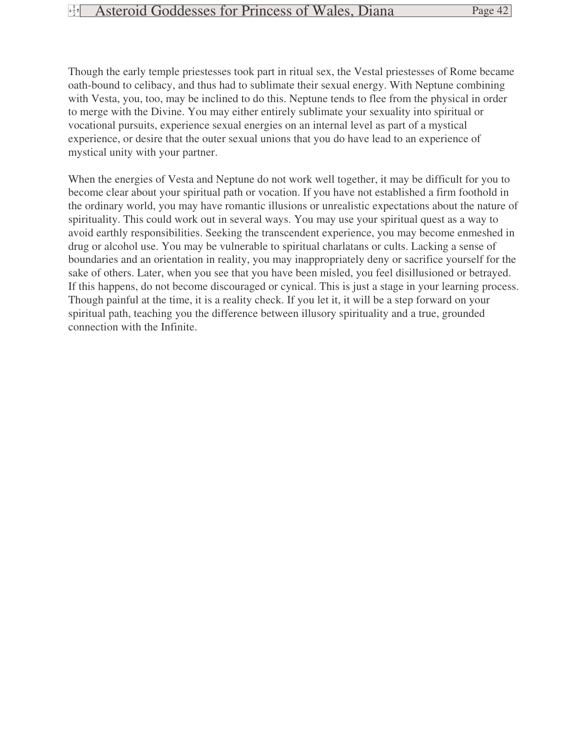Though the early temple priestesses took part in ritual sex, the Vestal priestesses of Rome became oath-bound to celibacy, and thus had to sublimate their sexual energy. With Neptune combining with Vesta, you, too, may be inclined to do this. Neptune tends to flee from the physical in order to merge with the Divine. You may either entirely sublimate your sexuality into spiritual or vocational pursuits, experience sexual energies on an internal level as part of a mystical experience, or desire that the outer sexual unions that you do have lead to an experience of mystical unity with your partner.

When the energies of Vesta and Neptune do not work well together, it may be difficult for you to become clear about your spiritual path or vocation. If you have not established a firm foothold in the ordinary world, you may have romantic illusions or unrealistic expectations about the nature of spirituality. This could work out in several ways. You may use your spiritual quest as a way to avoid earthly responsibilities. Seeking the transcendent experience, you may become enmeshed in drug or alcohol use. You may be vulnerable to spiritual charlatans or cults. Lacking a sense of boundaries and an orientation in reality, you may inappropriately deny or sacrifice yourself for the sake of others. Later, when you see that you have been misled, you feel disillusioned or betrayed. If this happens, do not become discouraged or cynical. This is just a stage in your learning process. Though painful at the time, it is a reality check. If you let it, it will be a step forward on your spiritual path, teaching you the difference between illusory spirituality and a true, grounded connection with the Infinite.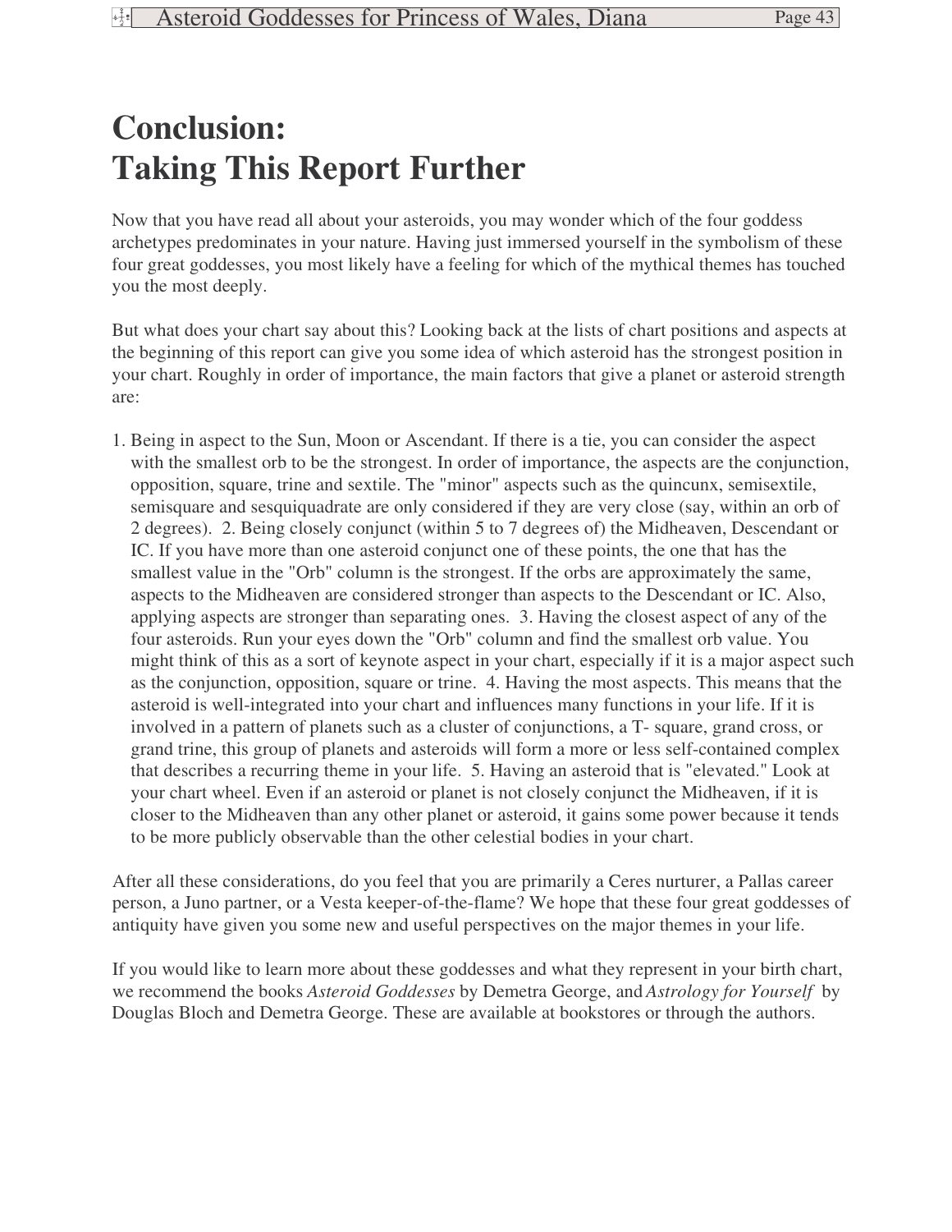# Conclusion: Taking This Report Further

Now that you have read all about your asteroids, you may wonder which of the four goddess archetypes predominates in your nature. Having just immersed yourself in the symbolism of these four great goddesses, you most likely have a feeling for which of the mythical themes has touched you the most deeply.

But what does your chart say about this? Looking back at the lists of chart positions and aspects at the beginning of this report can give you some idea of which asteroid has the strongest position in your chart. Roughly in order of importance, the main factors that give a planet or asteroid strength are:

1. Being in aspect to the Sun, Moon or Ascendant. If there is a tie, you can consider the aspect with the smallest orb to be the strongest. In order of importance, the aspects are the conjunction, opposition, square, trine and sextile. The "minor" aspects such as the quincunx, semisextile, semisquare and sesquiquadrate are only considered if they are very close (say, within an orb of 2 degrees). 2. Being closely conjunct (within 5 to 7 degrees of) the Midheaven, Descendant or IC. If you have more than one asteroid conjunct one of these points, the one that has the smallest value in the "Orb" column is the strongest. If the orbs are approximately the same, aspects to the Midheaven are considered stronger than aspects to the Descendant or IC. Also, applying aspects are stronger than separating ones. 3. Having the closest aspect of any of the four asteroids. Run your eyes down the "Orb" column and find the smallest orb value. You might think of this as a sort of keynote aspect in your chart, especially if it is a major aspect such as the conjunction, opposition, square or trine. 4. Having the most aspects. This means that the asteroid is well-integrated into your chart and influences many functions in your life. If it is involved in a pattern of planets such as a cluster of conjunctions, a T- square, grand cross, or grand trine, this group of planets and asteroids will form a more or less self-contained complex that describes a recurring theme in your life. 5. Having an asteroid that is "elevated." Look at your chart wheel. Even if an asteroid or planet is not closely conjunct the Midheaven, if it is closer to the Midheaven than any other planet or asteroid, it gains some power because it tends to be more publicly observable than the other celestial bodies in your chart.

After all these considerations, do you feel that you are primarily a Ceres nurturer, a Pallas career person, a Juno partner, or a Vesta keeper-of-the-flame? We hope that these four great goddesses of antiquity have given you some new and useful perspectives on the major themes in your life.

If you would like to learn more about these goddesses and what they represent in your birth chart, we recommend the books *Asteroid Goddesses* by Demetra George, and *Astrology for Yourself* by Douglas Bloch and Demetra George. These are available at bookstores or through the authors.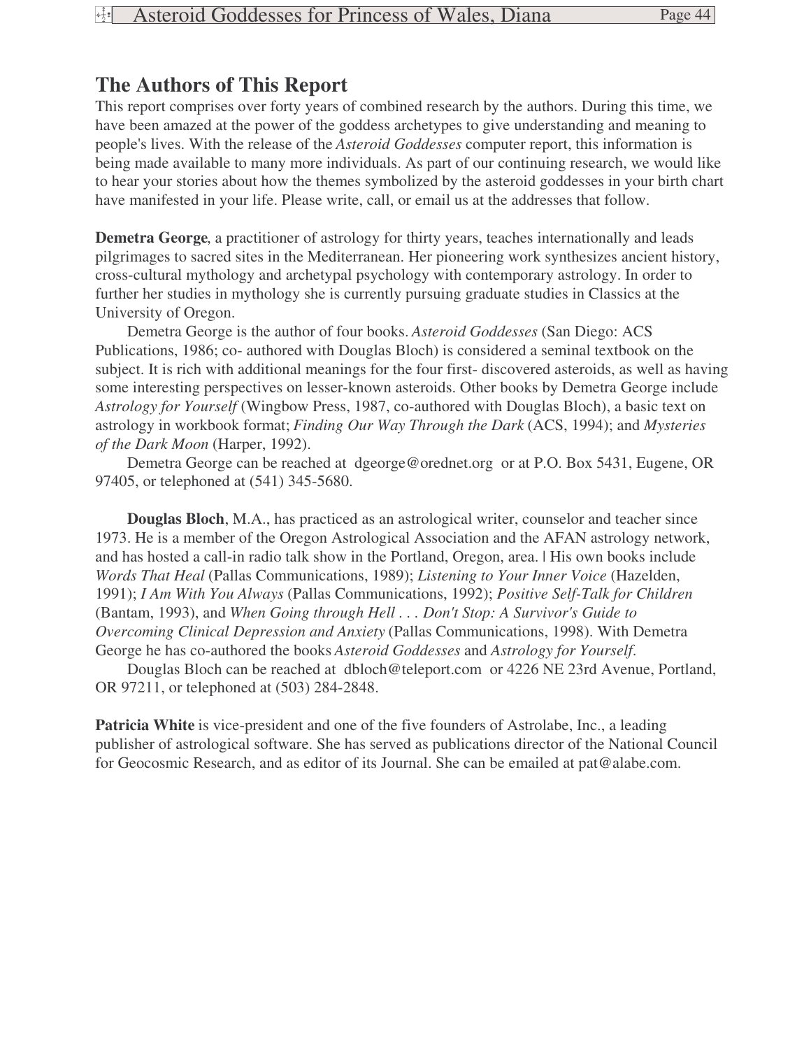## The Authors of This Report

This report comprises over forty years of combined research by the authors. During this time, we have been amazed at the power of the goddess archetypes to give understanding and meaning to people's lives. With the release of the *Asteroid Goddesses* computer report, this information is being made available to many more individuals. As part of our continuing research, we would like to hear your stories about how the themes symbolized by the asteroid goddesses in your birth chart have manifested in your life. Please write, call, or email us at the addresses that follow.

**Demetra George**, a practitioner of astrology for thirty years, teaches internationally and leads pilgrimages to sacred sites in the Mediterranean. Her pioneering work synthesizes ancient history, cross-cultural mythology and archetypal psychology with contemporary astrology. In order to further her studies in mythology she is currently pursuing graduate studies in Classics at the University of Oregon.

Demetra George is the author of four books. *Asteroid Goddesses* (San Diego: ACS Publications, 1986; co- authored with Douglas Bloch) is considered a seminal textbook on the subject. It is rich with additional meanings for the four first- discovered asteroids, as well as having some interesting perspectives on lesser-known asteroids. Other books by Demetra George include *Astrology for Yourself* (Wingbow Press, 1987, co-authored with Douglas Bloch), a basic text on astrology in workbook format; *Finding Our Way Through the Dark* (ACS, 1994); and *Mysteries of the Dark Moon* (Harper, 1992).

Demetra George can be reached at dgeorge@orednet.org or at P.O. Box 5431, Eugene, OR 97405, or telephoned at (541) 345-5680.

**Douglas Bloch**, M.A., has practiced as an astrological writer, counselor and teacher since 1973. He is a member of the Oregon Astrological Association and the AFAN astrology network, and has hosted a call-in radio talk show in the Portland, Oregon, area. | His own books include *Words That Heal* (Pallas Communications, 1989); *Listening to Your Inner Voice* (Hazelden, 1991); *I Am With You Always* (Pallas Communications, 1992); *Positive Self-Talk for Children* (Bantam, 1993), and *When Going through Hell . . . Don't Stop: A Survivor's Guide to Overcoming Clinical Depression and Anxiety* (Pallas Communications, 1998). With Demetra George he has co-authored the books *Asteroid Goddesses* and *Astrology for Yourself*.

Douglas Bloch can be reached at dbloch@teleport.com or 4226 NE 23rd Avenue, Portland, OR 97211, or telephoned at (503) 284-2848.

**Patricia White** is vice-president and one of the five founders of Astrolabe, Inc., a leading publisher of astrological software. She has served as publications director of the National Council for Geocosmic Research, and as editor of its Journal. She can be emailed at pat@alabe.com.